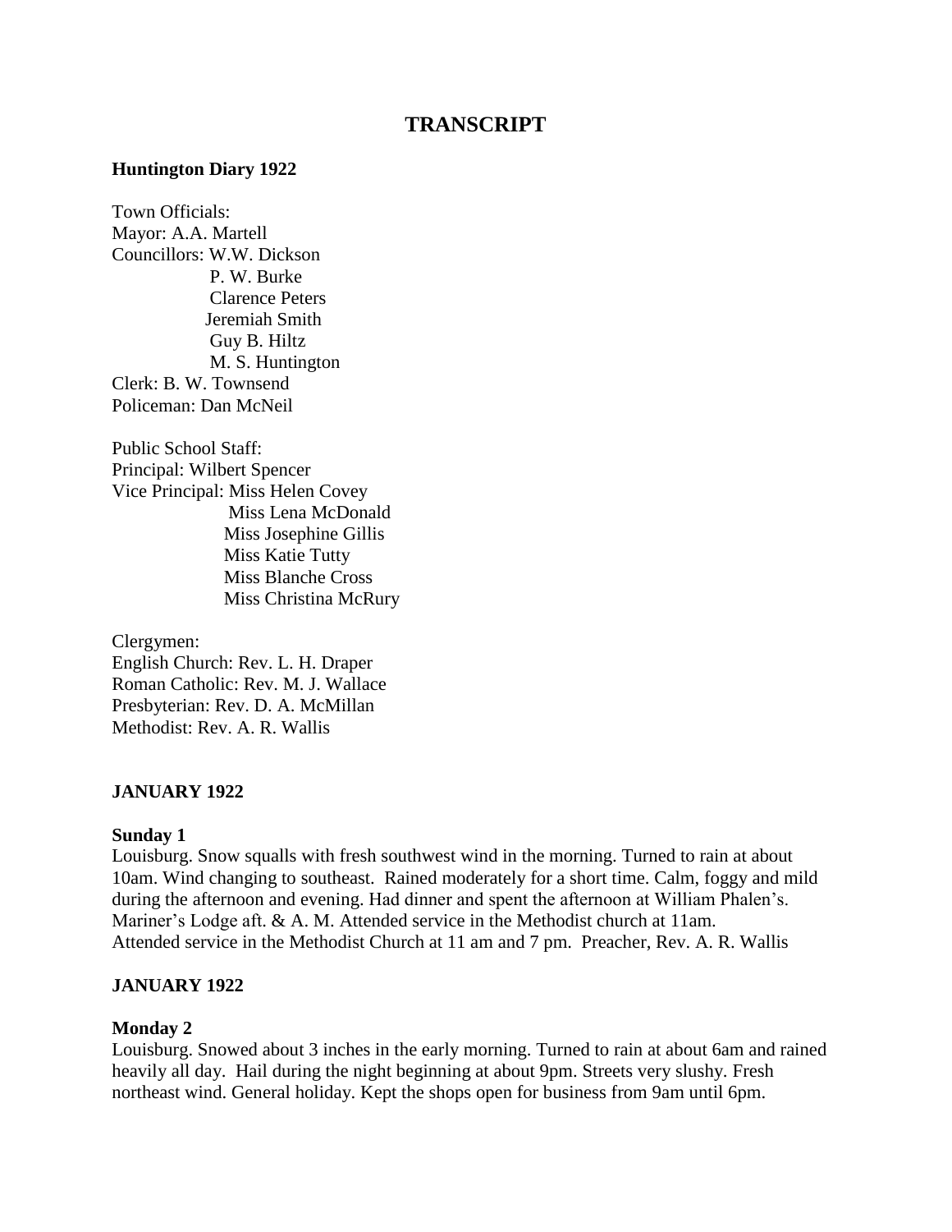# TRANSCRIPT

**Huntington Diary 1922**

Town Officials:
Mayor: A.A. Martell
Councillors: W.W. Dickson
P. W. Burke
Clarence Peters
Jeremiah Smith
Guy B. Hiltz
M. S. Huntington
Clerk: B. W. Townsend
Policeman: Dan McNeil

Public School Staff:
Principal: Wilbert Spencer
Vice Principal: Miss Helen Covey
Miss Lena McDonald
Miss Josephine Gillis
Miss Katie Tutty
Miss Blanche Cross
Miss Christina McRury

Clergymen:
English Church: Rev. L. H. Draper
Roman Catholic: Rev. M. J. Wallace
Presbyterian: Rev. D. A. McMillan
Methodist: Rev. A. R. Wallis

**JANUARY 1922**

**Sunday 1**
Louisburg. Snow squalls with fresh southwest wind in the morning. Turned to rain at about 10am. Wind changing to southeast. Rained moderately for a short time. Calm, foggy and mild during the afternoon and evening. Had dinner and spent the afternoon at William Phalen's. Mariner's Lodge aft. & A. M. Attended service in the Methodist church at 11am.
Attended service in the Methodist Church at 11 am and 7 pm. Preacher, Rev. A. R. Wallis

**JANUARY 1922**

**Monday 2**
Louisburg. Snowed about 3 inches in the early morning. Turned to rain at about 6am and rained heavily all day. Hail during the night beginning at about 9pm. Streets very slushy. Fresh northeast wind. General holiday. Kept the shops open for business from 9am until 6pm.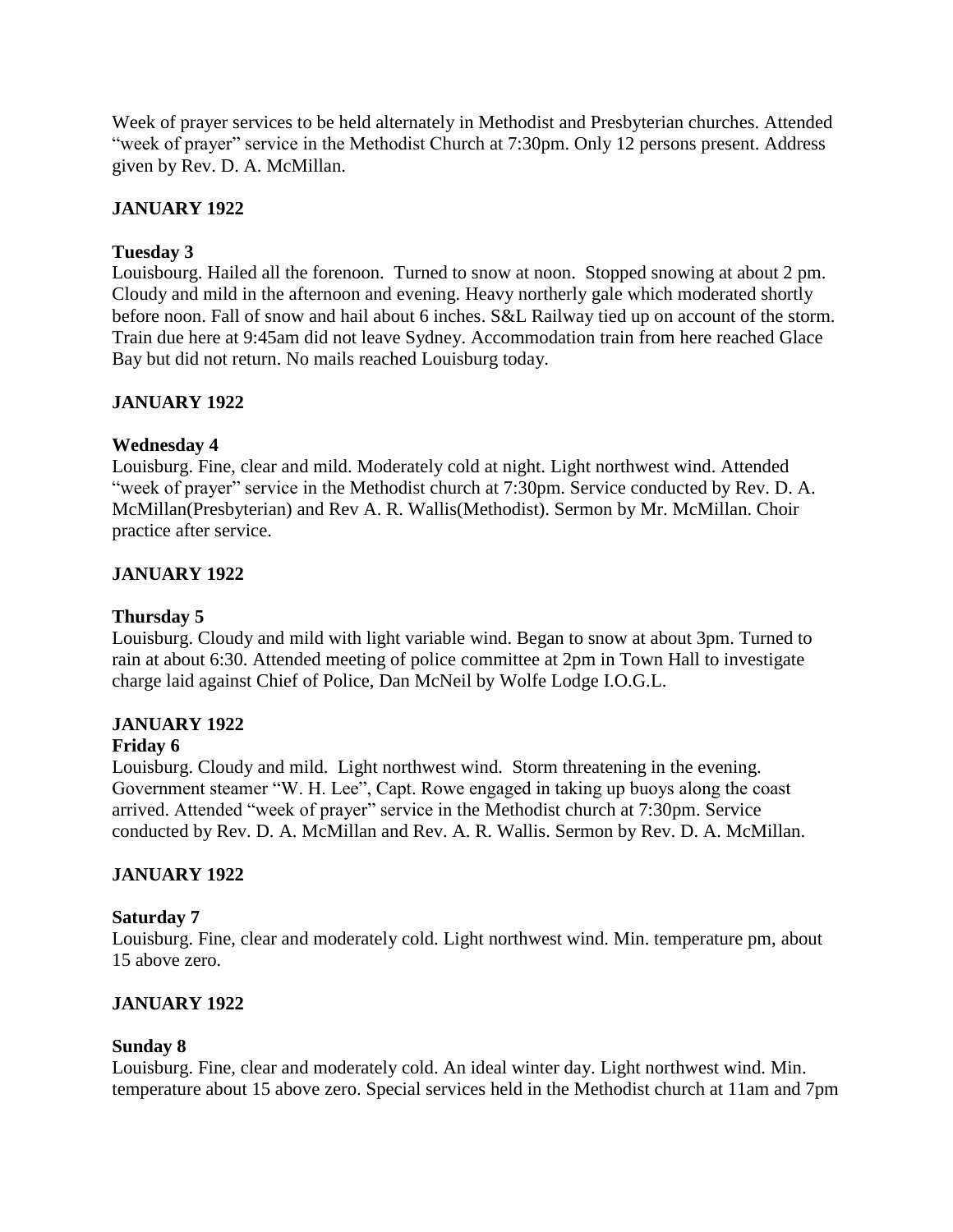Week of prayer services to be held alternately in Methodist and Presbyterian churches. Attended "week of prayer" service in the Methodist Church at 7:30pm. Only 12 persons present. Address given by Rev. D. A. McMillan.

## JANUARY 1922

### Tuesday 3

Louisbourg. Hailed all the forenoon. Turned to snow at noon. Stopped snowing at about 2 pm. Cloudy and mild in the afternoon and evening. Heavy northerly gale which moderated shortly before noon. Fall of snow and hail about 6 inches. S&L Railway tied up on account of the storm. Train due here at 9:45am did not leave Sydney. Accommodation train from here reached Glace Bay but did not return. No mails reached Louisburg today.

## JANUARY 1922

### Wednesday 4

Louisburg. Fine, clear and mild. Moderately cold at night. Light northwest wind. Attended "week of prayer" service in the Methodist church at 7:30pm. Service conducted by Rev. D. A. McMillan(Presbyterian) and Rev A. R. Wallis(Methodist). Sermon by Mr. McMillan. Choir practice after service.

## JANUARY 1922

### Thursday 5

Louisburg. Cloudy and mild with light variable wind. Began to snow at about 3pm. Turned to rain at about 6:30. Attended meeting of police committee at 2pm in Town Hall to investigate charge laid against Chief of Police, Dan McNeil by Wolfe Lodge I.O.G.L.

## JANUARY 1922

### Friday 6

Louisburg. Cloudy and mild. Light northwest wind. Storm threatening in the evening. Government steamer "W. H. Lee", Capt. Rowe engaged in taking up buoys along the coast arrived. Attended "week of prayer" service in the Methodist church at 7:30pm. Service conducted by Rev. D. A. McMillan and Rev. A. R. Wallis. Sermon by Rev. D. A. McMillan.

## JANUARY 1922

### Saturday 7

Louisburg. Fine, clear and moderately cold. Light northwest wind. Min. temperature pm, about 15 above zero.

## JANUARY 1922

### Sunday 8

Louisburg. Fine, clear and moderately cold. An ideal winter day. Light northwest wind. Min. temperature about 15 above zero. Special services held in the Methodist church at 11am and 7pm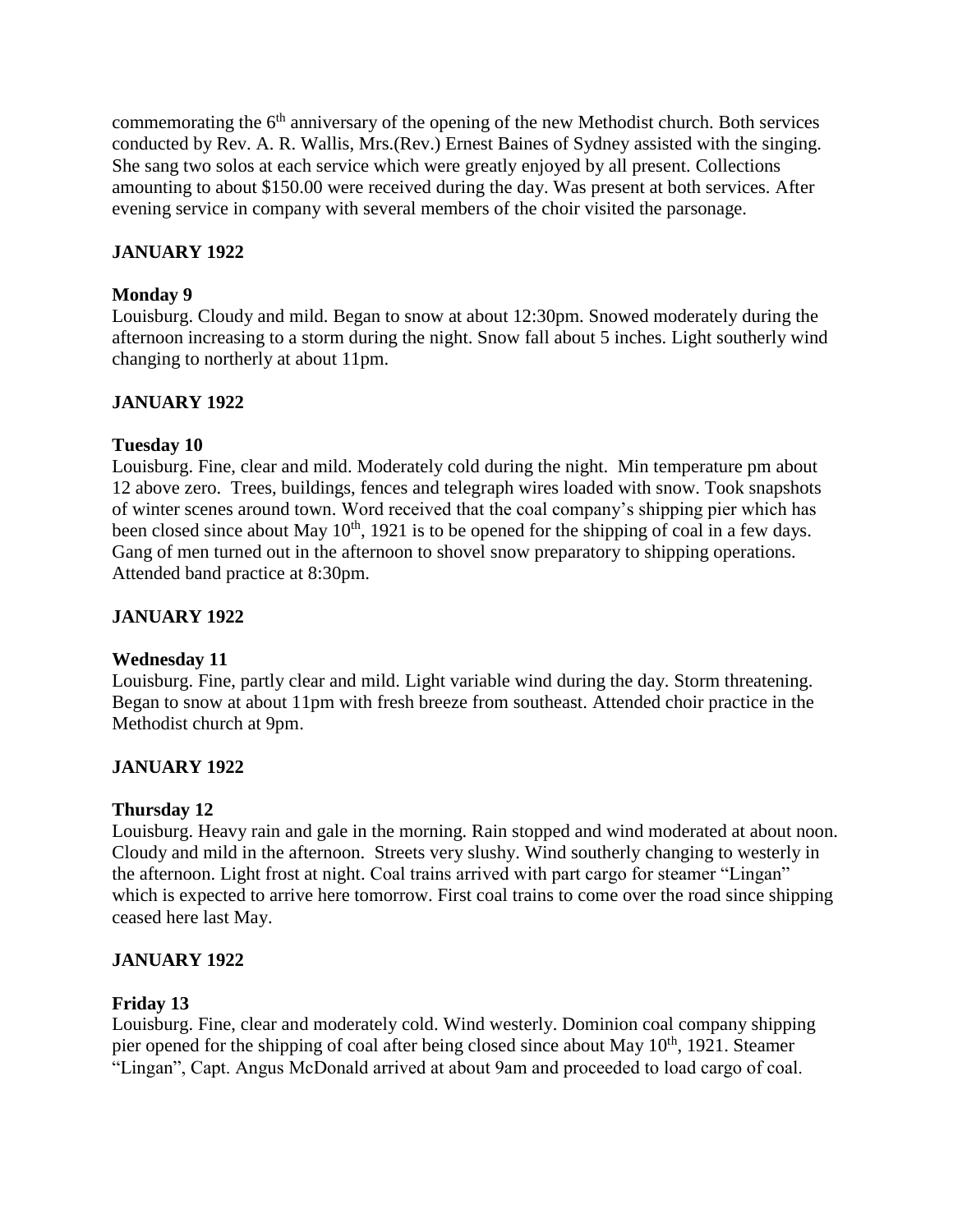commemorating the 6th anniversary of the opening of the new Methodist church. Both services conducted by Rev. A. R. Wallis, Mrs.(Rev.) Ernest Baines of Sydney assisted with the singing. She sang two solos at each service which were greatly enjoyed by all present. Collections amounting to about $150.00 were received during the day. Was present at both services. After evening service in company with several members of the choir visited the parsonage.

**JANUARY 1922**

**Monday 9**
Louisburg. Cloudy and mild. Began to snow at about 12:30pm. Snowed moderately during the afternoon increasing to a storm during the night. Snow fall about 5 inches. Light southerly wind changing to northerly at about 11pm.

**JANUARY 1922**

**Tuesday 10**
Louisburg. Fine, clear and mild. Moderately cold during the night. Min temperature pm about 12 above zero. Trees, buildings, fences and telegraph wires loaded with snow. Took snapshots of winter scenes around town. Word received that the coal company's shipping pier which has been closed since about May 10th, 1921 is to be opened for the shipping of coal in a few days. Gang of men turned out in the afternoon to shovel snow preparatory to shipping operations. Attended band practice at 8:30pm.

**JANUARY 1922**

**Wednesday 11**
Louisburg. Fine, partly clear and mild. Light variable wind during the day. Storm threatening. Began to snow at about 11pm with fresh breeze from southeast. Attended choir practice in the Methodist church at 9pm.

**JANUARY 1922**

**Thursday 12**
Louisburg. Heavy rain and gale in the morning. Rain stopped and wind moderated at about noon. Cloudy and mild in the afternoon. Streets very slushy. Wind southerly changing to westerly in the afternoon. Light frost at night. Coal trains arrived with part cargo for steamer "Lingan" which is expected to arrive here tomorrow. First coal trains to come over the road since shipping ceased here last May.

**JANUARY 1922**

**Friday 13**
Louisburg. Fine, clear and moderately cold. Wind westerly. Dominion coal company shipping pier opened for the shipping of coal after being closed since about May 10th, 1921. Steamer "Lingan", Capt. Angus McDonald arrived at about 9am and proceeded to load cargo of coal.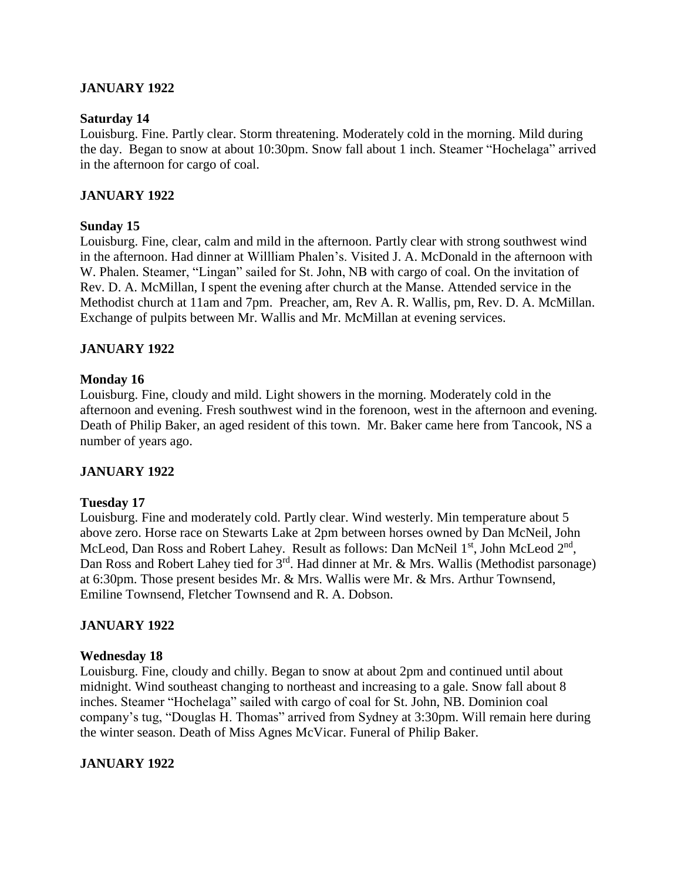**JANUARY 1922**

**Saturday 14**

Louisburg. Fine. Partly clear. Storm threatening. Moderately cold in the morning. Mild during the day. Began to snow at about 10:30pm. Snow fall about 1 inch. Steamer "Hochelaga" arrived in the afternoon for cargo of coal.

**JANUARY 1922**

**Sunday 15**

Louisburg. Fine, clear, calm and mild in the afternoon. Partly clear with strong southwest wind in the afternoon. Had dinner at Willliam Phalen's. Visited J. A. McDonald in the afternoon with W. Phalen. Steamer, "Lingan" sailed for St. John, NB with cargo of coal. On the invitation of Rev. D. A. McMillan, I spent the evening after church at the Manse. Attended service in the Methodist church at 11am and 7pm. Preacher, am, Rev A. R. Wallis, pm, Rev. D. A. McMillan. Exchange of pulpits between Mr. Wallis and Mr. McMillan at evening services.

**JANUARY 1922**

**Monday 16**

Louisburg. Fine, cloudy and mild. Light showers in the morning. Moderately cold in the afternoon and evening. Fresh southwest wind in the forenoon, west in the afternoon and evening. Death of Philip Baker, an aged resident of this town. Mr. Baker came here from Tancook, NS a number of years ago.

**JANUARY 1922**

**Tuesday 17**

Louisburg. Fine and moderately cold. Partly clear. Wind westerly. Min temperature about 5 above zero. Horse race on Stewarts Lake at 2pm between horses owned by Dan McNeil, John McLeod, Dan Ross and Robert Lahey. Result as follows: Dan McNeil 1st, John McLeod 2nd, Dan Ross and Robert Lahey tied for 3rd. Had dinner at Mr. & Mrs. Wallis (Methodist parsonage) at 6:30pm. Those present besides Mr. & Mrs. Wallis were Mr. & Mrs. Arthur Townsend, Emiline Townsend, Fletcher Townsend and R. A. Dobson.

**JANUARY 1922**

**Wednesday 18**

Louisburg. Fine, cloudy and chilly. Began to snow at about 2pm and continued until about midnight. Wind southeast changing to northeast and increasing to a gale. Snow fall about 8 inches. Steamer "Hochelaga" sailed with cargo of coal for St. John, NB. Dominion coal company's tug, "Douglas H. Thomas" arrived from Sydney at 3:30pm. Will remain here during the winter season. Death of Miss Agnes McVicar. Funeral of Philip Baker.

**JANUARY 1922**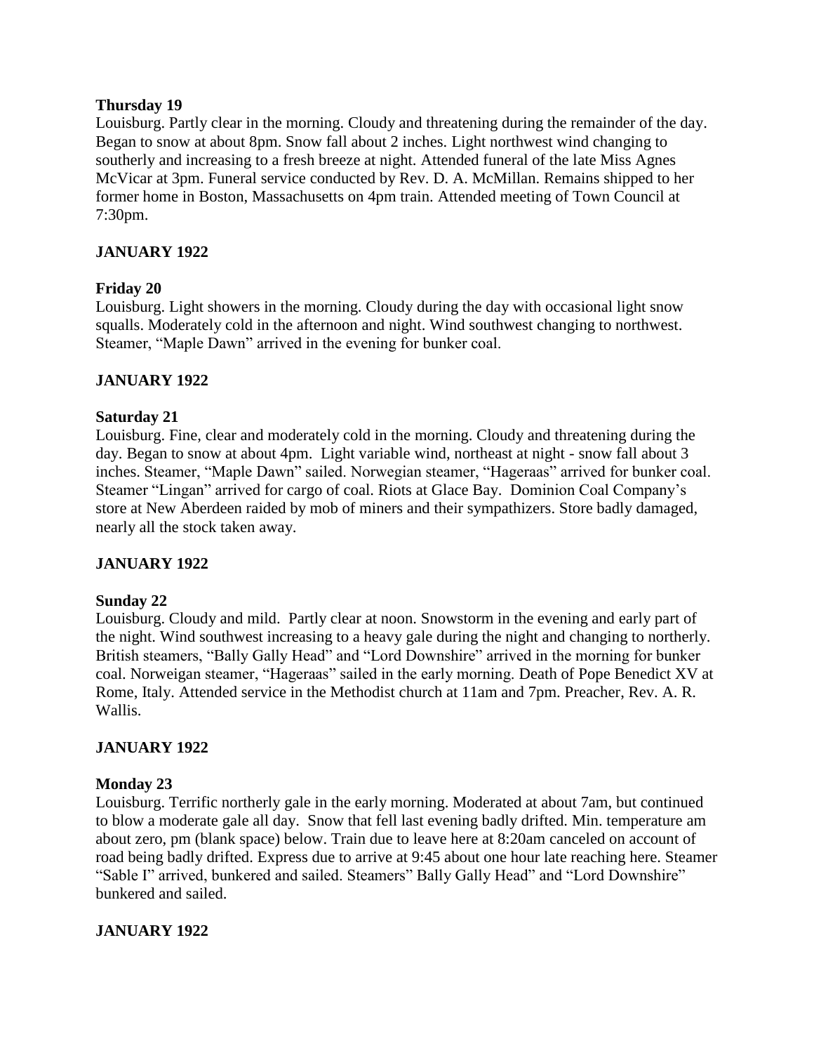**Thursday 19**

Louisburg. Partly clear in the morning. Cloudy and threatening during the remainder of the day. Began to snow at about 8pm. Snow fall about 2 inches. Light northwest wind changing to southerly and increasing to a fresh breeze at night. Attended funeral of the late Miss Agnes McVicar at 3pm. Funeral service conducted by Rev. D. A. McMillan. Remains shipped to her former home in Boston, Massachusetts on 4pm train. Attended meeting of Town Council at 7:30pm.

**JANUARY 1922**

**Friday 20**

Louisburg. Light showers in the morning. Cloudy during the day with occasional light snow squalls. Moderately cold in the afternoon and night. Wind southwest changing to northwest. Steamer, "Maple Dawn" arrived in the evening for bunker coal.

**JANUARY 1922**

**Saturday 21**

Louisburg. Fine, clear and moderately cold in the morning. Cloudy and threatening during the day. Began to snow at about 4pm. Light variable wind, northeast at night - snow fall about 3 inches. Steamer, "Maple Dawn" sailed. Norwegian steamer, "Hageraas" arrived for bunker coal. Steamer "Lingan" arrived for cargo of coal. Riots at Glace Bay. Dominion Coal Company's store at New Aberdeen raided by mob of miners and their sympathizers. Store badly damaged, nearly all the stock taken away.

**JANUARY 1922**

**Sunday 22**

Louisburg. Cloudy and mild. Partly clear at noon. Snowstorm in the evening and early part of the night. Wind southwest increasing to a heavy gale during the night and changing to northerly. British steamers, "Bally Gally Head" and "Lord Downshire" arrived in the morning for bunker coal. Norweigan steamer, "Hageraas" sailed in the early morning. Death of Pope Benedict XV at Rome, Italy. Attended service in the Methodist church at 11am and 7pm. Preacher, Rev. A. R. Wallis.

**JANUARY 1922**

**Monday 23**

Louisburg. Terrific northerly gale in the early morning. Moderated at about 7am, but continued to blow a moderate gale all day. Snow that fell last evening badly drifted. Min. temperature am about zero, pm (blank space) below. Train due to leave here at 8:20am canceled on account of road being badly drifted. Express due to arrive at 9:45 about one hour late reaching here. Steamer "Sable I" arrived, bunkered and sailed. Steamers" Bally Gally Head" and "Lord Downshire" bunkered and sailed.

**JANUARY 1922**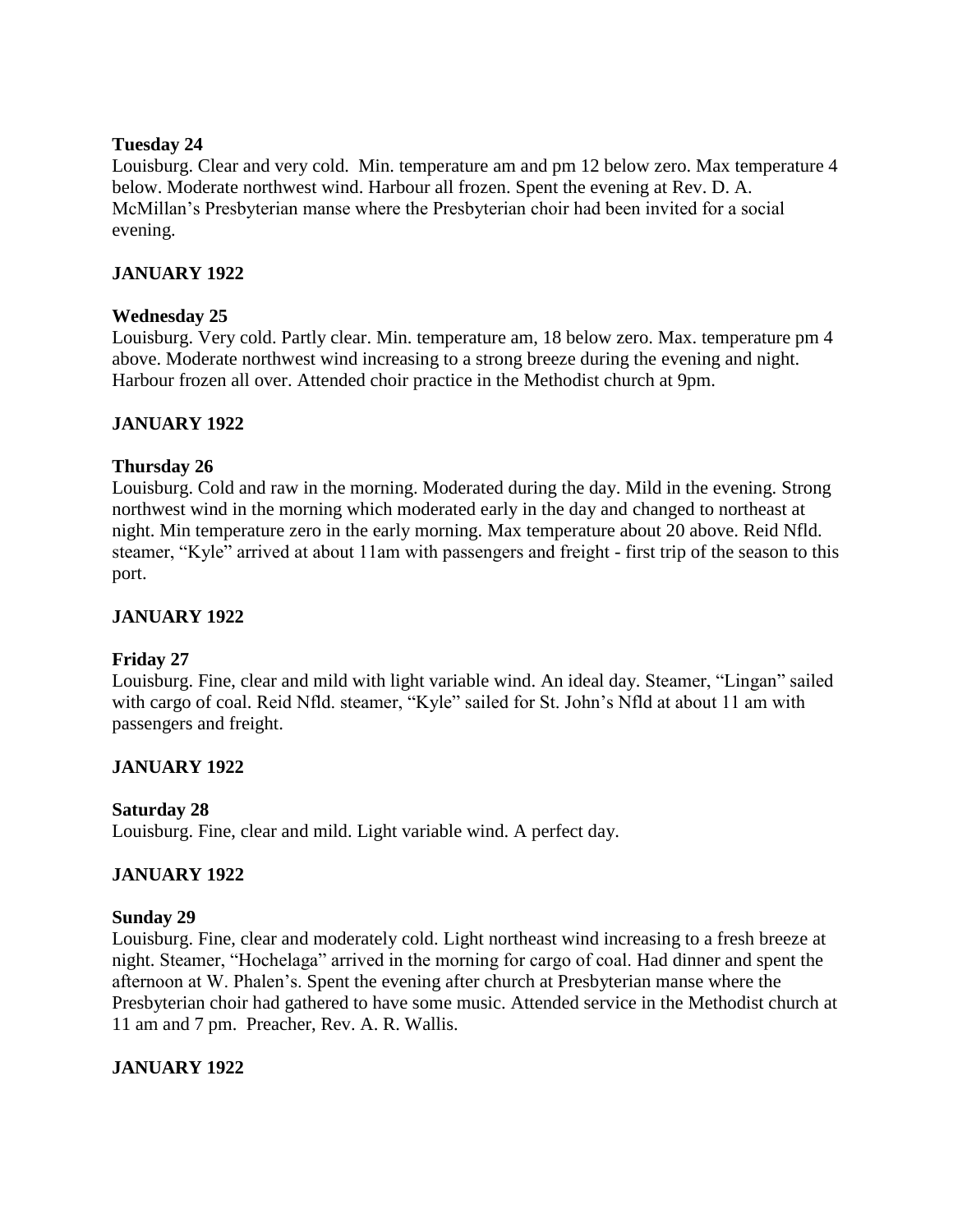**Tuesday 24**

Louisburg. Clear and very cold. Min. temperature am and pm 12 below zero. Max temperature 4 below. Moderate northwest wind. Harbour all frozen. Spent the evening at Rev. D. A. McMillan's Presbyterian manse where the Presbyterian choir had been invited for a social evening.

**JANUARY 1922**

**Wednesday 25**

Louisburg. Very cold. Partly clear. Min. temperature am, 18 below zero. Max. temperature pm 4 above. Moderate northwest wind increasing to a strong breeze during the evening and night. Harbour frozen all over. Attended choir practice in the Methodist church at 9pm.

**JANUARY 1922**

**Thursday 26**

Louisburg. Cold and raw in the morning. Moderated during the day. Mild in the evening. Strong northwest wind in the morning which moderated early in the day and changed to northeast at night. Min temperature zero in the early morning. Max temperature about 20 above. Reid Nfld. steamer, "Kyle" arrived at about 11am with passengers and freight - first trip of the season to this port.

**JANUARY 1922**

**Friday 27**

Louisburg. Fine, clear and mild with light variable wind. An ideal day. Steamer, "Lingan" sailed with cargo of coal. Reid Nfld. steamer, "Kyle" sailed for St. John's Nfld at about 11 am with passengers and freight.

**JANUARY 1922**

**Saturday 28**

Louisburg. Fine, clear and mild. Light variable wind. A perfect day.

**JANUARY 1922**

**Sunday 29**

Louisburg. Fine, clear and moderately cold. Light northeast wind increasing to a fresh breeze at night. Steamer, "Hochelaga" arrived in the morning for cargo of coal. Had dinner and spent the afternoon at W. Phalen's. Spent the evening after church at Presbyterian manse where the Presbyterian choir had gathered to have some music. Attended service in the Methodist church at 11 am and 7 pm. Preacher, Rev. A. R. Wallis.

**JANUARY 1922**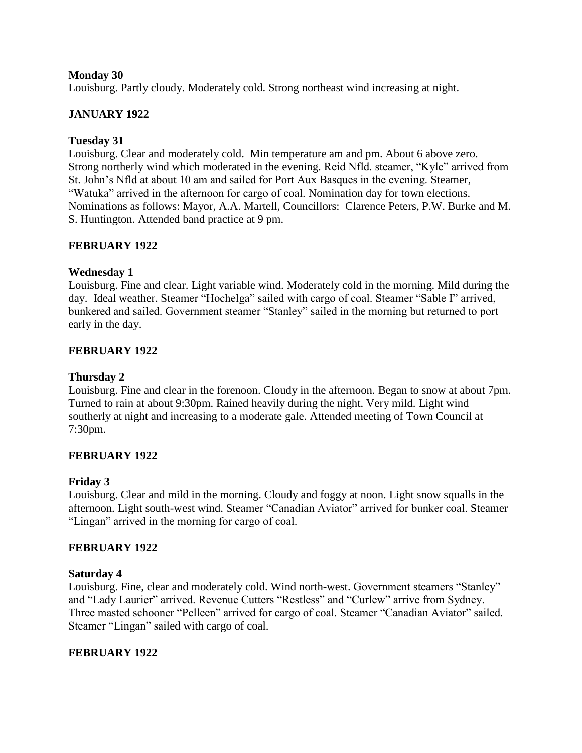**Monday 30**

Louisburg. Partly cloudy. Moderately cold. Strong northeast wind increasing at night.

**JANUARY 1922**

**Tuesday 31**

Louisburg. Clear and moderately cold. Min temperature am and pm. About 6 above zero. Strong northerly wind which moderated in the evening. Reid Nfld. steamer, "Kyle" arrived from St. John's Nfld at about 10 am and sailed for Port Aux Basques in the evening. Steamer, "Watuka" arrived in the afternoon for cargo of coal. Nomination day for town elections. Nominations as follows: Mayor, A.A. Martell, Councillors: Clarence Peters, P.W. Burke and M. S. Huntington. Attended band practice at 9 pm.

**FEBRUARY 1922**

**Wednesday 1**

Louisburg. Fine and clear. Light variable wind. Moderately cold in the morning. Mild during the day. Ideal weather. Steamer "Hochelga" sailed with cargo of coal. Steamer "Sable I" arrived, bunkered and sailed. Government steamer "Stanley" sailed in the morning but returned to port early in the day.

**FEBRUARY 1922**

**Thursday 2**

Louisburg. Fine and clear in the forenoon. Cloudy in the afternoon. Began to snow at about 7pm. Turned to rain at about 9:30pm. Rained heavily during the night. Very mild. Light wind southerly at night and increasing to a moderate gale. Attended meeting of Town Council at 7:30pm.

**FEBRUARY 1922**

**Friday 3**

Louisburg. Clear and mild in the morning. Cloudy and foggy at noon. Light snow squalls in the afternoon. Light south-west wind. Steamer "Canadian Aviator" arrived for bunker coal. Steamer "Lingan" arrived in the morning for cargo of coal.

**FEBRUARY 1922**

**Saturday 4**

Louisburg. Fine, clear and moderately cold. Wind north-west. Government steamers "Stanley" and "Lady Laurier" arrived. Revenue Cutters "Restless" and "Curlew" arrive from Sydney. Three masted schooner "Pelleen" arrived for cargo of coal. Steamer "Canadian Aviator" sailed. Steamer "Lingan" sailed with cargo of coal.

**FEBRUARY 1922**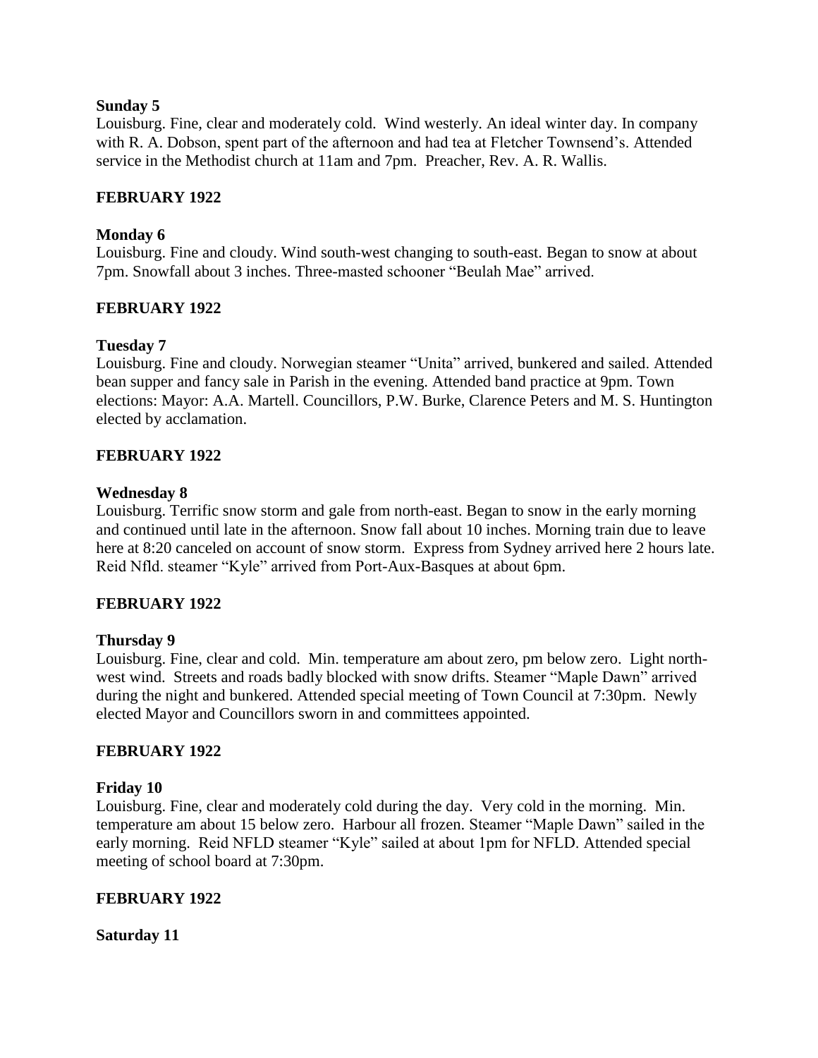**Sunday 5**

Louisburg. Fine, clear and moderately cold. Wind westerly. An ideal winter day. In company with R. A. Dobson, spent part of the afternoon and had tea at Fletcher Townsend's. Attended service in the Methodist church at 11am and 7pm. Preacher, Rev. A. R. Wallis.

**FEBRUARY 1922**

**Monday 6**

Louisburg. Fine and cloudy. Wind south-west changing to south-east. Began to snow at about 7pm. Snowfall about 3 inches. Three-masted schooner "Beulah Mae" arrived.

**FEBRUARY 1922**

**Tuesday 7**

Louisburg. Fine and cloudy. Norwegian steamer "Unita" arrived, bunkered and sailed. Attended bean supper and fancy sale in Parish in the evening. Attended band practice at 9pm. Town elections: Mayor: A.A. Martell. Councillors, P.W. Burke, Clarence Peters and M. S. Huntington elected by acclamation.

**FEBRUARY 1922**

**Wednesday 8**

Louisburg. Terrific snow storm and gale from north-east. Began to snow in the early morning and continued until late in the afternoon. Snow fall about 10 inches. Morning train due to leave here at 8:20 canceled on account of snow storm. Express from Sydney arrived here 2 hours late. Reid Nfld. steamer "Kyle" arrived from Port-Aux-Basques at about 6pm.

**FEBRUARY 1922**

**Thursday 9**

Louisburg. Fine, clear and cold. Min. temperature am about zero, pm below zero. Light north-west wind. Streets and roads badly blocked with snow drifts. Steamer "Maple Dawn" arrived during the night and bunkered. Attended special meeting of Town Council at 7:30pm. Newly elected Mayor and Councillors sworn in and committees appointed.

**FEBRUARY 1922**

**Friday 10**

Louisburg. Fine, clear and moderately cold during the day. Very cold in the morning. Min. temperature am about 15 below zero. Harbour all frozen. Steamer "Maple Dawn" sailed in the early morning. Reid NFLD steamer "Kyle" sailed at about 1pm for NFLD. Attended special meeting of school board at 7:30pm.

**FEBRUARY 1922**

**Saturday 11**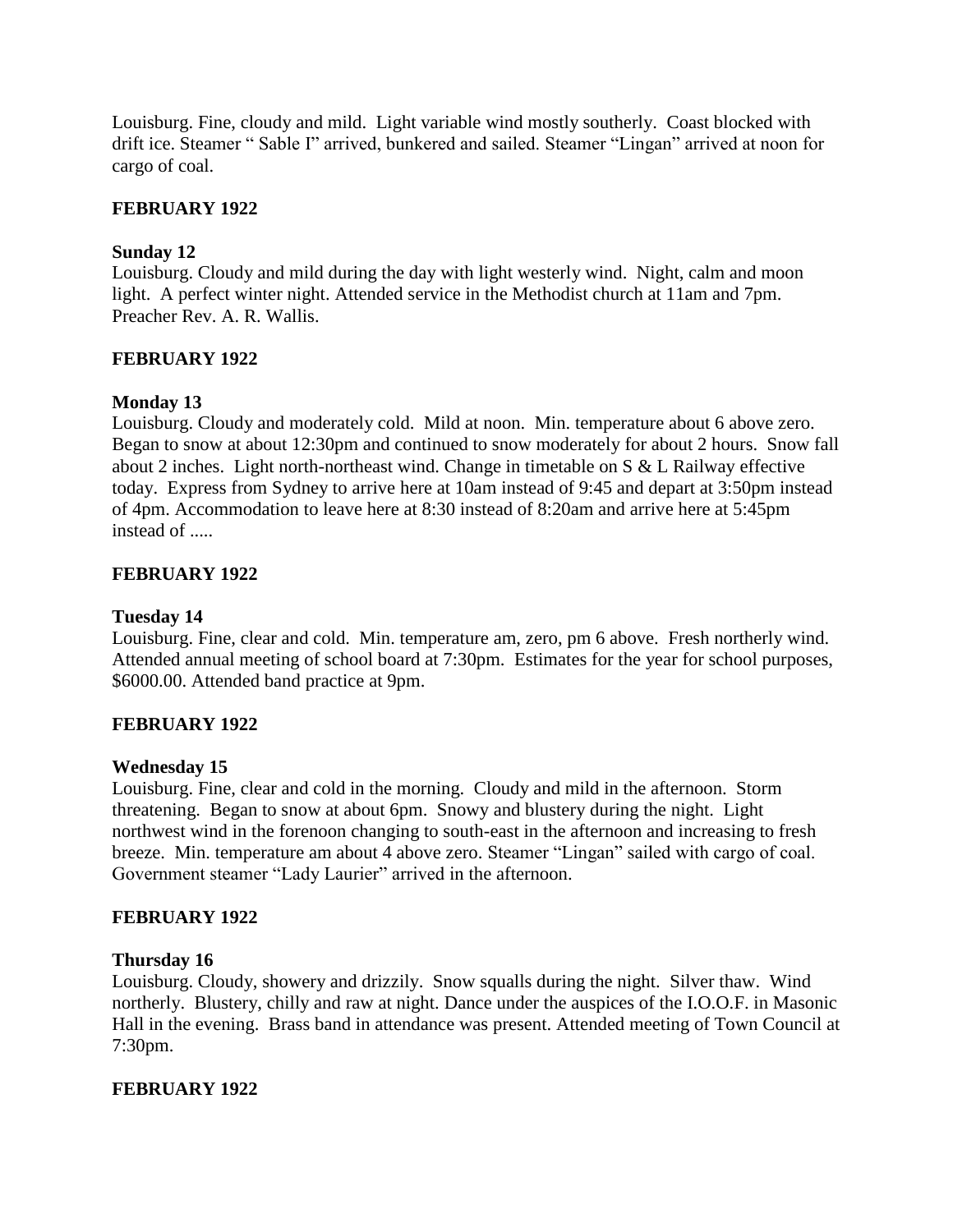Louisburg. Fine, cloudy and mild. Light variable wind mostly southerly. Coast blocked with drift ice. Steamer " Sable I" arrived, bunkered and sailed. Steamer "Lingan" arrived at noon for cargo of coal.

**FEBRUARY 1922**

**Sunday 12**
Louisburg. Cloudy and mild during the day with light westerly wind. Night, calm and moon light. A perfect winter night. Attended service in the Methodist church at 11am and 7pm. Preacher Rev. A. R. Wallis.

**FEBRUARY 1922**

**Monday 13**
Louisburg. Cloudy and moderately cold. Mild at noon. Min. temperature about 6 above zero. Began to snow at about 12:30pm and continued to snow moderately for about 2 hours. Snow fall about 2 inches. Light north-northeast wind. Change in timetable on S & L Railway effective today. Express from Sydney to arrive here at 10am instead of 9:45 and depart at 3:50pm instead of 4pm. Accommodation to leave here at 8:30 instead of 8:20am and arrive here at 5:45pm instead of .....

**FEBRUARY 1922**

**Tuesday 14**
Louisburg. Fine, clear and cold. Min. temperature am, zero, pm 6 above. Fresh northerly wind. Attended annual meeting of school board at 7:30pm. Estimates for the year for school purposes, $6000.00. Attended band practice at 9pm.

**FEBRUARY 1922**

**Wednesday 15**
Louisburg. Fine, clear and cold in the morning. Cloudy and mild in the afternoon. Storm threatening. Began to snow at about 6pm. Snowy and blustery during the night. Light northwest wind in the forenoon changing to south-east in the afternoon and increasing to fresh breeze. Min. temperature am about 4 above zero. Steamer "Lingan" sailed with cargo of coal. Government steamer "Lady Laurier" arrived in the afternoon.

**FEBRUARY 1922**

**Thursday 16**
Louisburg. Cloudy, showery and drizzily. Snow squalls during the night. Silver thaw. Wind northerly. Blustery, chilly and raw at night. Dance under the auspices of the I.O.O.F. in Masonic Hall in the evening. Brass band in attendance was present. Attended meeting of Town Council at 7:30pm.

**FEBRUARY 1922**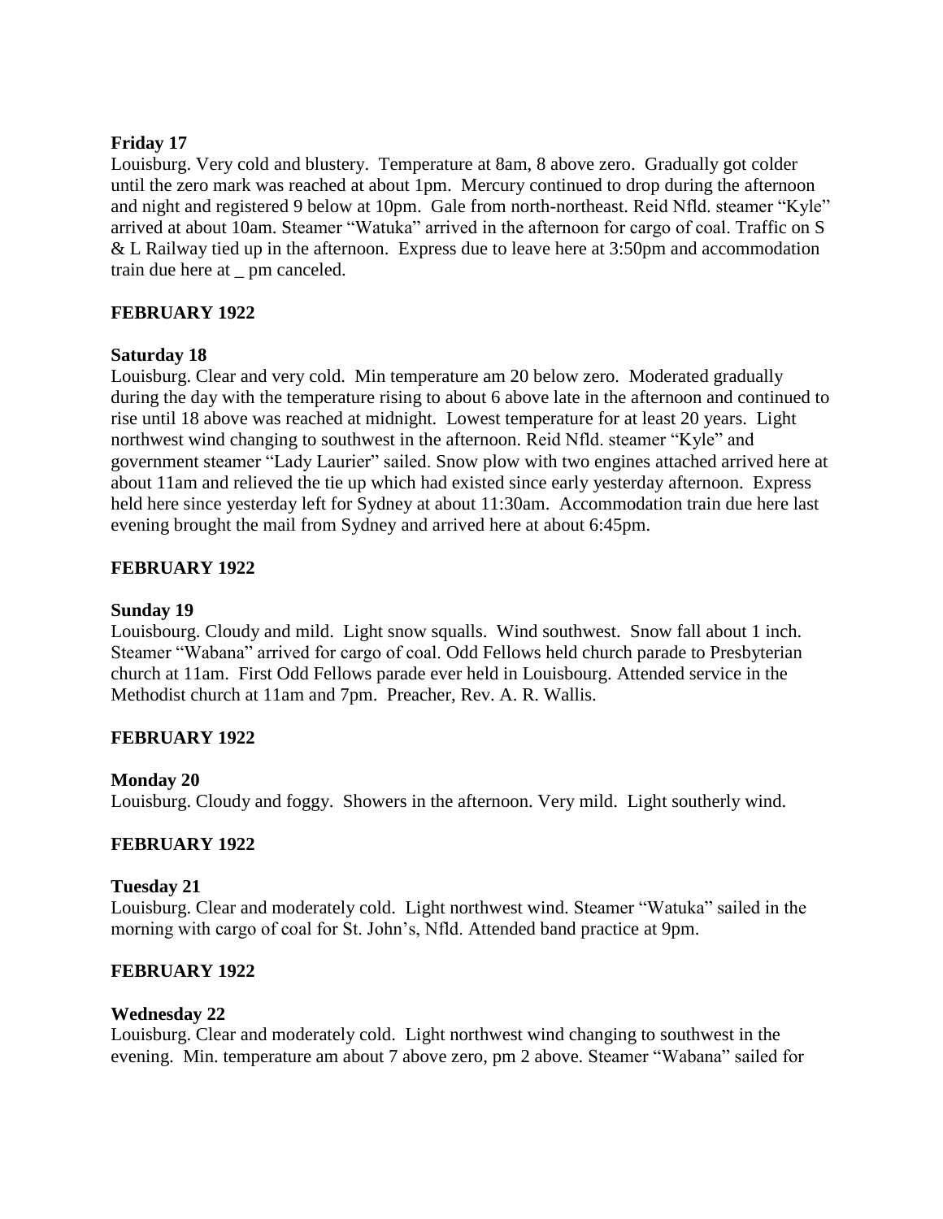**Friday 17**

Louisburg. Very cold and blustery. Temperature at 8am, 8 above zero. Gradually got colder until the zero mark was reached at about 1pm. Mercury continued to drop during the afternoon and night and registered 9 below at 10pm. Gale from north-northeast. Reid Nfld. steamer "Kyle" arrived at about 10am. Steamer "Watuka" arrived in the afternoon for cargo of coal. Traffic on S & L Railway tied up in the afternoon. Express due to leave here at 3:50pm and accommodation train due here at _ pm canceled.

**FEBRUARY 1922**

**Saturday 18**

Louisburg. Clear and very cold. Min temperature am 20 below zero. Moderated gradually during the day with the temperature rising to about 6 above late in the afternoon and continued to rise until 18 above was reached at midnight. Lowest temperature for at least 20 years. Light northwest wind changing to southwest in the afternoon. Reid Nfld. steamer "Kyle" and government steamer "Lady Laurier" sailed. Snow plow with two engines attached arrived here at about 11am and relieved the tie up which had existed since early yesterday afternoon. Express held here since yesterday left for Sydney at about 11:30am. Accommodation train due here last evening brought the mail from Sydney and arrived here at about 6:45pm.

**FEBRUARY 1922**

**Sunday 19**

Louisbourg. Cloudy and mild. Light snow squalls. Wind southwest. Snow fall about 1 inch. Steamer "Wabana" arrived for cargo of coal. Odd Fellows held church parade to Presbyterian church at 11am. First Odd Fellows parade ever held in Louisbourg. Attended service in the Methodist church at 11am and 7pm. Preacher, Rev. A. R. Wallis.

**FEBRUARY 1922**

**Monday 20**

Louisburg. Cloudy and foggy. Showers in the afternoon. Very mild. Light southerly wind.

**FEBRUARY 1922**

**Tuesday 21**

Louisburg. Clear and moderately cold. Light northwest wind. Steamer "Watuka" sailed in the morning with cargo of coal for St. John's, Nfld. Attended band practice at 9pm.

**FEBRUARY 1922**

**Wednesday 22**

Louisburg. Clear and moderately cold. Light northwest wind changing to southwest in the evening. Min. temperature am about 7 above zero, pm 2 above. Steamer "Wabana" sailed for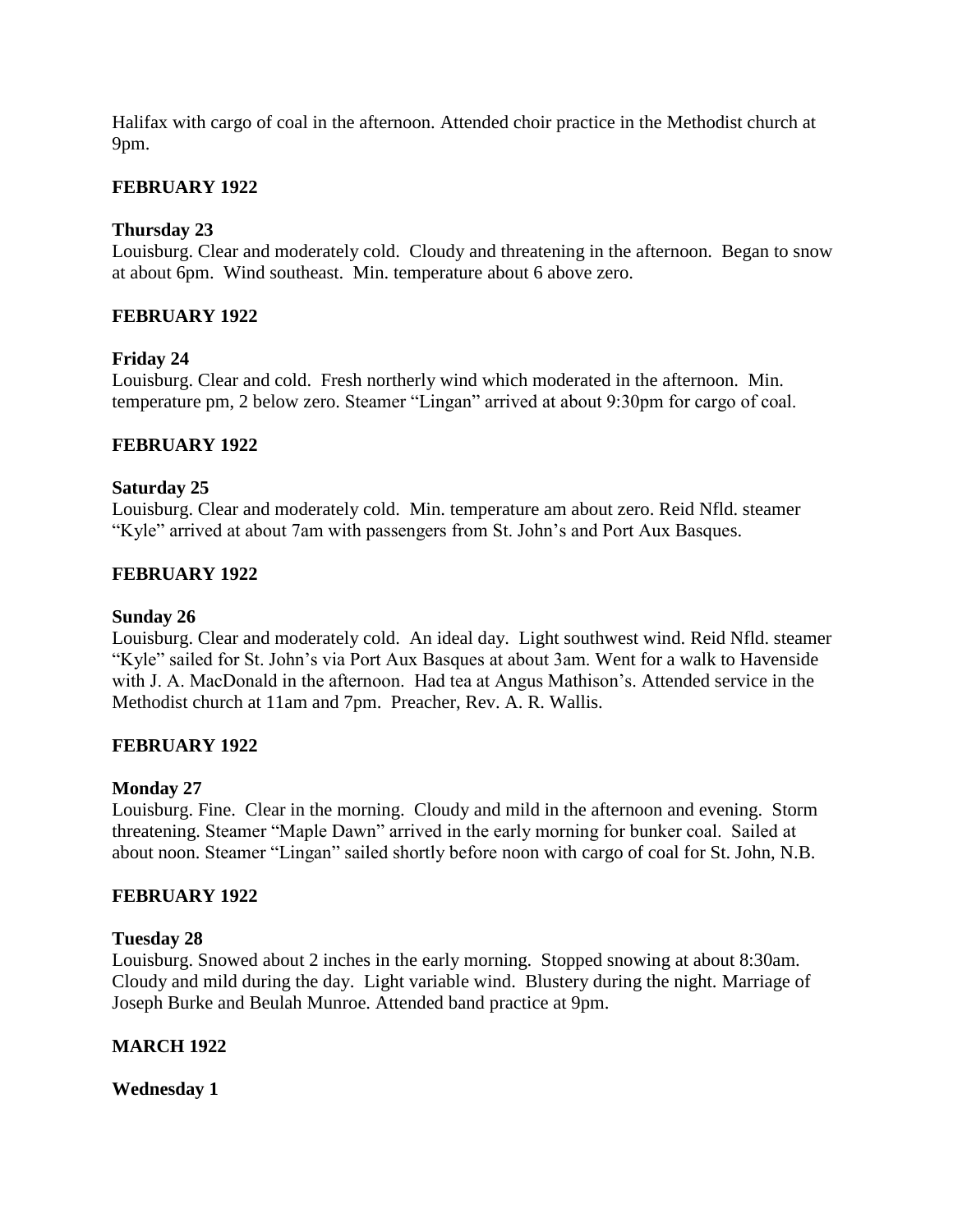Halifax with cargo of coal in the afternoon. Attended choir practice in the Methodist church at 9pm.

**FEBRUARY 1922**

**Thursday 23**
Louisburg. Clear and moderately cold. Cloudy and threatening in the afternoon. Began to snow at about 6pm. Wind southeast. Min. temperature about 6 above zero.

**FEBRUARY 1922**

**Friday 24**
Louisburg. Clear and cold. Fresh northerly wind which moderated in the afternoon. Min. temperature pm, 2 below zero. Steamer "Lingan" arrived at about 9:30pm for cargo of coal.

**FEBRUARY 1922**

**Saturday 25**
Louisburg. Clear and moderately cold. Min. temperature am about zero. Reid Nfld. steamer "Kyle" arrived at about 7am with passengers from St. John's and Port Aux Basques.

**FEBRUARY 1922**

**Sunday 26**
Louisburg. Clear and moderately cold. An ideal day. Light southwest wind. Reid Nfld. steamer "Kyle" sailed for St. John's via Port Aux Basques at about 3am. Went for a walk to Havenside with J. A. MacDonald in the afternoon. Had tea at Angus Mathison's. Attended service in the Methodist church at 11am and 7pm. Preacher, Rev. A. R. Wallis.

**FEBRUARY 1922**

**Monday 27**
Louisburg. Fine. Clear in the morning. Cloudy and mild in the afternoon and evening. Storm threatening. Steamer "Maple Dawn" arrived in the early morning for bunker coal. Sailed at about noon. Steamer "Lingan" sailed shortly before noon with cargo of coal for St. John, N.B.

**FEBRUARY 1922**

**Tuesday 28**
Louisburg. Snowed about 2 inches in the early morning. Stopped snowing at about 8:30am. Cloudy and mild during the day. Light variable wind. Blustery during the night. Marriage of Joseph Burke and Beulah Munroe. Attended band practice at 9pm.

**MARCH 1922**

**Wednesday 1**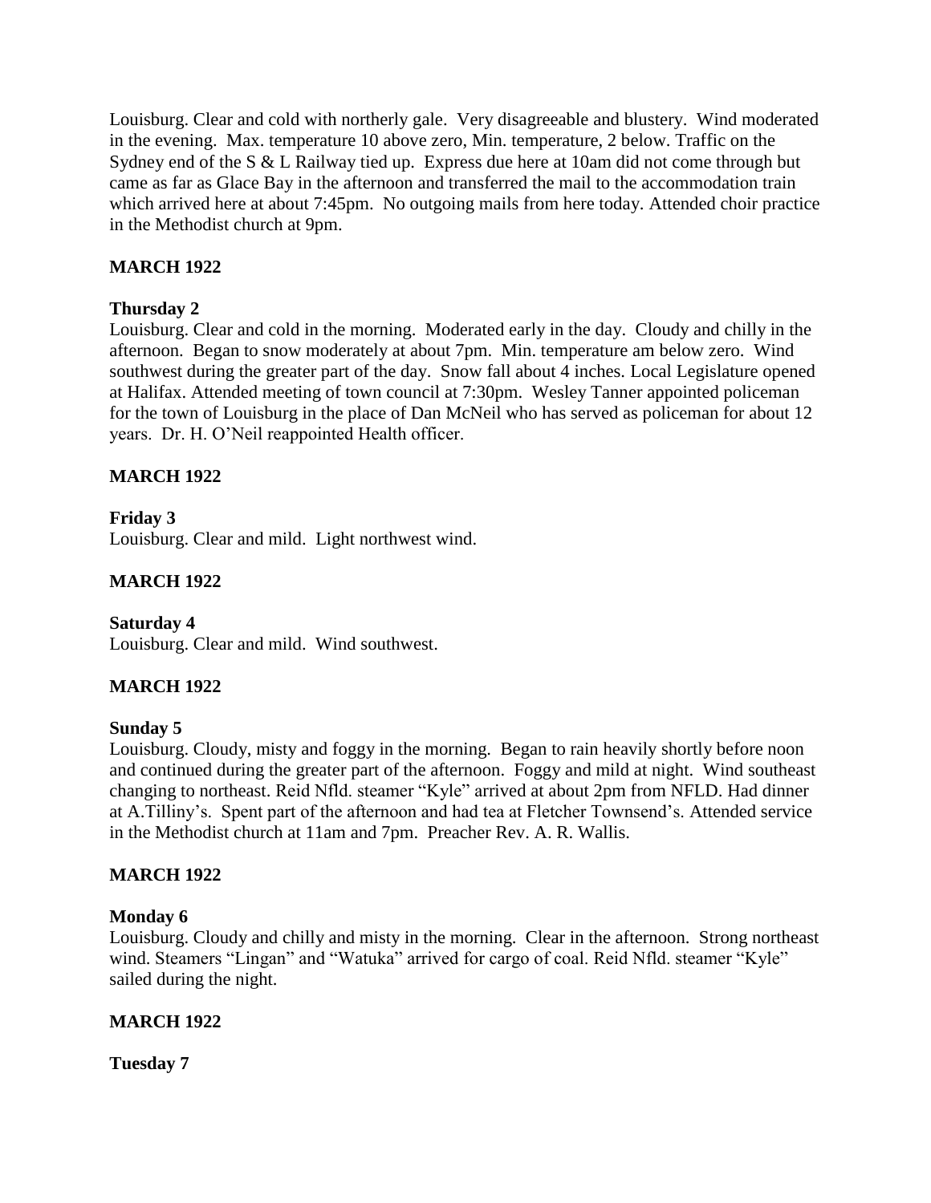Louisburg. Clear and cold with northerly gale. Very disagreeable and blustery. Wind moderated in the evening. Max. temperature 10 above zero, Min. temperature, 2 below. Traffic on the Sydney end of the S & L Railway tied up. Express due here at 10am did not come through but came as far as Glace Bay in the afternoon and transferred the mail to the accommodation train which arrived here at about 7:45pm. No outgoing mails from here today. Attended choir practice in the Methodist church at 9pm.

**MARCH 1922**

**Thursday 2**

Louisburg. Clear and cold in the morning. Moderated early in the day. Cloudy and chilly in the afternoon. Began to snow moderately at about 7pm. Min. temperature am below zero. Wind southwest during the greater part of the day. Snow fall about 4 inches. Local Legislature opened at Halifax. Attended meeting of town council at 7:30pm. Wesley Tanner appointed policeman for the town of Louisburg in the place of Dan McNeil who has served as policeman for about 12 years. Dr. H. O'Neil reappointed Health officer.

**MARCH 1922**

**Friday 3**

Louisburg. Clear and mild. Light northwest wind.

**MARCH 1922**

**Saturday 4**

Louisburg. Clear and mild. Wind southwest.

**MARCH 1922**

**Sunday 5**

Louisburg. Cloudy, misty and foggy in the morning. Began to rain heavily shortly before noon and continued during the greater part of the afternoon. Foggy and mild at night. Wind southeast changing to northeast. Reid Nfld. steamer "Kyle" arrived at about 2pm from NFLD. Had dinner at A.Tilliny's. Spent part of the afternoon and had tea at Fletcher Townsend's. Attended service in the Methodist church at 11am and 7pm. Preacher Rev. A. R. Wallis.

**MARCH 1922**

**Monday 6**

Louisburg. Cloudy and chilly and misty in the morning. Clear in the afternoon. Strong northeast wind. Steamers "Lingan" and "Watuka" arrived for cargo of coal. Reid Nfld. steamer "Kyle" sailed during the night.

**MARCH 1922**

**Tuesday 7**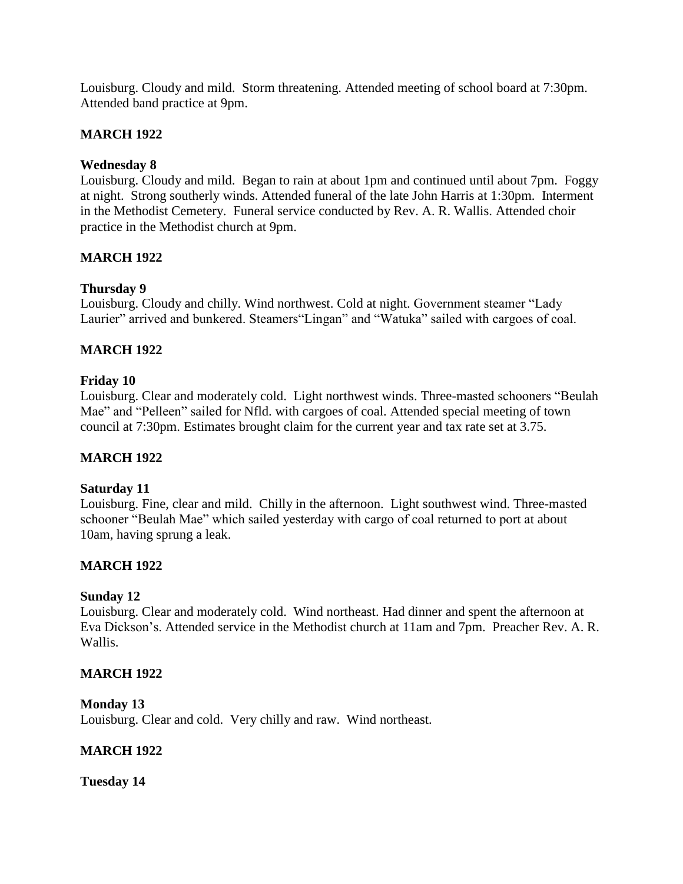Louisburg. Cloudy and mild. Storm threatening. Attended meeting of school board at 7:30pm. Attended band practice at 9pm.

**MARCH 1922**

**Wednesday 8**
Louisburg. Cloudy and mild. Began to rain at about 1pm and continued until about 7pm. Foggy at night. Strong southerly winds. Attended funeral of the late John Harris at 1:30pm. Interment in the Methodist Cemetery. Funeral service conducted by Rev. A. R. Wallis. Attended choir practice in the Methodist church at 9pm.

**MARCH 1922**

**Thursday 9**
Louisburg. Cloudy and chilly. Wind northwest. Cold at night. Government steamer "Lady Laurier" arrived and bunkered. Steamers"Lingan" and "Watuka" sailed with cargoes of coal.

**MARCH 1922**

**Friday 10**
Louisburg. Clear and moderately cold. Light northwest winds. Three-masted schooners "Beulah Mae" and "Pelleen" sailed for Nfld. with cargoes of coal. Attended special meeting of town council at 7:30pm. Estimates brought claim for the current year and tax rate set at 3.75.

**MARCH 1922**

**Saturday 11**
Louisburg. Fine, clear and mild. Chilly in the afternoon. Light southwest wind. Three-masted schooner "Beulah Mae" which sailed yesterday with cargo of coal returned to port at about 10am, having sprung a leak.

**MARCH 1922**

**Sunday 12**
Louisburg. Clear and moderately cold. Wind northeast. Had dinner and spent the afternoon at Eva Dickson's. Attended service in the Methodist church at 11am and 7pm. Preacher Rev. A. R. Wallis.

**MARCH 1922**

**Monday 13**
Louisburg. Clear and cold. Very chilly and raw. Wind northeast.

**MARCH 1922**

**Tuesday 14**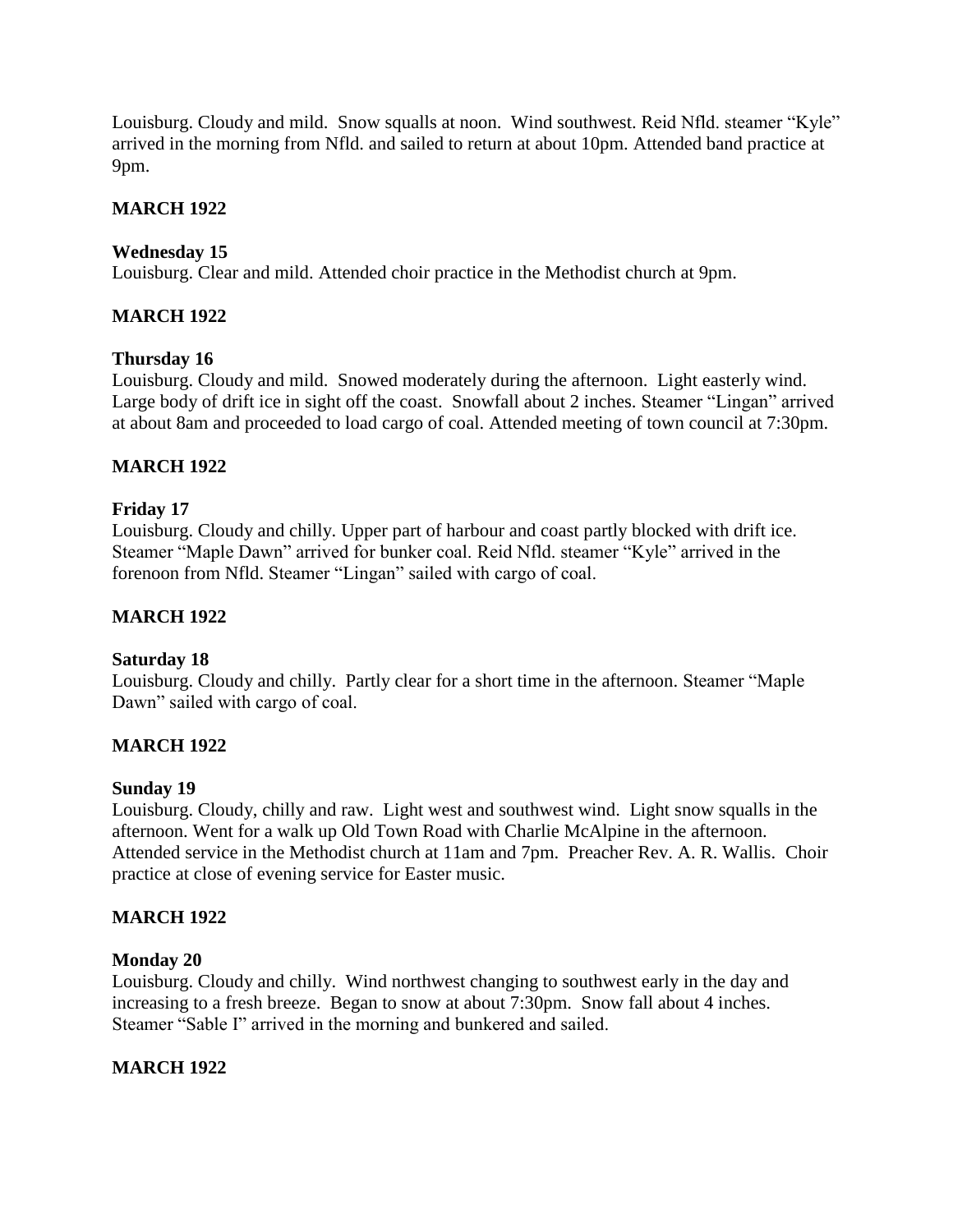Louisburg. Cloudy and mild. Snow squalls at noon. Wind southwest. Reid Nfld. steamer "Kyle" arrived in the morning from Nfld. and sailed to return at about 10pm. Attended band practice at 9pm.

**MARCH 1922**

**Wednesday 15**
Louisburg. Clear and mild. Attended choir practice in the Methodist church at 9pm.

**MARCH 1922**

**Thursday 16**
Louisburg. Cloudy and mild. Snowed moderately during the afternoon. Light easterly wind. Large body of drift ice in sight off the coast. Snowfall about 2 inches. Steamer "Lingan" arrived at about 8am and proceeded to load cargo of coal. Attended meeting of town council at 7:30pm.

**MARCH 1922**

**Friday 17**
Louisburg. Cloudy and chilly. Upper part of harbour and coast partly blocked with drift ice. Steamer "Maple Dawn" arrived for bunker coal. Reid Nfld. steamer "Kyle" arrived in the forenoon from Nfld. Steamer "Lingan" sailed with cargo of coal.

**MARCH 1922**

**Saturday 18**
Louisburg. Cloudy and chilly. Partly clear for a short time in the afternoon. Steamer "Maple Dawn" sailed with cargo of coal.

**MARCH 1922**

**Sunday 19**
Louisburg. Cloudy, chilly and raw. Light west and southwest wind. Light snow squalls in the afternoon. Went for a walk up Old Town Road with Charlie McAlpine in the afternoon. Attended service in the Methodist church at 11am and 7pm. Preacher Rev. A. R. Wallis. Choir practice at close of evening service for Easter music.

**MARCH 1922**

**Monday 20**
Louisburg. Cloudy and chilly. Wind northwest changing to southwest early in the day and increasing to a fresh breeze. Began to snow at about 7:30pm. Snow fall about 4 inches. Steamer "Sable I" arrived in the morning and bunkered and sailed.

**MARCH 1922**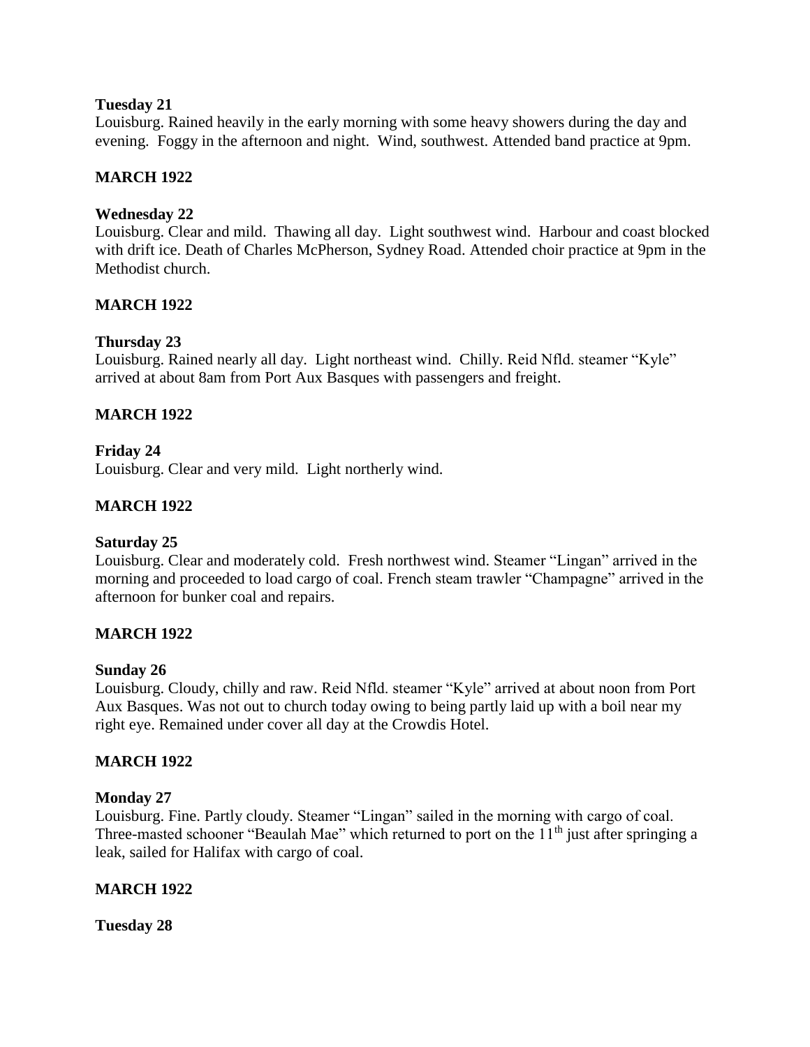**Tuesday 21**
Louisburg. Rained heavily in the early morning with some heavy showers during the day and evening. Foggy in the afternoon and night. Wind, southwest. Attended band practice at 9pm.

**MARCH 1922**

**Wednesday 22**
Louisburg. Clear and mild. Thawing all day. Light southwest wind. Harbour and coast blocked with drift ice. Death of Charles McPherson, Sydney Road. Attended choir practice at 9pm in the Methodist church.

**MARCH 1922**

**Thursday 23**
Louisburg. Rained nearly all day. Light northeast wind. Chilly. Reid Nfld. steamer "Kyle" arrived at about 8am from Port Aux Basques with passengers and freight.

**MARCH 1922**

**Friday 24**
Louisburg. Clear and very mild. Light northerly wind.

**MARCH 1922**

**Saturday 25**
Louisburg. Clear and moderately cold. Fresh northwest wind. Steamer "Lingan" arrived in the morning and proceeded to load cargo of coal. French steam trawler "Champagne" arrived in the afternoon for bunker coal and repairs.

**MARCH 1922**

**Sunday 26**
Louisburg. Cloudy, chilly and raw. Reid Nfld. steamer "Kyle" arrived at about noon from Port Aux Basques. Was not out to church today owing to being partly laid up with a boil near my right eye. Remained under cover all day at the Crowdis Hotel.

**MARCH 1922**

**Monday 27**
Louisburg. Fine. Partly cloudy. Steamer "Lingan" sailed in the morning with cargo of coal. Three-masted schooner "Beaulah Mae" which returned to port on the 11th just after springing a leak, sailed for Halifax with cargo of coal.

**MARCH 1922**

**Tuesday 28**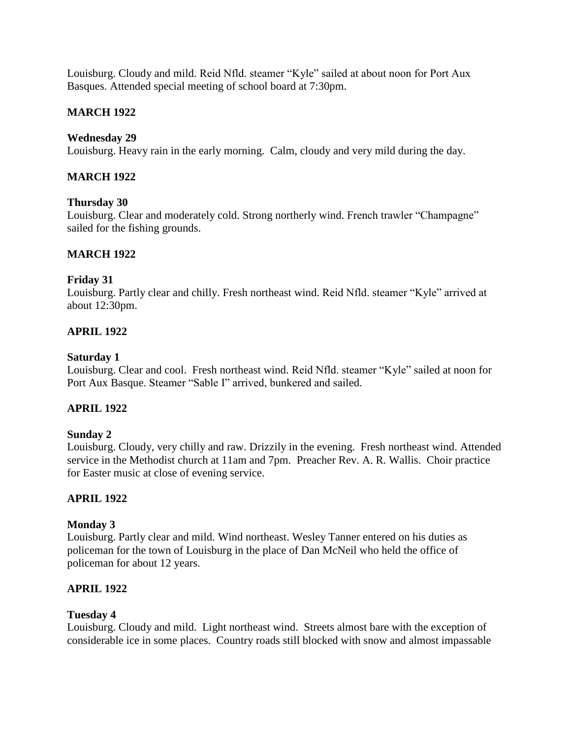Louisburg. Cloudy and mild. Reid Nfld. steamer "Kyle" sailed at about noon for Port Aux Basques. Attended special meeting of school board at 7:30pm.

**MARCH 1922**

**Wednesday 29**
Louisburg. Heavy rain in the early morning. Calm, cloudy and very mild during the day.

**MARCH 1922**

**Thursday 30**
Louisburg. Clear and moderately cold. Strong northerly wind. French trawler "Champagne" sailed for the fishing grounds.

**MARCH 1922**

**Friday 31**
Louisburg. Partly clear and chilly. Fresh northeast wind. Reid Nfld. steamer "Kyle" arrived at about 12:30pm.

**APRIL 1922**

**Saturday 1**
Louisburg. Clear and cool. Fresh northeast wind. Reid Nfld. steamer "Kyle" sailed at noon for Port Aux Basque. Steamer "Sable I" arrived, bunkered and sailed.

**APRIL 1922**

**Sunday 2**
Louisburg. Cloudy, very chilly and raw. Drizzily in the evening. Fresh northeast wind. Attended service in the Methodist church at 11am and 7pm. Preacher Rev. A. R. Wallis. Choir practice for Easter music at close of evening service.

**APRIL 1922**

**Monday 3**
Louisburg. Partly clear and mild. Wind northeast. Wesley Tanner entered on his duties as policeman for the town of Louisburg in the place of Dan McNeil who held the office of policeman for about 12 years.

**APRIL 1922**

**Tuesday 4**
Louisburg. Cloudy and mild. Light northeast wind. Streets almost bare with the exception of considerable ice in some places. Country roads still blocked with snow and almost impassable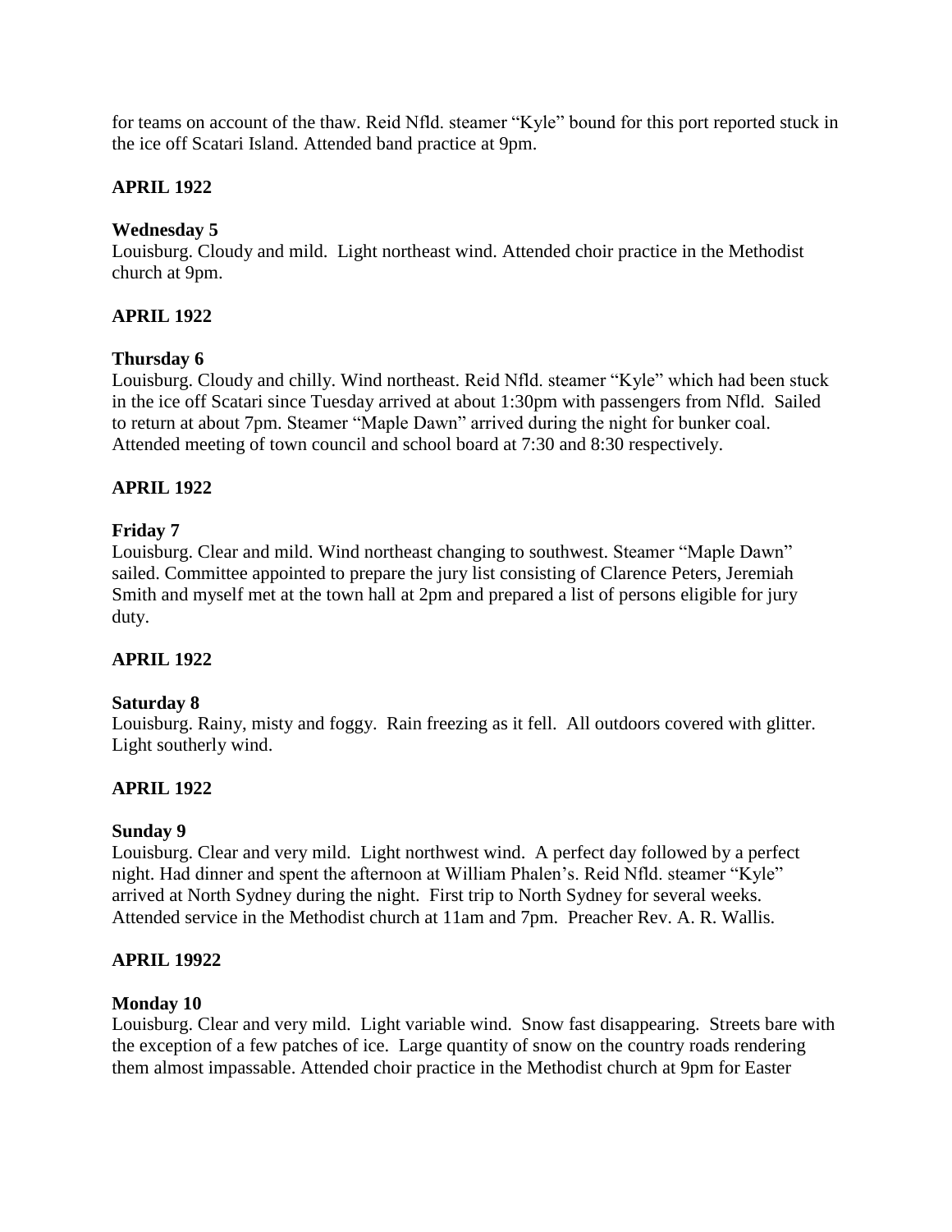for teams on account of the thaw. Reid Nfld. steamer "Kyle" bound for this port reported stuck in the ice off Scatari Island. Attended band practice at 9pm.

**APRIL 1922**

**Wednesday 5**
Louisburg. Cloudy and mild. Light northeast wind. Attended choir practice in the Methodist church at 9pm.

**APRIL 1922**

**Thursday 6**
Louisburg. Cloudy and chilly. Wind northeast. Reid Nfld. steamer "Kyle" which had been stuck in the ice off Scatari since Tuesday arrived at about 1:30pm with passengers from Nfld. Sailed to return at about 7pm. Steamer "Maple Dawn" arrived during the night for bunker coal. Attended meeting of town council and school board at 7:30 and 8:30 respectively.

**APRIL 1922**

**Friday 7**
Louisburg. Clear and mild. Wind northeast changing to southwest. Steamer "Maple Dawn" sailed. Committee appointed to prepare the jury list consisting of Clarence Peters, Jeremiah Smith and myself met at the town hall at 2pm and prepared a list of persons eligible for jury duty.

**APRIL 1922**

**Saturday 8**
Louisburg. Rainy, misty and foggy. Rain freezing as it fell. All outdoors covered with glitter. Light southerly wind.

**APRIL 1922**

**Sunday 9**
Louisburg. Clear and very mild. Light northwest wind. A perfect day followed by a perfect night. Had dinner and spent the afternoon at William Phalen's. Reid Nfld. steamer "Kyle" arrived at North Sydney during the night. First trip to North Sydney for several weeks. Attended service in the Methodist church at 11am and 7pm. Preacher Rev. A. R. Wallis.

**APRIL 19922**

**Monday 10**
Louisburg. Clear and very mild. Light variable wind. Snow fast disappearing. Streets bare with the exception of a few patches of ice. Large quantity of snow on the country roads rendering them almost impassable. Attended choir practice in the Methodist church at 9pm for Easter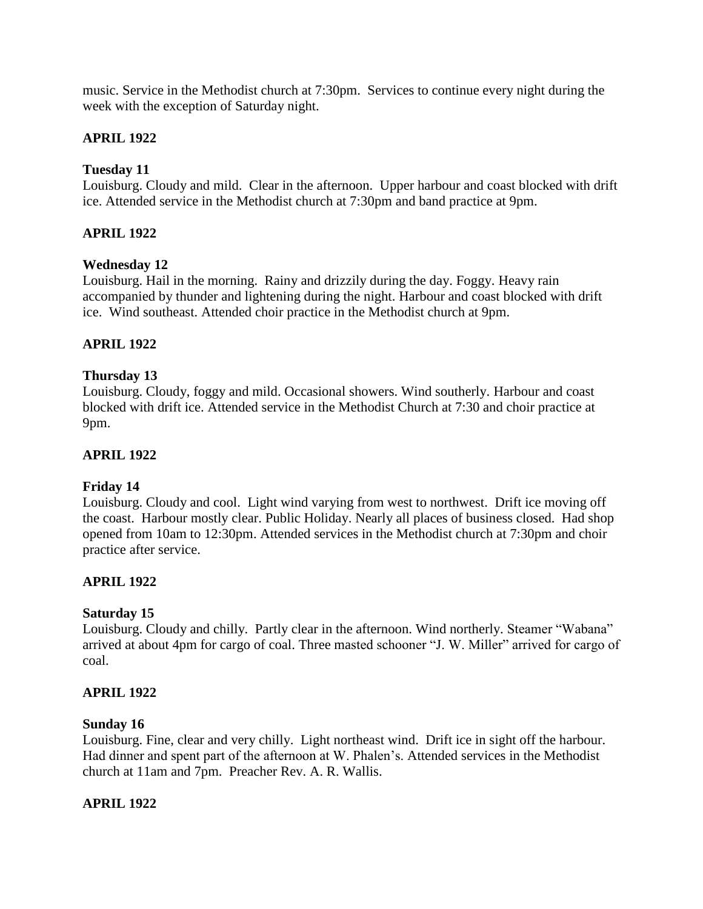music. Service in the Methodist church at 7:30pm. Services to continue every night during the week with the exception of Saturday night.

**APRIL 1922**

**Tuesday 11**

Louisburg. Cloudy and mild. Clear in the afternoon. Upper harbour and coast blocked with drift ice. Attended service in the Methodist church at 7:30pm and band practice at 9pm.

**APRIL 1922**

**Wednesday 12**

Louisburg. Hail in the morning. Rainy and drizzily during the day. Foggy. Heavy rain accompanied by thunder and lightening during the night. Harbour and coast blocked with drift ice. Wind southeast. Attended choir practice in the Methodist church at 9pm.

**APRIL 1922**

**Thursday 13**

Louisburg. Cloudy, foggy and mild. Occasional showers. Wind southerly. Harbour and coast blocked with drift ice. Attended service in the Methodist Church at 7:30 and choir practice at 9pm.

**APRIL 1922**

**Friday 14**

Louisburg. Cloudy and cool. Light wind varying from west to northwest. Drift ice moving off the coast. Harbour mostly clear. Public Holiday. Nearly all places of business closed. Had shop opened from 10am to 12:30pm. Attended services in the Methodist church at 7:30pm and choir practice after service.

**APRIL 1922**

**Saturday 15**

Louisburg. Cloudy and chilly. Partly clear in the afternoon. Wind northerly. Steamer "Wabana" arrived at about 4pm for cargo of coal. Three masted schooner "J. W. Miller" arrived for cargo of coal.

**APRIL 1922**

**Sunday 16**

Louisburg. Fine, clear and very chilly. Light northeast wind. Drift ice in sight off the harbour. Had dinner and spent part of the afternoon at W. Phalen's. Attended services in the Methodist church at 11am and 7pm. Preacher Rev. A. R. Wallis.

**APRIL 1922**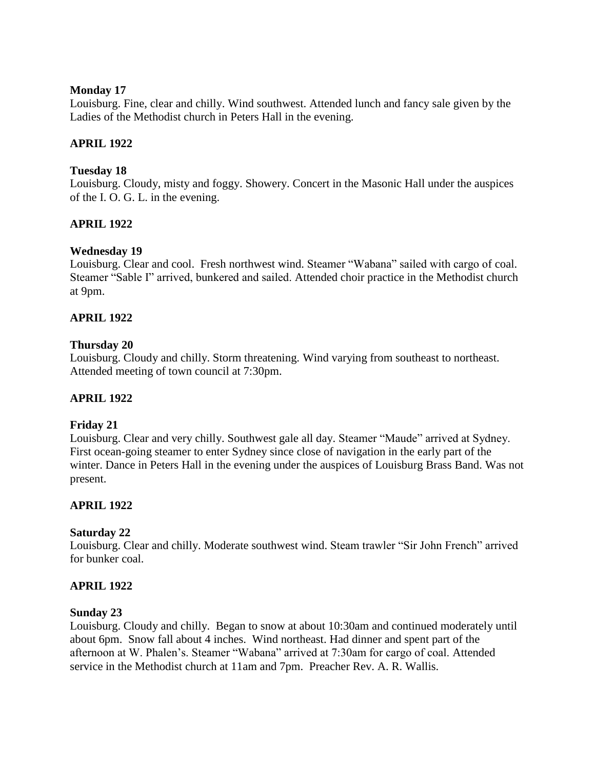**Monday 17**

Louisburg. Fine, clear and chilly. Wind southwest. Attended lunch and fancy sale given by the Ladies of the Methodist church in Peters Hall in the evening.

**APRIL 1922**

**Tuesday 18**

Louisburg. Cloudy, misty and foggy. Showery. Concert in the Masonic Hall under the auspices of the I. O. G. L. in the evening.

**APRIL 1922**

**Wednesday 19**

Louisburg. Clear and cool. Fresh northwest wind. Steamer "Wabana" sailed with cargo of coal. Steamer "Sable I" arrived, bunkered and sailed. Attended choir practice in the Methodist church at 9pm.

**APRIL 1922**

**Thursday 20**

Louisburg. Cloudy and chilly. Storm threatening. Wind varying from southeast to northeast. Attended meeting of town council at 7:30pm.

**APRIL 1922**

**Friday 21**

Louisburg. Clear and very chilly. Southwest gale all day. Steamer "Maude" arrived at Sydney. First ocean-going steamer to enter Sydney since close of navigation in the early part of the winter. Dance in Peters Hall in the evening under the auspices of Louisburg Brass Band. Was not present.

**APRIL 1922**

**Saturday 22**

Louisburg. Clear and chilly. Moderate southwest wind. Steam trawler "Sir John French" arrived for bunker coal.

**APRIL 1922**

**Sunday 23**

Louisburg. Cloudy and chilly. Began to snow at about 10:30am and continued moderately until about 6pm. Snow fall about 4 inches. Wind northeast. Had dinner and spent part of the afternoon at W. Phalen's. Steamer "Wabana" arrived at 7:30am for cargo of coal. Attended service in the Methodist church at 11am and 7pm. Preacher Rev. A. R. Wallis.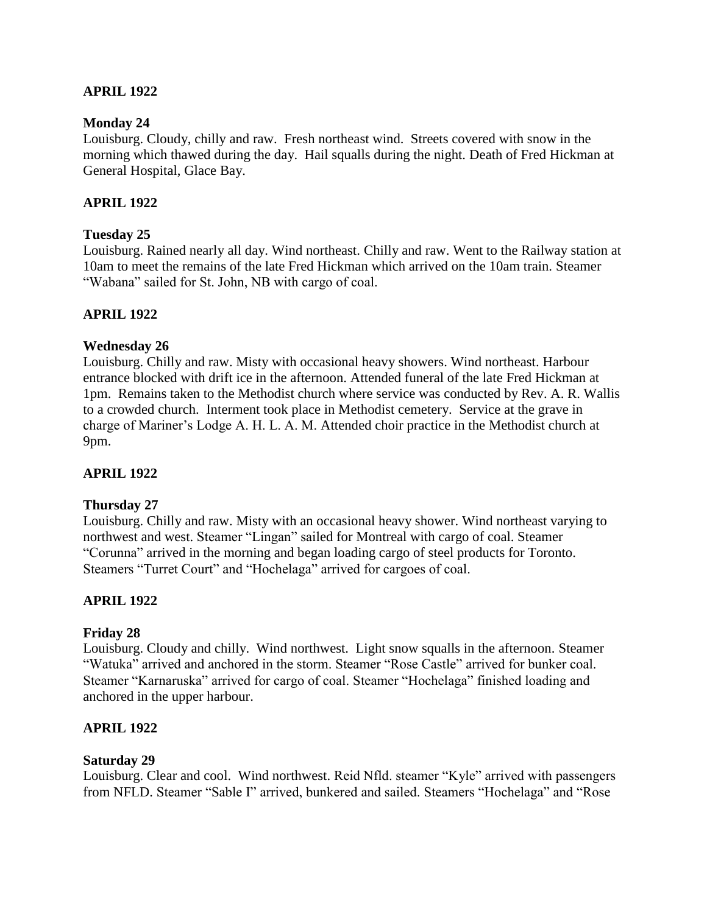**APRIL 1922**

**Monday 24**

Louisburg. Cloudy, chilly and raw. Fresh northeast wind. Streets covered with snow in the morning which thawed during the day. Hail squalls during the night. Death of Fred Hickman at General Hospital, Glace Bay.

**APRIL 1922**

**Tuesday 25**

Louisburg. Rained nearly all day. Wind northeast. Chilly and raw. Went to the Railway station at 10am to meet the remains of the late Fred Hickman which arrived on the 10am train. Steamer "Wabana" sailed for St. John, NB with cargo of coal.

**APRIL 1922**

**Wednesday 26**

Louisburg. Chilly and raw. Misty with occasional heavy showers. Wind northeast. Harbour entrance blocked with drift ice in the afternoon. Attended funeral of the late Fred Hickman at 1pm. Remains taken to the Methodist church where service was conducted by Rev. A. R. Wallis to a crowded church. Interment took place in Methodist cemetery. Service at the grave in charge of Mariner's Lodge A. H. L. A. M. Attended choir practice in the Methodist church at 9pm.

**APRIL 1922**

**Thursday 27**

Louisburg. Chilly and raw. Misty with an occasional heavy shower. Wind northeast varying to northwest and west. Steamer "Lingan" sailed for Montreal with cargo of coal. Steamer "Corunna" arrived in the morning and began loading cargo of steel products for Toronto. Steamers "Turret Court" and "Hochelaga" arrived for cargoes of coal.

**APRIL 1922**

**Friday 28**

Louisburg. Cloudy and chilly. Wind northwest. Light snow squalls in the afternoon. Steamer "Watuka" arrived and anchored in the storm. Steamer "Rose Castle" arrived for bunker coal. Steamer "Karnaruska" arrived for cargo of coal. Steamer "Hochelaga" finished loading and anchored in the upper harbour.

**APRIL 1922**

**Saturday 29**

Louisburg. Clear and cool. Wind northwest. Reid Nfld. steamer "Kyle" arrived with passengers from NFLD. Steamer "Sable I" arrived, bunkered and sailed. Steamers "Hochelaga" and "Rose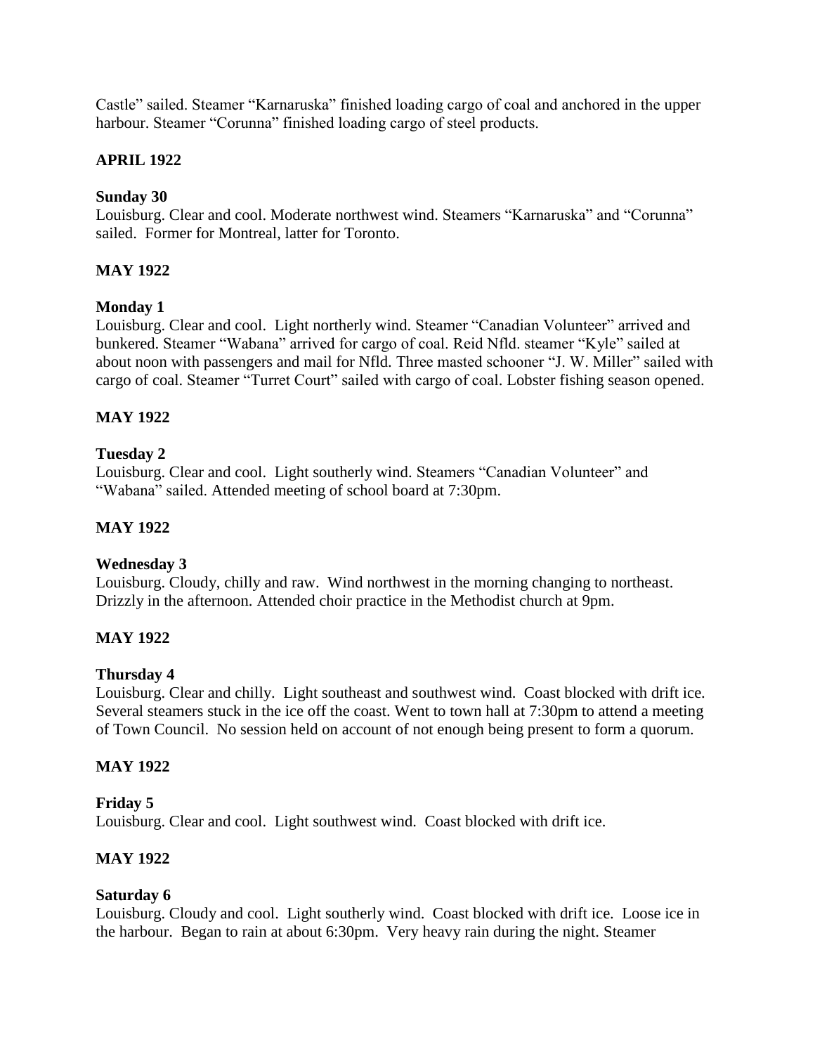Castle" sailed. Steamer "Karnaruska" finished loading cargo of coal and anchored in the upper harbour. Steamer "Corunna" finished loading cargo of steel products.

**APRIL 1922**

**Sunday 30**
Louisburg. Clear and cool. Moderate northwest wind. Steamers "Karnaruska" and "Corunna" sailed. Former for Montreal, latter for Toronto.

**MAY 1922**

**Monday 1**
Louisburg. Clear and cool. Light northerly wind. Steamer "Canadian Volunteer" arrived and bunkered. Steamer "Wabana" arrived for cargo of coal. Reid Nfld. steamer "Kyle" sailed at about noon with passengers and mail for Nfld. Three masted schooner "J. W. Miller" sailed with cargo of coal. Steamer "Turret Court" sailed with cargo of coal. Lobster fishing season opened.

**MAY 1922**

**Tuesday 2**
Louisburg. Clear and cool. Light southerly wind. Steamers "Canadian Volunteer" and "Wabana" sailed. Attended meeting of school board at 7:30pm.

**MAY 1922**

**Wednesday 3**
Louisburg. Cloudy, chilly and raw. Wind northwest in the morning changing to northeast. Drizzly in the afternoon. Attended choir practice in the Methodist church at 9pm.

**MAY 1922**

**Thursday 4**
Louisburg. Clear and chilly. Light southeast and southwest wind. Coast blocked with drift ice. Several steamers stuck in the ice off the coast. Went to town hall at 7:30pm to attend a meeting of Town Council. No session held on account of not enough being present to form a quorum.

**MAY 1922**

**Friday 5**
Louisburg. Clear and cool. Light southwest wind. Coast blocked with drift ice.

**MAY 1922**

**Saturday 6**
Louisburg. Cloudy and cool. Light southerly wind. Coast blocked with drift ice. Loose ice in the harbour. Began to rain at about 6:30pm. Very heavy rain during the night. Steamer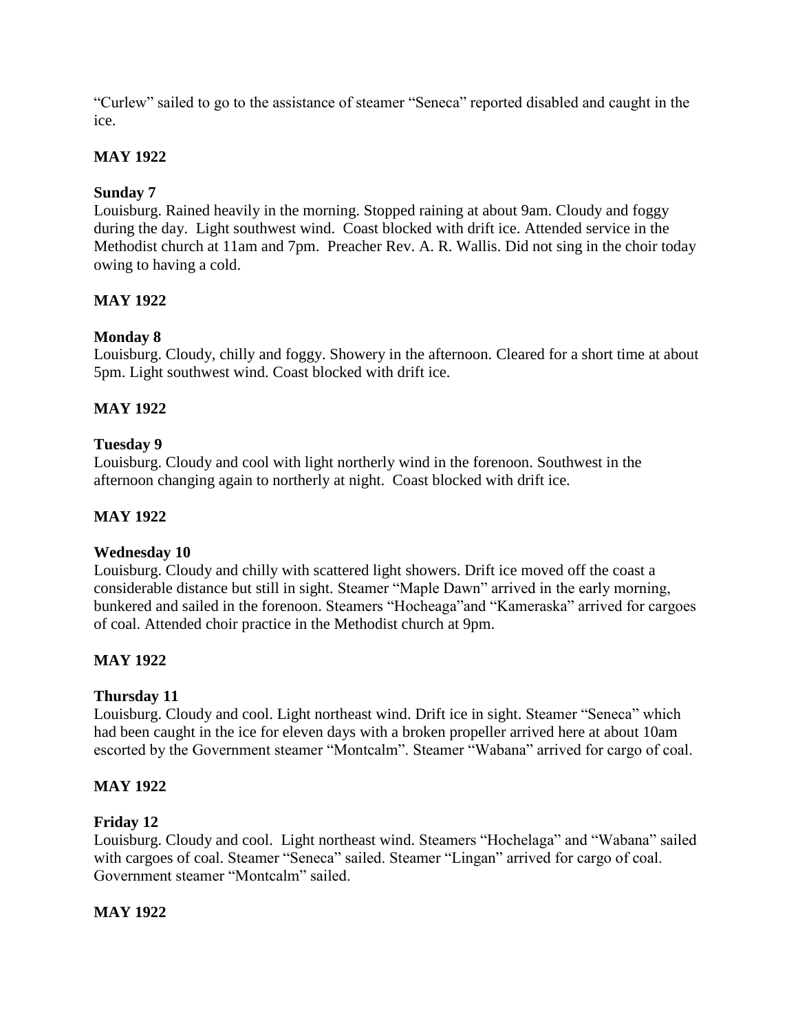"Curlew" sailed to go to the assistance of steamer "Seneca" reported disabled and caught in the ice.

**MAY 1922**

**Sunday 7**

Louisburg. Rained heavily in the morning. Stopped raining at about 9am. Cloudy and foggy during the day. Light southwest wind. Coast blocked with drift ice. Attended service in the Methodist church at 11am and 7pm. Preacher Rev. A. R. Wallis. Did not sing in the choir today owing to having a cold.

**MAY 1922**

**Monday 8**

Louisburg. Cloudy, chilly and foggy. Showery in the afternoon. Cleared for a short time at about 5pm. Light southwest wind. Coast blocked with drift ice.

**MAY 1922**

**Tuesday 9**

Louisburg. Cloudy and cool with light northerly wind in the forenoon. Southwest in the afternoon changing again to northerly at night. Coast blocked with drift ice.

**MAY 1922**

**Wednesday 10**

Louisburg. Cloudy and chilly with scattered light showers. Drift ice moved off the coast a considerable distance but still in sight. Steamer "Maple Dawn" arrived in the early morning, bunkered and sailed in the forenoon. Steamers "Hocheaga"and "Kameraska" arrived for cargoes of coal. Attended choir practice in the Methodist church at 9pm.

**MAY 1922**

**Thursday 11**

Louisburg. Cloudy and cool. Light northeast wind. Drift ice in sight. Steamer "Seneca" which had been caught in the ice for eleven days with a broken propeller arrived here at about 10am escorted by the Government steamer "Montcalm". Steamer "Wabana" arrived for cargo of coal.

**MAY 1922**

**Friday 12**

Louisburg. Cloudy and cool. Light northeast wind. Steamers "Hochelaga" and "Wabana" sailed with cargoes of coal. Steamer "Seneca" sailed. Steamer "Lingan" arrived for cargo of coal. Government steamer "Montcalm" sailed.

**MAY 1922**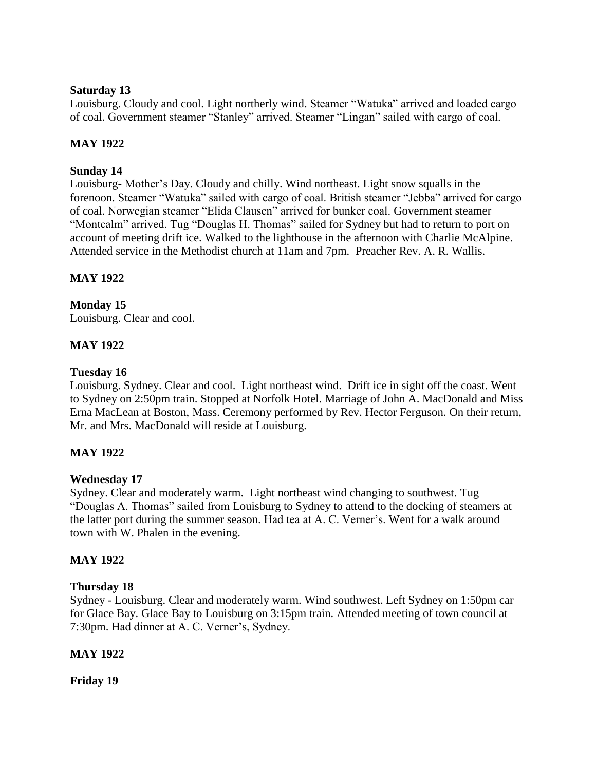**Saturday 13**

Louisburg. Cloudy and cool. Light northerly wind. Steamer "Watuka" arrived and loaded cargo of coal. Government steamer "Stanley" arrived. Steamer "Lingan" sailed with cargo of coal.

**MAY 1922**

**Sunday 14**

Louisburg- Mother's Day. Cloudy and chilly. Wind northeast. Light snow squalls in the forenoon. Steamer "Watuka" sailed with cargo of coal. British steamer "Jebba" arrived for cargo of coal. Norwegian steamer "Elida Clausen" arrived for bunker coal. Government steamer "Montcalm" arrived. Tug "Douglas H. Thomas" sailed for Sydney but had to return to port on account of meeting drift ice. Walked to the lighthouse in the afternoon with Charlie McAlpine. Attended service in the Methodist church at 11am and 7pm. Preacher Rev. A. R. Wallis.

**MAY 1922**

**Monday 15**

Louisburg. Clear and cool.

**MAY 1922**

**Tuesday 16**

Louisburg. Sydney. Clear and cool. Light northeast wind. Drift ice in sight off the coast. Went to Sydney on 2:50pm train. Stopped at Norfolk Hotel. Marriage of John A. MacDonald and Miss Erna MacLean at Boston, Mass. Ceremony performed by Rev. Hector Ferguson. On their return, Mr. and Mrs. MacDonald will reside at Louisburg.

**MAY 1922**

**Wednesday 17**

Sydney. Clear and moderately warm. Light northeast wind changing to southwest. Tug "Douglas A. Thomas" sailed from Louisburg to Sydney to attend to the docking of steamers at the latter port during the summer season. Had tea at A. C. Verner's. Went for a walk around town with W. Phalen in the evening.

**MAY 1922**

**Thursday 18**

Sydney - Louisburg. Clear and moderately warm. Wind southwest. Left Sydney on 1:50pm car for Glace Bay. Glace Bay to Louisburg on 3:15pm train. Attended meeting of town council at 7:30pm. Had dinner at A. C. Verner's, Sydney.

**MAY 1922**

**Friday 19**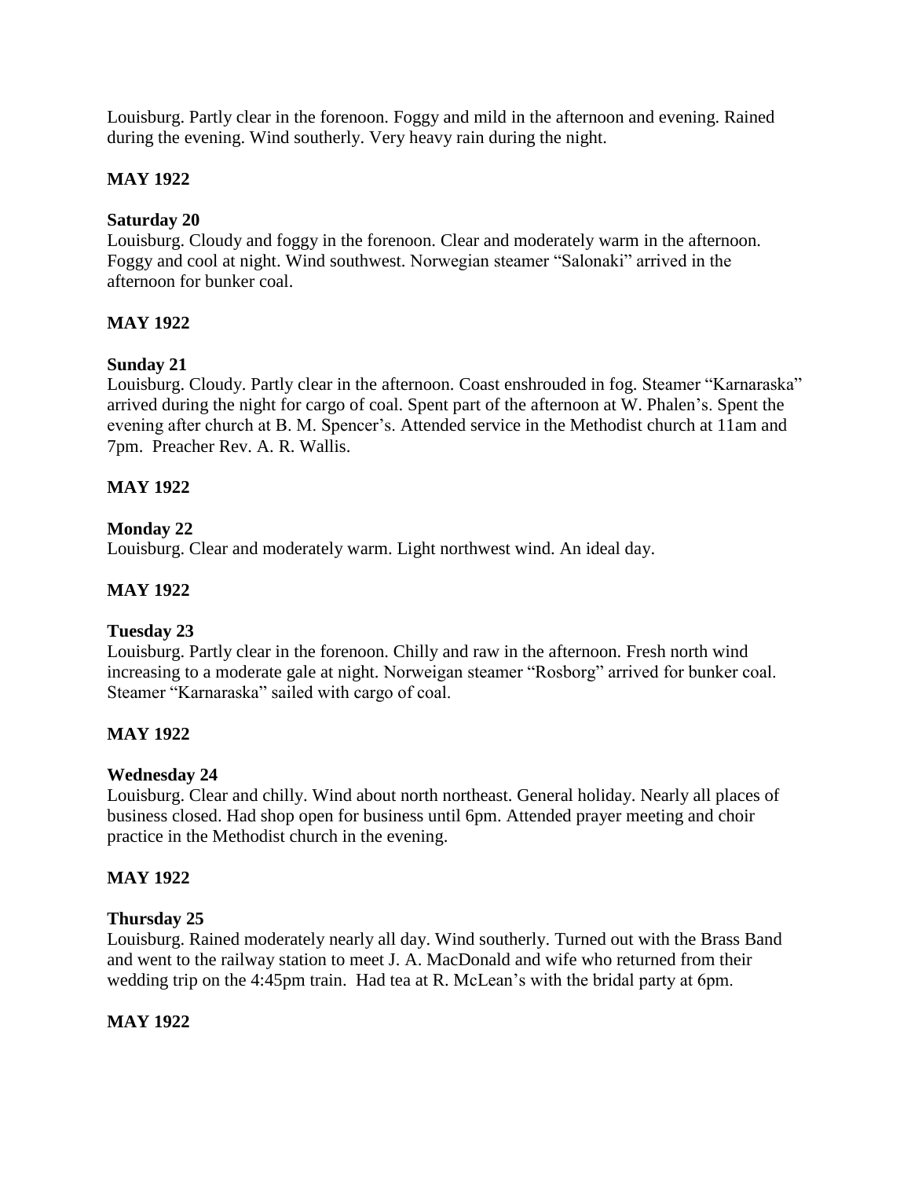Louisburg. Partly clear in the forenoon. Foggy and mild in the afternoon and evening. Rained during the evening. Wind southerly. Very heavy rain during the night.

**MAY 1922**

**Saturday 20**
Louisburg. Cloudy and foggy in the forenoon. Clear and moderately warm in the afternoon. Foggy and cool at night. Wind southwest. Norwegian steamer "Salonaki" arrived in the afternoon for bunker coal.

**MAY 1922**

**Sunday 21**
Louisburg. Cloudy. Partly clear in the afternoon. Coast enshrouded in fog. Steamer "Karnaraska" arrived during the night for cargo of coal. Spent part of the afternoon at W. Phalen's. Spent the evening after church at B. M. Spencer's. Attended service in the Methodist church at 11am and 7pm. Preacher Rev. A. R. Wallis.

**MAY 1922**

**Monday 22**
Louisburg. Clear and moderately warm. Light northwest wind. An ideal day.

**MAY 1922**

**Tuesday 23**
Louisburg. Partly clear in the forenoon. Chilly and raw in the afternoon. Fresh north wind increasing to a moderate gale at night. Norweigan steamer "Rosborg" arrived for bunker coal. Steamer "Karnaraska" sailed with cargo of coal.

**MAY 1922**

**Wednesday 24**
Louisburg. Clear and chilly. Wind about north northeast. General holiday. Nearly all places of business closed. Had shop open for business until 6pm. Attended prayer meeting and choir practice in the Methodist church in the evening.

**MAY 1922**

**Thursday 25**
Louisburg. Rained moderately nearly all day. Wind southerly. Turned out with the Brass Band and went to the railway station to meet J. A. MacDonald and wife who returned from their wedding trip on the 4:45pm train. Had tea at R. McLean's with the bridal party at 6pm.

**MAY 1922**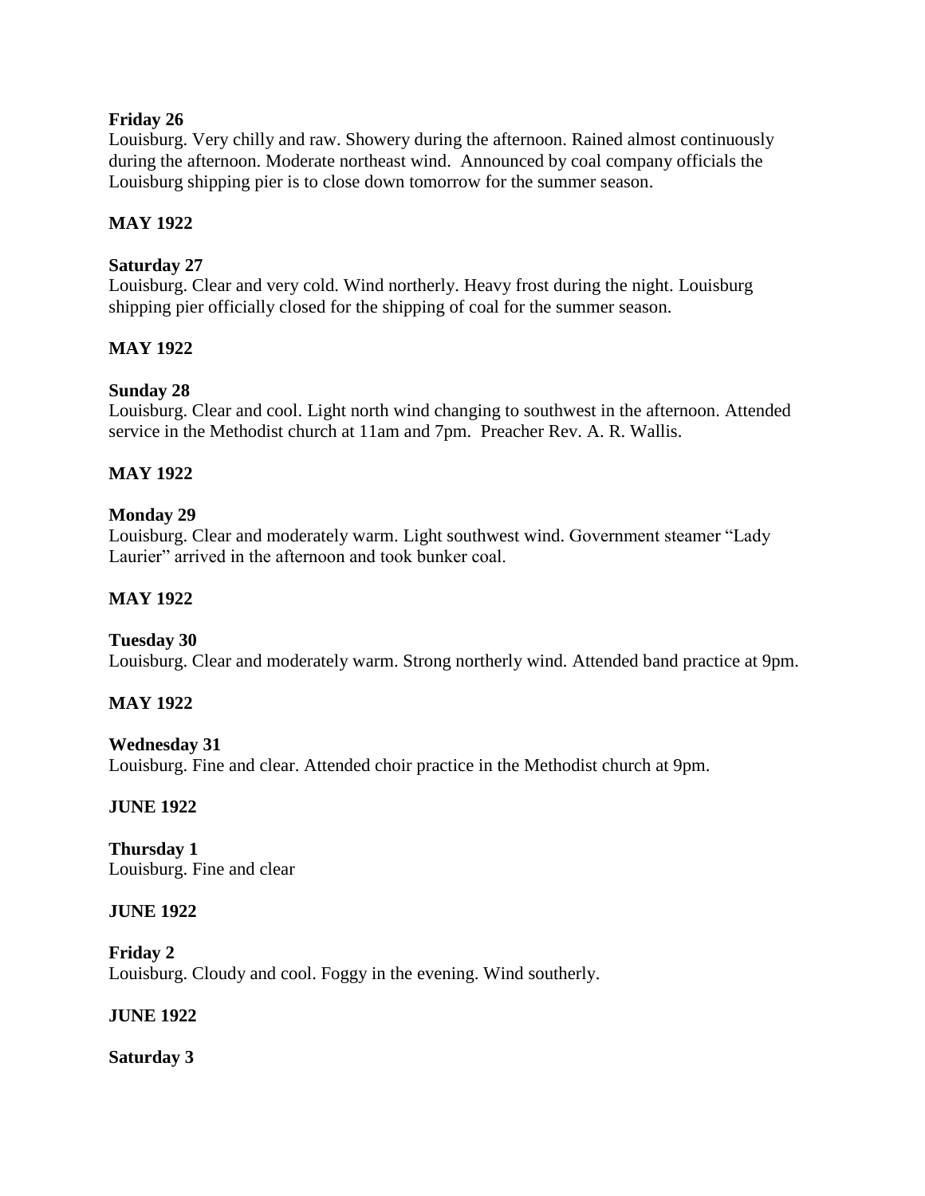**Friday 26**
Louisburg. Very chilly and raw. Showery during the afternoon. Rained almost continuously during the afternoon. Moderate northeast wind. Announced by coal company officials the Louisburg shipping pier is to close down tomorrow for the summer season.

**MAY 1922**

**Saturday 27**
Louisburg. Clear and very cold. Wind northerly. Heavy frost during the night. Louisburg shipping pier officially closed for the shipping of coal for the summer season.

**MAY 1922**

**Sunday 28**
Louisburg. Clear and cool. Light north wind changing to southwest in the afternoon. Attended service in the Methodist church at 11am and 7pm. Preacher Rev. A. R. Wallis.

**MAY 1922**

**Monday 29**
Louisburg. Clear and moderately warm. Light southwest wind. Government steamer "Lady Laurier" arrived in the afternoon and took bunker coal.

**MAY 1922**

**Tuesday 30**
Louisburg. Clear and moderately warm. Strong northerly wind. Attended band practice at 9pm.

**MAY 1922**

**Wednesday 31**
Louisburg. Fine and clear. Attended choir practice in the Methodist church at 9pm.

**JUNE 1922**

**Thursday 1**
Louisburg. Fine and clear

**JUNE 1922**

**Friday 2**
Louisburg. Cloudy and cool. Foggy in the evening. Wind southerly.

**JUNE 1922**

**Saturday 3**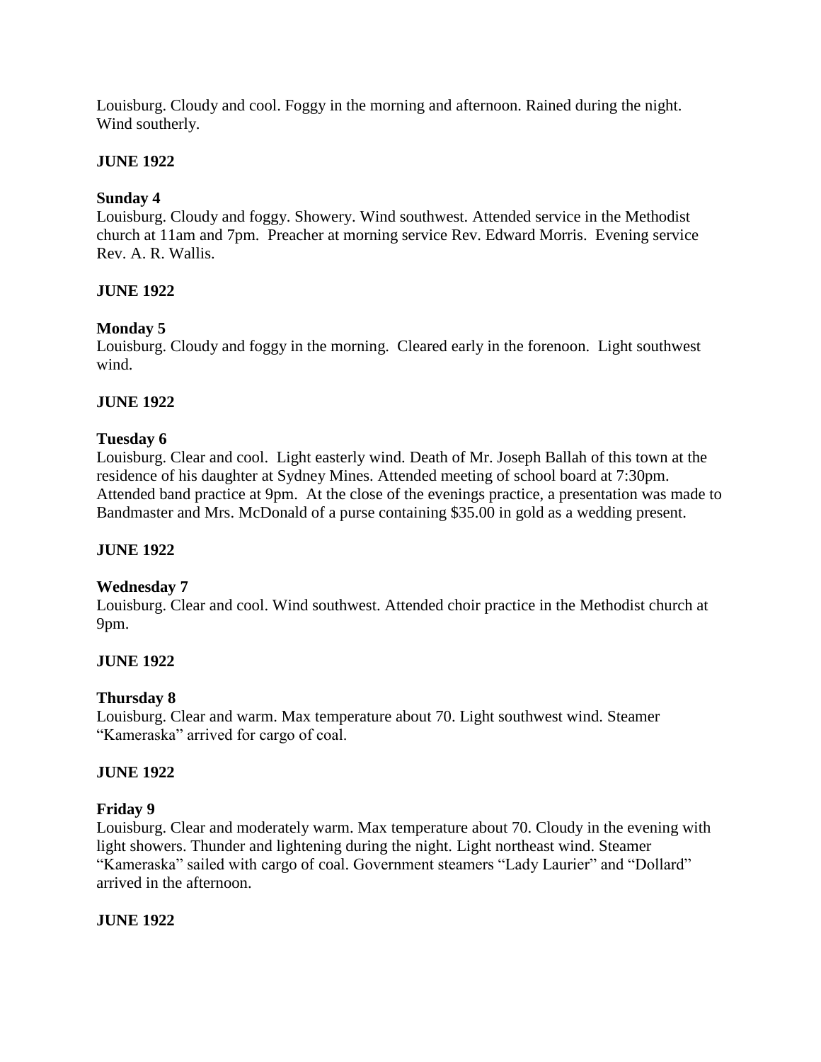Louisburg. Cloudy and cool. Foggy in the morning and afternoon. Rained during the night. Wind southerly.

**JUNE 1922**

**Sunday 4**
Louisburg. Cloudy and foggy. Showery. Wind southwest. Attended service in the Methodist church at 11am and 7pm. Preacher at morning service Rev. Edward Morris. Evening service Rev. A. R. Wallis.

**JUNE 1922**

**Monday 5**
Louisburg. Cloudy and foggy in the morning. Cleared early in the forenoon. Light southwest wind.

**JUNE 1922**

**Tuesday 6**
Louisburg. Clear and cool. Light easterly wind. Death of Mr. Joseph Ballah of this town at the residence of his daughter at Sydney Mines. Attended meeting of school board at 7:30pm. Attended band practice at 9pm. At the close of the evenings practice, a presentation was made to Bandmaster and Mrs. McDonald of a purse containing $35.00 in gold as a wedding present.

**JUNE 1922**

**Wednesday 7**
Louisburg. Clear and cool. Wind southwest. Attended choir practice in the Methodist church at 9pm.

**JUNE 1922**

**Thursday 8**
Louisburg. Clear and warm. Max temperature about 70. Light southwest wind. Steamer "Kameraska" arrived for cargo of coal.

**JUNE 1922**

**Friday 9**
Louisburg. Clear and moderately warm. Max temperature about 70. Cloudy in the evening with light showers. Thunder and lightening during the night. Light northeast wind. Steamer "Kameraska" sailed with cargo of coal. Government steamers "Lady Laurier" and "Dollard" arrived in the afternoon.

**JUNE 1922**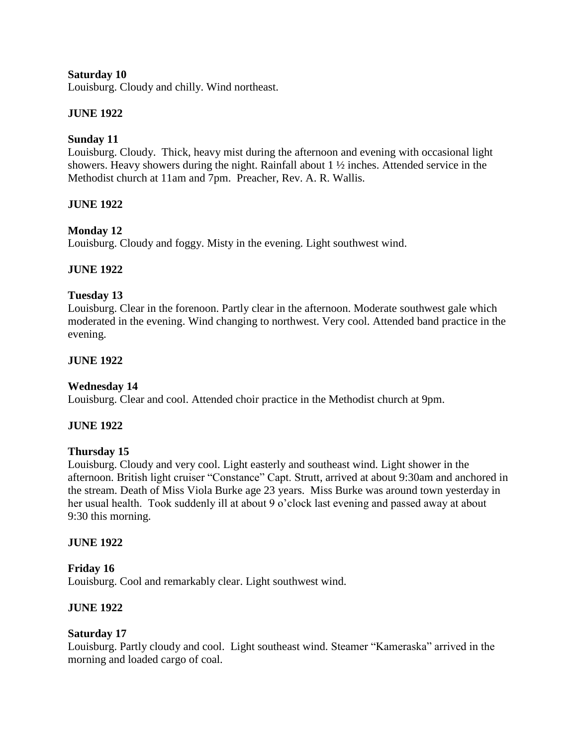**Saturday 10**
Louisburg. Cloudy and chilly. Wind northeast.

**JUNE 1922**

**Sunday 11**
Louisburg. Cloudy. Thick, heavy mist during the afternoon and evening with occasional light showers. Heavy showers during the night. Rainfall about 1 ½ inches. Attended service in the Methodist church at 11am and 7pm. Preacher, Rev. A. R. Wallis.

**JUNE 1922**

**Monday 12**
Louisburg. Cloudy and foggy. Misty in the evening. Light southwest wind.

**JUNE 1922**

**Tuesday 13**
Louisburg. Clear in the forenoon. Partly clear in the afternoon. Moderate southwest gale which moderated in the evening. Wind changing to northwest. Very cool. Attended band practice in the evening.

**JUNE 1922**

**Wednesday 14**
Louisburg. Clear and cool. Attended choir practice in the Methodist church at 9pm.

**JUNE 1922**

**Thursday 15**
Louisburg. Cloudy and very cool. Light easterly and southeast wind. Light shower in the afternoon. British light cruiser "Constance" Capt. Strutt, arrived at about 9:30am and anchored in the stream. Death of Miss Viola Burke age 23 years. Miss Burke was around town yesterday in her usual health. Took suddenly ill at about 9 o'clock last evening and passed away at about 9:30 this morning.

**JUNE 1922**

**Friday 16**
Louisburg. Cool and remarkably clear. Light southwest wind.

**JUNE 1922**

**Saturday 17**
Louisburg. Partly cloudy and cool. Light southeast wind. Steamer "Kameraska" arrived in the morning and loaded cargo of coal.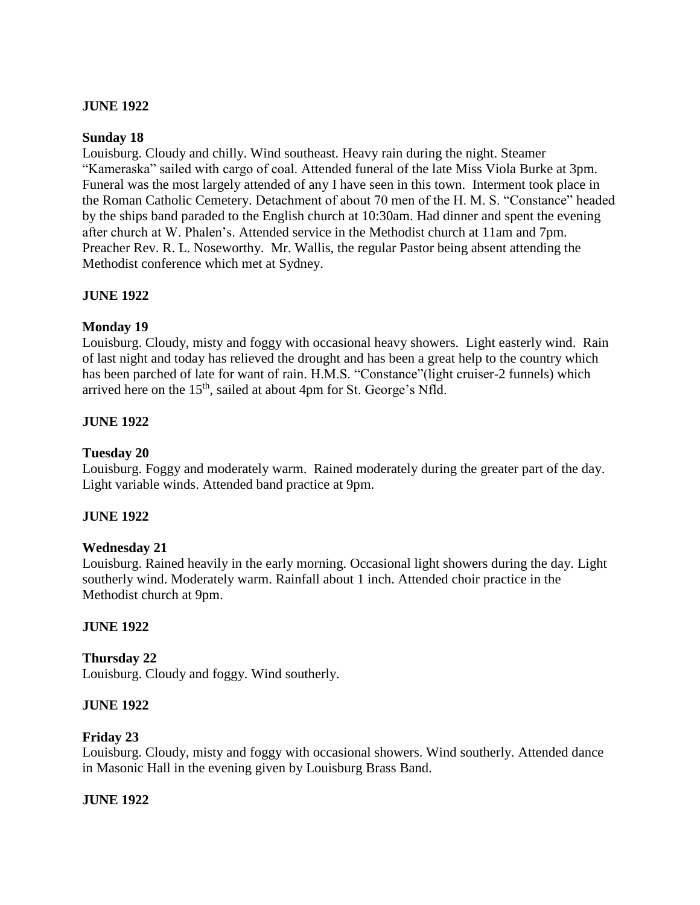**JUNE 1922**

**Sunday 18**

Louisburg. Cloudy and chilly. Wind southeast. Heavy rain during the night. Steamer "Kameraska" sailed with cargo of coal. Attended funeral of the late Miss Viola Burke at 3pm. Funeral was the most largely attended of any I have seen in this town. Interment took place in the Roman Catholic Cemetery. Detachment of about 70 men of the H. M. S. "Constance" headed by the ships band paraded to the English church at 10:30am. Had dinner and spent the evening after church at W. Phalen's. Attended service in the Methodist church at 11am and 7pm. Preacher Rev. R. L. Noseworthy. Mr. Wallis, the regular Pastor being absent attending the Methodist conference which met at Sydney.

**JUNE 1922**

**Monday 19**

Louisburg. Cloudy, misty and foggy with occasional heavy showers. Light easterly wind. Rain of last night and today has relieved the drought and has been a great help to the country which has been parched of late for want of rain. H.M.S. "Constance"(light cruiser-2 funnels) which arrived here on the 15th, sailed at about 4pm for St. George's Nfld.

**JUNE 1922**

**Tuesday 20**

Louisburg. Foggy and moderately warm. Rained moderately during the greater part of the day. Light variable winds. Attended band practice at 9pm.

**JUNE 1922**

**Wednesday 21**

Louisburg. Rained heavily in the early morning. Occasional light showers during the day. Light southerly wind. Moderately warm. Rainfall about 1 inch. Attended choir practice in the Methodist church at 9pm.

**JUNE 1922**

**Thursday 22**

Louisburg. Cloudy and foggy. Wind southerly.

**JUNE 1922**

**Friday 23**

Louisburg. Cloudy, misty and foggy with occasional showers. Wind southerly. Attended dance in Masonic Hall in the evening given by Louisburg Brass Band.

**JUNE 1922**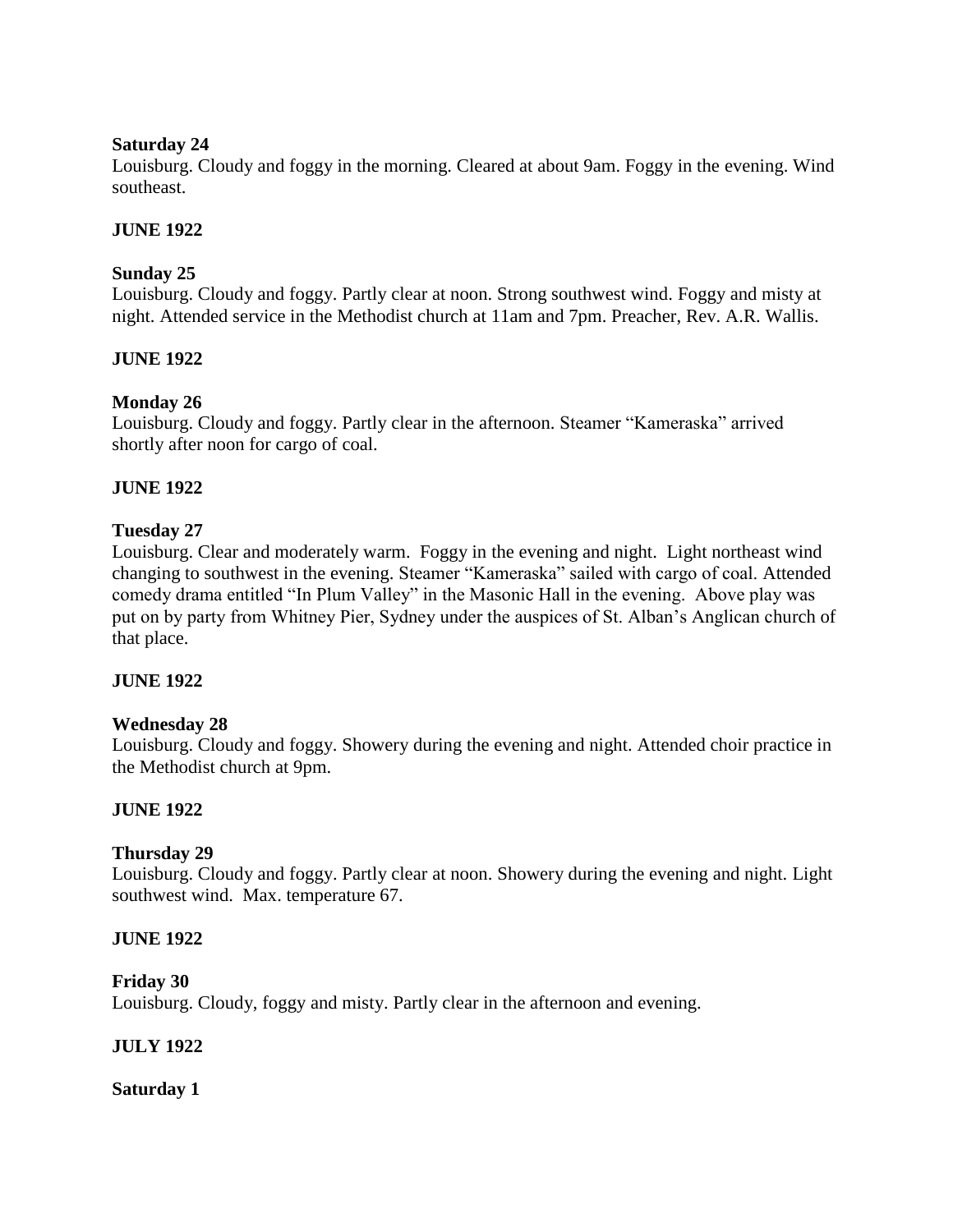**Saturday 24**

Louisburg. Cloudy and foggy in the morning. Cleared at about 9am. Foggy in the evening. Wind southeast.

**JUNE 1922**

**Sunday 25**

Louisburg. Cloudy and foggy. Partly clear at noon. Strong southwest wind. Foggy and misty at night. Attended service in the Methodist church at 11am and 7pm. Preacher, Rev. A.R. Wallis.

**JUNE 1922**

**Monday 26**

Louisburg. Cloudy and foggy. Partly clear in the afternoon. Steamer "Kameraska" arrived shortly after noon for cargo of coal.

**JUNE 1922**

**Tuesday 27**

Louisburg. Clear and moderately warm. Foggy in the evening and night. Light northeast wind changing to southwest in the evening. Steamer "Kameraska" sailed with cargo of coal. Attended comedy drama entitled "In Plum Valley" in the Masonic Hall in the evening. Above play was put on by party from Whitney Pier, Sydney under the auspices of St. Alban's Anglican church of that place.

**JUNE 1922**

**Wednesday 28**

Louisburg. Cloudy and foggy. Showery during the evening and night. Attended choir practice in the Methodist church at 9pm.

**JUNE 1922**

**Thursday 29**

Louisburg. Cloudy and foggy. Partly clear at noon. Showery during the evening and night. Light southwest wind. Max. temperature 67.

**JUNE 1922**

**Friday 30**

Louisburg. Cloudy, foggy and misty. Partly clear in the afternoon and evening.

**JULY 1922**

**Saturday 1**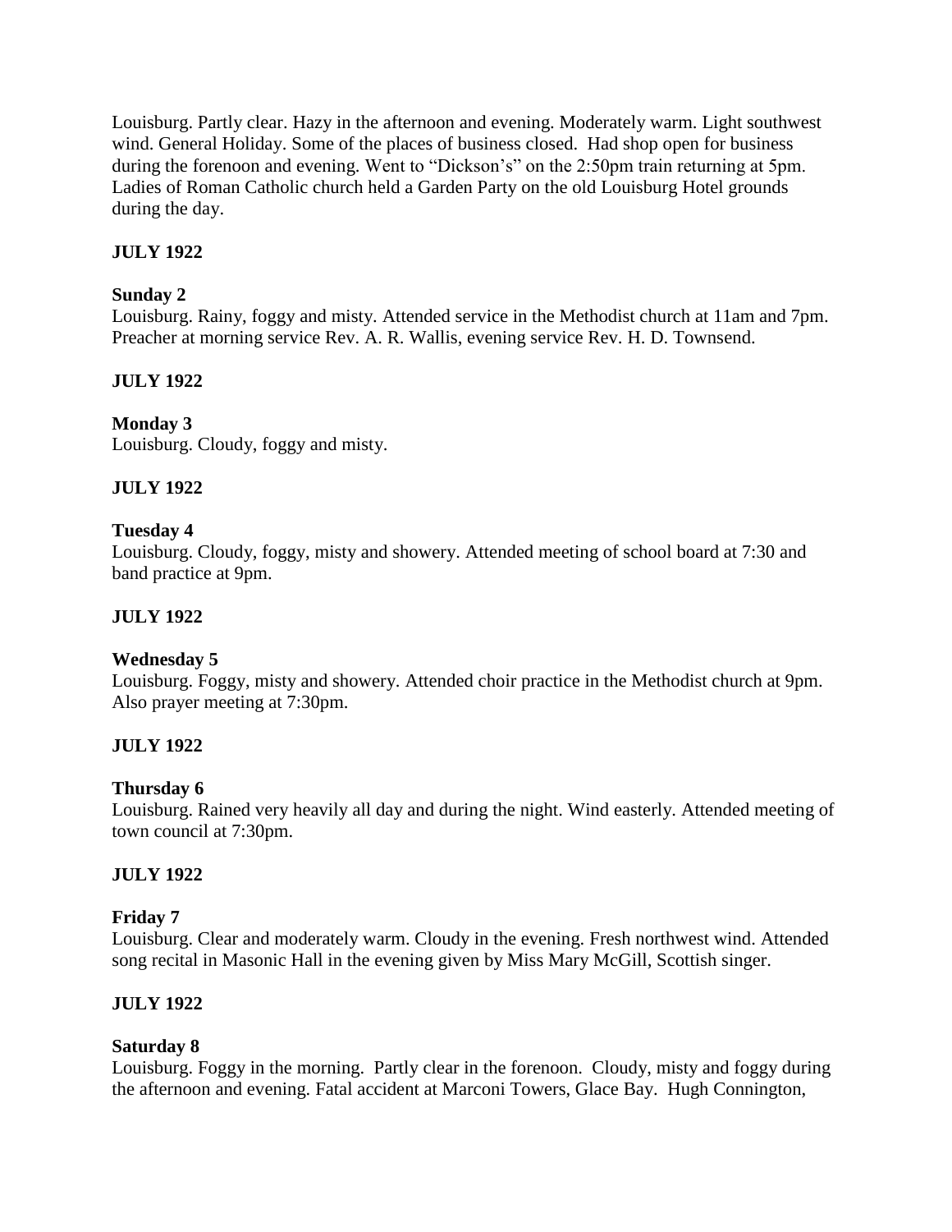Louisburg. Partly clear. Hazy in the afternoon and evening. Moderately warm. Light southwest wind. General Holiday. Some of the places of business closed. Had shop open for business during the forenoon and evening. Went to "Dickson's" on the 2:50pm train returning at 5pm. Ladies of Roman Catholic church held a Garden Party on the old Louisburg Hotel grounds during the day.

**JULY 1922**

**Sunday 2**
Louisburg. Rainy, foggy and misty. Attended service in the Methodist church at 11am and 7pm. Preacher at morning service Rev. A. R. Wallis, evening service Rev. H. D. Townsend.

**JULY 1922**

**Monday 3**
Louisburg. Cloudy, foggy and misty.

**JULY 1922**

**Tuesday 4**
Louisburg. Cloudy, foggy, misty and showery. Attended meeting of school board at 7:30 and band practice at 9pm.

**JULY 1922**

**Wednesday 5**
Louisburg. Foggy, misty and showery. Attended choir practice in the Methodist church at 9pm. Also prayer meeting at 7:30pm.

**JULY 1922**

**Thursday 6**
Louisburg. Rained very heavily all day and during the night. Wind easterly. Attended meeting of town council at 7:30pm.

**JULY 1922**

**Friday 7**
Louisburg. Clear and moderately warm. Cloudy in the evening. Fresh northwest wind. Attended song recital in Masonic Hall in the evening given by Miss Mary McGill, Scottish singer.

**JULY 1922**

**Saturday 8**
Louisburg. Foggy in the morning. Partly clear in the forenoon. Cloudy, misty and foggy during the afternoon and evening. Fatal accident at Marconi Towers, Glace Bay. Hugh Connington,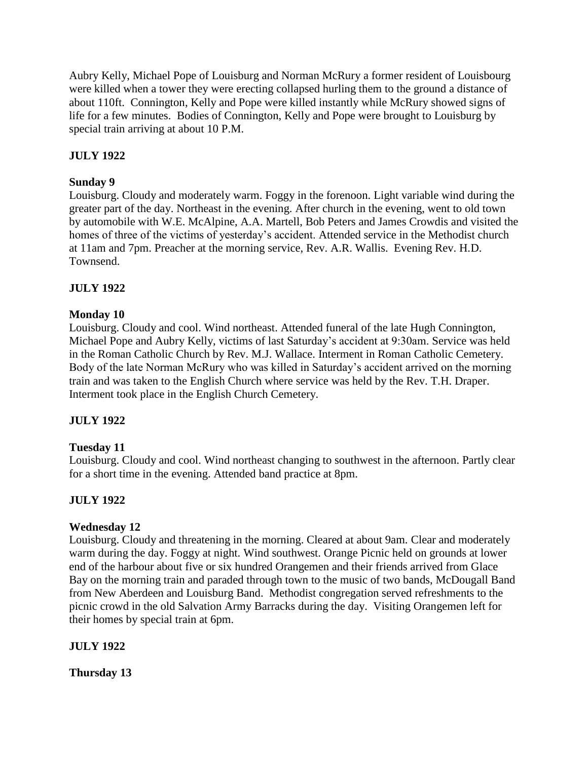Aubry Kelly, Michael Pope of Louisburg and Norman McRury a former resident of Louisbourg were killed when a tower they were erecting collapsed hurling them to the ground a distance of about 110ft. Connington, Kelly and Pope were killed instantly while McRury showed signs of life for a few minutes. Bodies of Connington, Kelly and Pope were brought to Louisburg by special train arriving at about 10 P.M.

**JULY 1922**

**Sunday 9**

Louisburg. Cloudy and moderately warm. Foggy in the forenoon. Light variable wind during the greater part of the day. Northeast in the evening. After church in the evening, went to old town by automobile with W.E. McAlpine, A.A. Martell, Bob Peters and James Crowdis and visited the homes of three of the victims of yesterday's accident. Attended service in the Methodist church at 11am and 7pm. Preacher at the morning service, Rev. A.R. Wallis. Evening Rev. H.D. Townsend.

**JULY 1922**

**Monday 10**

Louisburg. Cloudy and cool. Wind northeast. Attended funeral of the late Hugh Connington, Michael Pope and Aubry Kelly, victims of last Saturday's accident at 9:30am. Service was held in the Roman Catholic Church by Rev. M.J. Wallace. Interment in Roman Catholic Cemetery. Body of the late Norman McRury who was killed in Saturday's accident arrived on the morning train and was taken to the English Church where service was held by the Rev. T.H. Draper. Interment took place in the English Church Cemetery.

**JULY 1922**

**Tuesday 11**

Louisburg. Cloudy and cool. Wind northeast changing to southwest in the afternoon. Partly clear for a short time in the evening. Attended band practice at 8pm.

**JULY 1922**

**Wednesday 12**

Louisburg. Cloudy and threatening in the morning. Cleared at about 9am. Clear and moderately warm during the day. Foggy at night. Wind southwest. Orange Picnic held on grounds at lower end of the harbour about five or six hundred Orangemen and their friends arrived from Glace Bay on the morning train and paraded through town to the music of two bands, McDougall Band from New Aberdeen and Louisburg Band. Methodist congregation served refreshments to the picnic crowd in the old Salvation Army Barracks during the day. Visiting Orangemen left for their homes by special train at 6pm.

**JULY 1922**

**Thursday 13**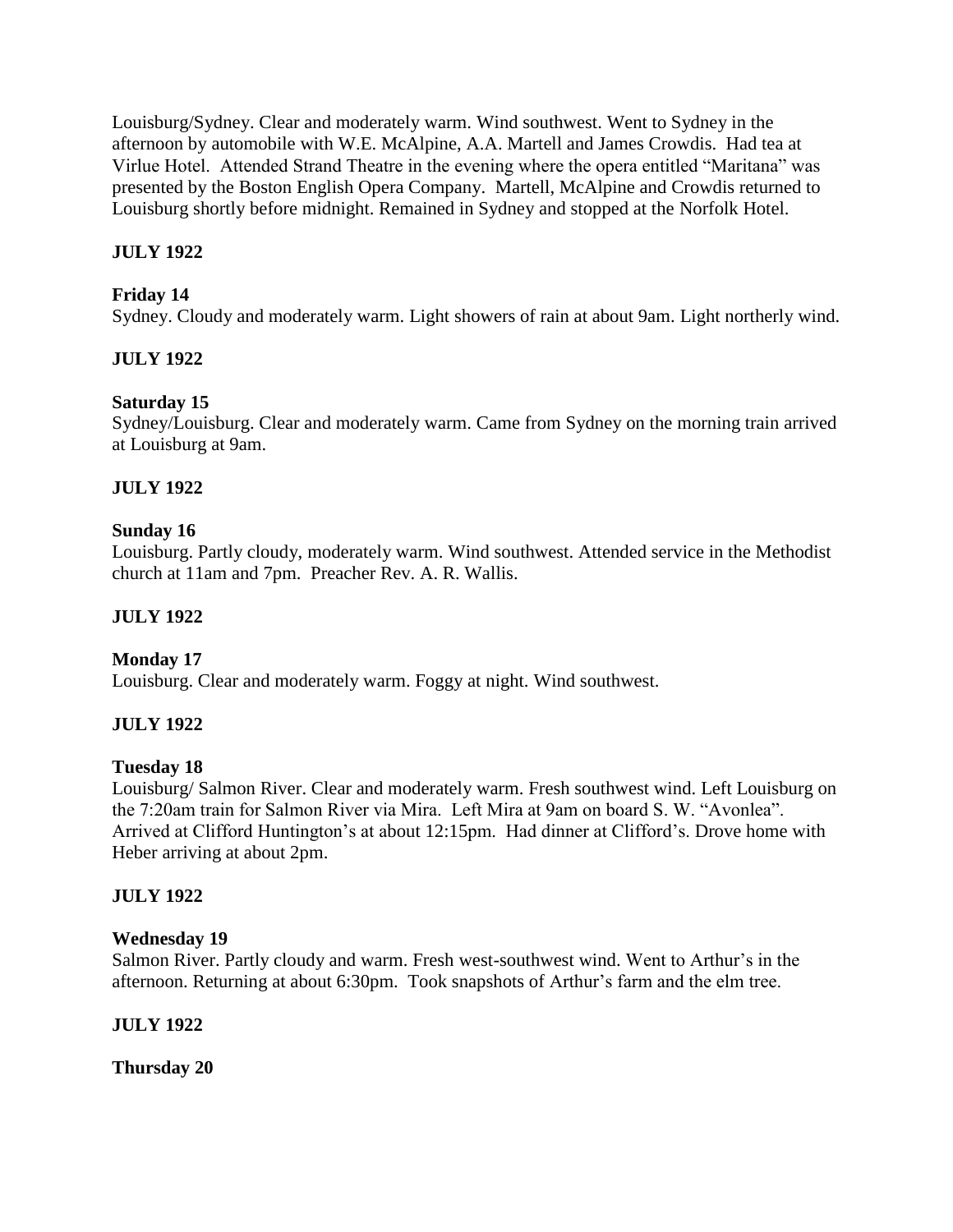Louisburg/Sydney. Clear and moderately warm. Wind southwest. Went to Sydney in the afternoon by automobile with W.E. McAlpine, A.A. Martell and James Crowdis. Had tea at Virlue Hotel. Attended Strand Theatre in the evening where the opera entitled "Maritana" was presented by the Boston English Opera Company. Martell, McAlpine and Crowdis returned to Louisburg shortly before midnight. Remained in Sydney and stopped at the Norfolk Hotel.

**JULY 1922**

**Friday 14**
Sydney. Cloudy and moderately warm. Light showers of rain at about 9am. Light northerly wind.

**JULY 1922**

**Saturday 15**
Sydney/Louisburg. Clear and moderately warm. Came from Sydney on the morning train arrived at Louisburg at 9am.

**JULY 1922**

**Sunday 16**
Louisburg. Partly cloudy, moderately warm. Wind southwest. Attended service in the Methodist church at 11am and 7pm. Preacher Rev. A. R. Wallis.

**JULY 1922**

**Monday 17**
Louisburg. Clear and moderately warm. Foggy at night. Wind southwest.

**JULY 1922**

**Tuesday 18**
Louisburg/ Salmon River. Clear and moderately warm. Fresh southwest wind. Left Louisburg on the 7:20am train for Salmon River via Mira. Left Mira at 9am on board S. W. "Avonlea". Arrived at Clifford Huntington's at about 12:15pm. Had dinner at Clifford's. Drove home with Heber arriving at about 2pm.

**JULY 1922**

**Wednesday 19**
Salmon River. Partly cloudy and warm. Fresh west-southwest wind. Went to Arthur's in the afternoon. Returning at about 6:30pm. Took snapshots of Arthur's farm and the elm tree.

**JULY 1922**

**Thursday 20**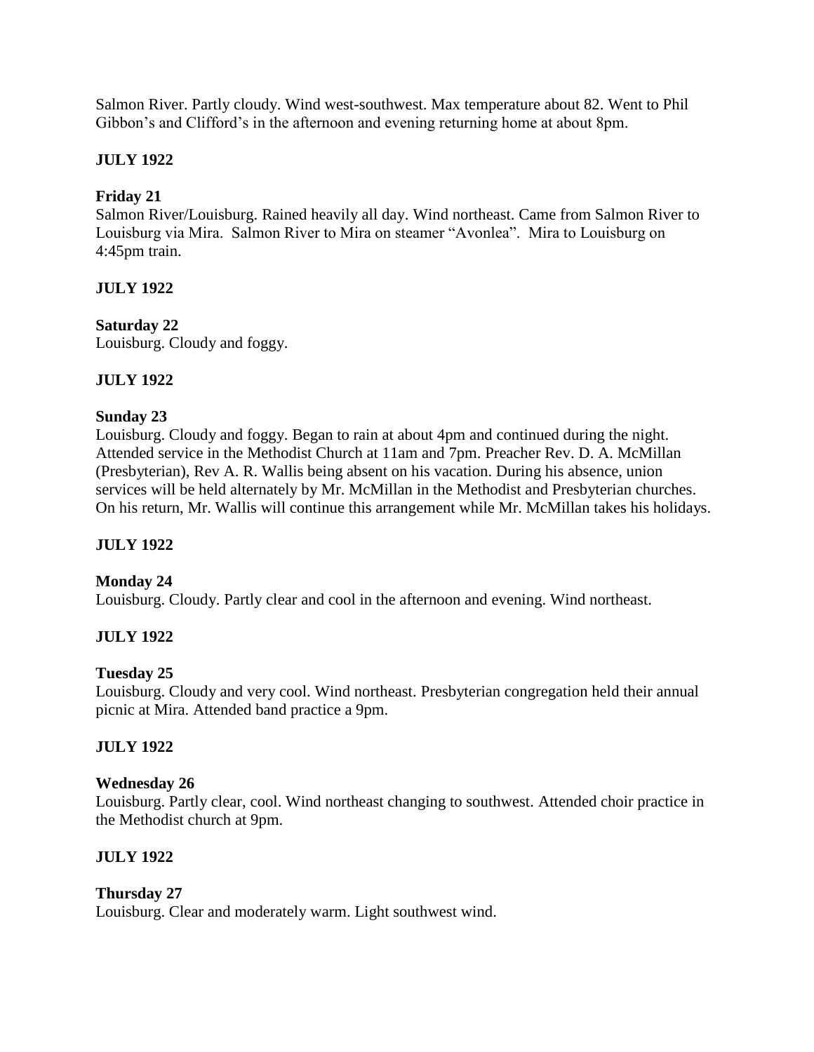Salmon River. Partly cloudy. Wind west-southwest. Max temperature about 82. Went to Phil Gibbon's and Clifford's in the afternoon and evening returning home at about 8pm.

**JULY 1922**

**Friday 21**
Salmon River/Louisburg. Rained heavily all day. Wind northeast. Came from Salmon River to Louisburg via Mira. Salmon River to Mira on steamer "Avonlea". Mira to Louisburg on 4:45pm train.

**JULY 1922**

**Saturday 22**
Louisburg. Cloudy and foggy.

**JULY 1922**

**Sunday 23**
Louisburg. Cloudy and foggy. Began to rain at about 4pm and continued during the night. Attended service in the Methodist Church at 11am and 7pm. Preacher Rev. D. A. McMillan (Presbyterian), Rev A. R. Wallis being absent on his vacation. During his absence, union services will be held alternately by Mr. McMillan in the Methodist and Presbyterian churches. On his return, Mr. Wallis will continue this arrangement while Mr. McMillan takes his holidays.

**JULY 1922**

**Monday 24**
Louisburg. Cloudy. Partly clear and cool in the afternoon and evening. Wind northeast.

**JULY 1922**

**Tuesday 25**
Louisburg. Cloudy and very cool. Wind northeast. Presbyterian congregation held their annual picnic at Mira. Attended band practice a 9pm.

**JULY 1922**

**Wednesday 26**
Louisburg. Partly clear, cool. Wind northeast changing to southwest. Attended choir practice in the Methodist church at 9pm.

**JULY 1922**

**Thursday 27**
Louisburg. Clear and moderately warm. Light southwest wind.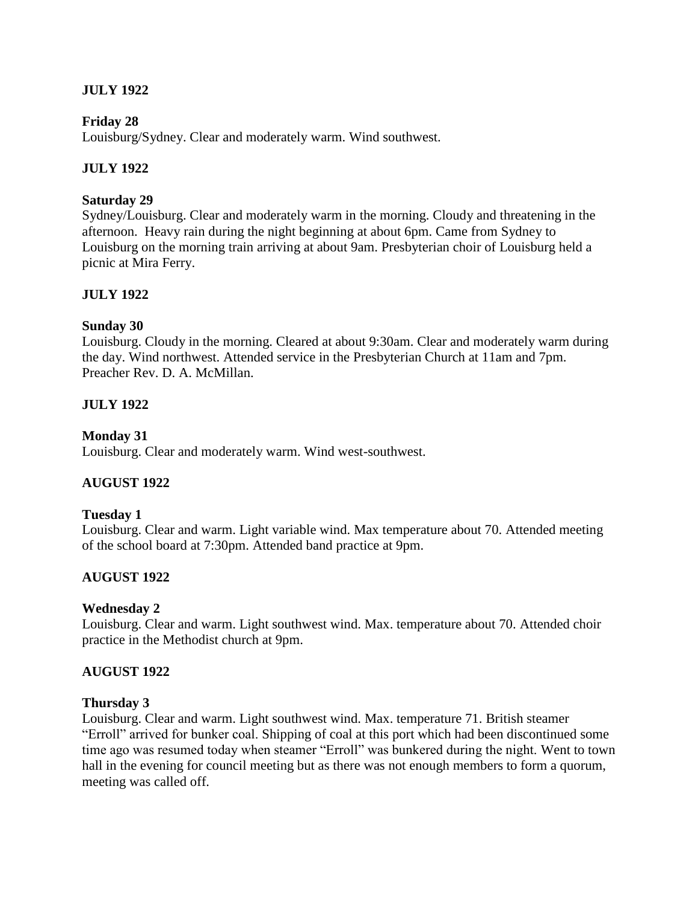**JULY 1922**

**Friday 28**
Louisburg/Sydney. Clear and moderately warm. Wind southwest.

**JULY 1922**

**Saturday 29**
Sydney/Louisburg. Clear and moderately warm in the morning. Cloudy and threatening in the afternoon. Heavy rain during the night beginning at about 6pm. Came from Sydney to Louisburg on the morning train arriving at about 9am. Presbyterian choir of Louisburg held a picnic at Mira Ferry.

**JULY 1922**

**Sunday 30**
Louisburg. Cloudy in the morning. Cleared at about 9:30am. Clear and moderately warm during the day. Wind northwest. Attended service in the Presbyterian Church at 11am and 7pm. Preacher Rev. D. A. McMillan.

**JULY 1922**

**Monday 31**
Louisburg. Clear and moderately warm. Wind west-southwest.

**AUGUST 1922**

**Tuesday 1**
Louisburg. Clear and warm. Light variable wind. Max temperature about 70. Attended meeting of the school board at 7:30pm. Attended band practice at 9pm.

**AUGUST 1922**

**Wednesday 2**
Louisburg. Clear and warm. Light southwest wind. Max. temperature about 70. Attended choir practice in the Methodist church at 9pm.

**AUGUST 1922**

**Thursday 3**
Louisburg. Clear and warm. Light southwest wind. Max. temperature 71. British steamer "Erroll" arrived for bunker coal. Shipping of coal at this port which had been discontinued some time ago was resumed today when steamer "Erroll" was bunkered during the night. Went to town hall in the evening for council meeting but as there was not enough members to form a quorum, meeting was called off.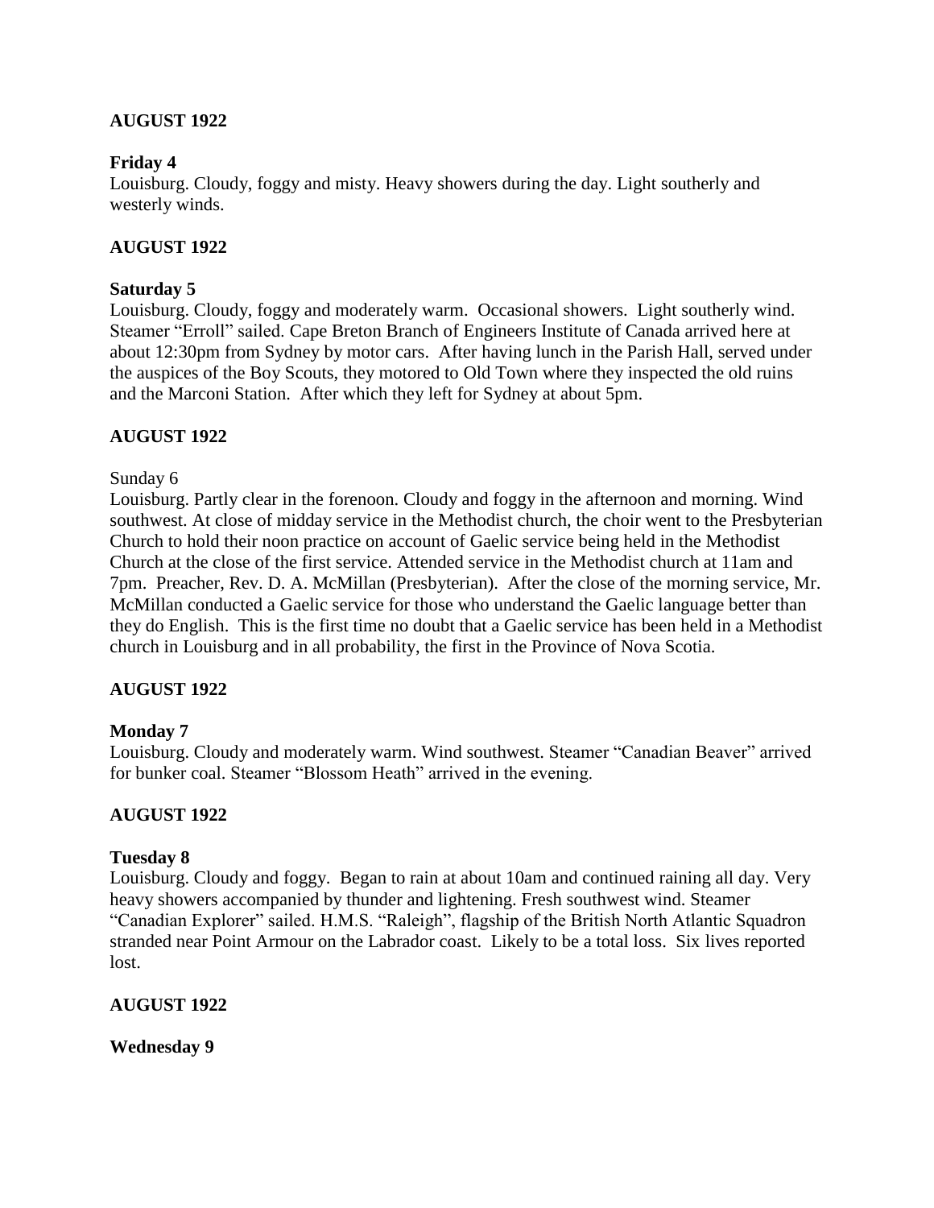**AUGUST 1922**

**Friday 4**

Louisburg. Cloudy, foggy and misty. Heavy showers during the day. Light southerly and westerly winds.

**AUGUST 1922**

**Saturday 5**

Louisburg. Cloudy, foggy and moderately warm. Occasional showers. Light southerly wind. Steamer "Erroll" sailed. Cape Breton Branch of Engineers Institute of Canada arrived here at about 12:30pm from Sydney by motor cars. After having lunch in the Parish Hall, served under the auspices of the Boy Scouts, they motored to Old Town where they inspected the old ruins and the Marconi Station. After which they left for Sydney at about 5pm.

**AUGUST 1922**

Sunday 6

Louisburg. Partly clear in the forenoon. Cloudy and foggy in the afternoon and morning. Wind southwest. At close of midday service in the Methodist church, the choir went to the Presbyterian Church to hold their noon practice on account of Gaelic service being held in the Methodist Church at the close of the first service. Attended service in the Methodist church at 11am and 7pm. Preacher, Rev. D. A. McMillan (Presbyterian). After the close of the morning service, Mr. McMillan conducted a Gaelic service for those who understand the Gaelic language better than they do English. This is the first time no doubt that a Gaelic service has been held in a Methodist church in Louisburg and in all probability, the first in the Province of Nova Scotia.

**AUGUST 1922**

**Monday 7**

Louisburg. Cloudy and moderately warm. Wind southwest. Steamer "Canadian Beaver" arrived for bunker coal. Steamer "Blossom Heath" arrived in the evening.

**AUGUST 1922**

**Tuesday 8**

Louisburg. Cloudy and foggy. Began to rain at about 10am and continued raining all day. Very heavy showers accompanied by thunder and lightening. Fresh southwest wind. Steamer "Canadian Explorer" sailed. H.M.S. "Raleigh", flagship of the British North Atlantic Squadron stranded near Point Armour on the Labrador coast. Likely to be a total loss. Six lives reported lost.

**AUGUST 1922**

**Wednesday 9**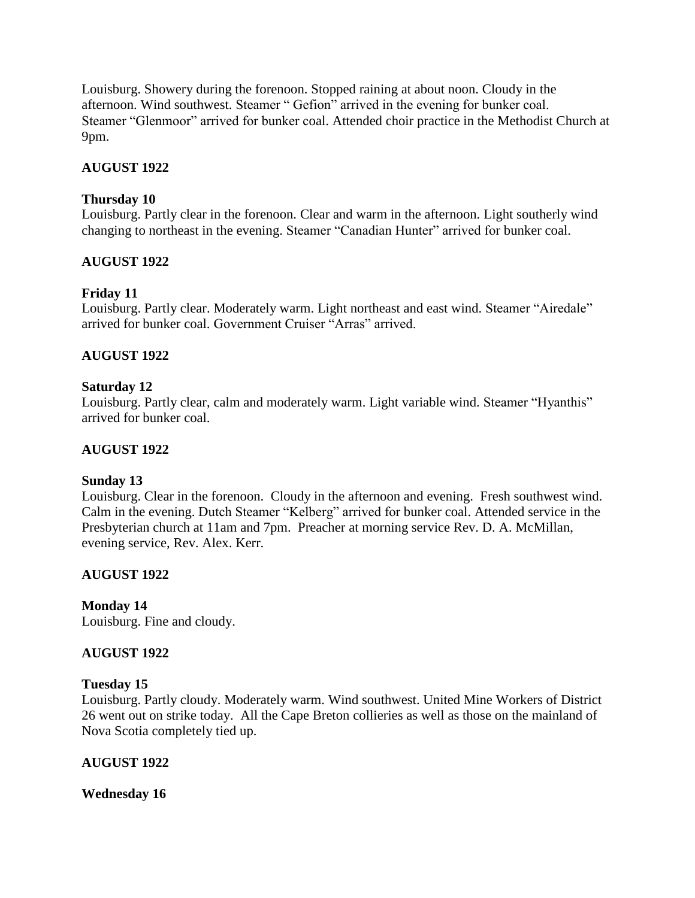Louisburg. Showery during the forenoon. Stopped raining at about noon. Cloudy in the afternoon. Wind southwest. Steamer " Gefion" arrived in the evening for bunker coal. Steamer "Glenmoor" arrived for bunker coal. Attended choir practice in the Methodist Church at 9pm.

**AUGUST 1922**

**Thursday 10**
Louisburg. Partly clear in the forenoon. Clear and warm in the afternoon. Light southerly wind changing to northeast in the evening. Steamer "Canadian Hunter" arrived for bunker coal.

**AUGUST 1922**

**Friday 11**
Louisburg. Partly clear. Moderately warm. Light northeast and east wind. Steamer "Airedale" arrived for bunker coal. Government Cruiser "Arras" arrived.

**AUGUST 1922**

**Saturday 12**
Louisburg. Partly clear, calm and moderately warm. Light variable wind. Steamer "Hyanthis" arrived for bunker coal.

**AUGUST 1922**

**Sunday 13**
Louisburg. Clear in the forenoon. Cloudy in the afternoon and evening. Fresh southwest wind. Calm in the evening. Dutch Steamer "Kelberg" arrived for bunker coal. Attended service in the Presbyterian church at 11am and 7pm. Preacher at morning service Rev. D. A. McMillan, evening service, Rev. Alex. Kerr.

**AUGUST 1922**

**Monday 14**
Louisburg. Fine and cloudy.

**AUGUST 1922**

**Tuesday 15**
Louisburg. Partly cloudy. Moderately warm. Wind southwest. United Mine Workers of District 26 went out on strike today. All the Cape Breton collieries as well as those on the mainland of Nova Scotia completely tied up.

**AUGUST 1922**

**Wednesday 16**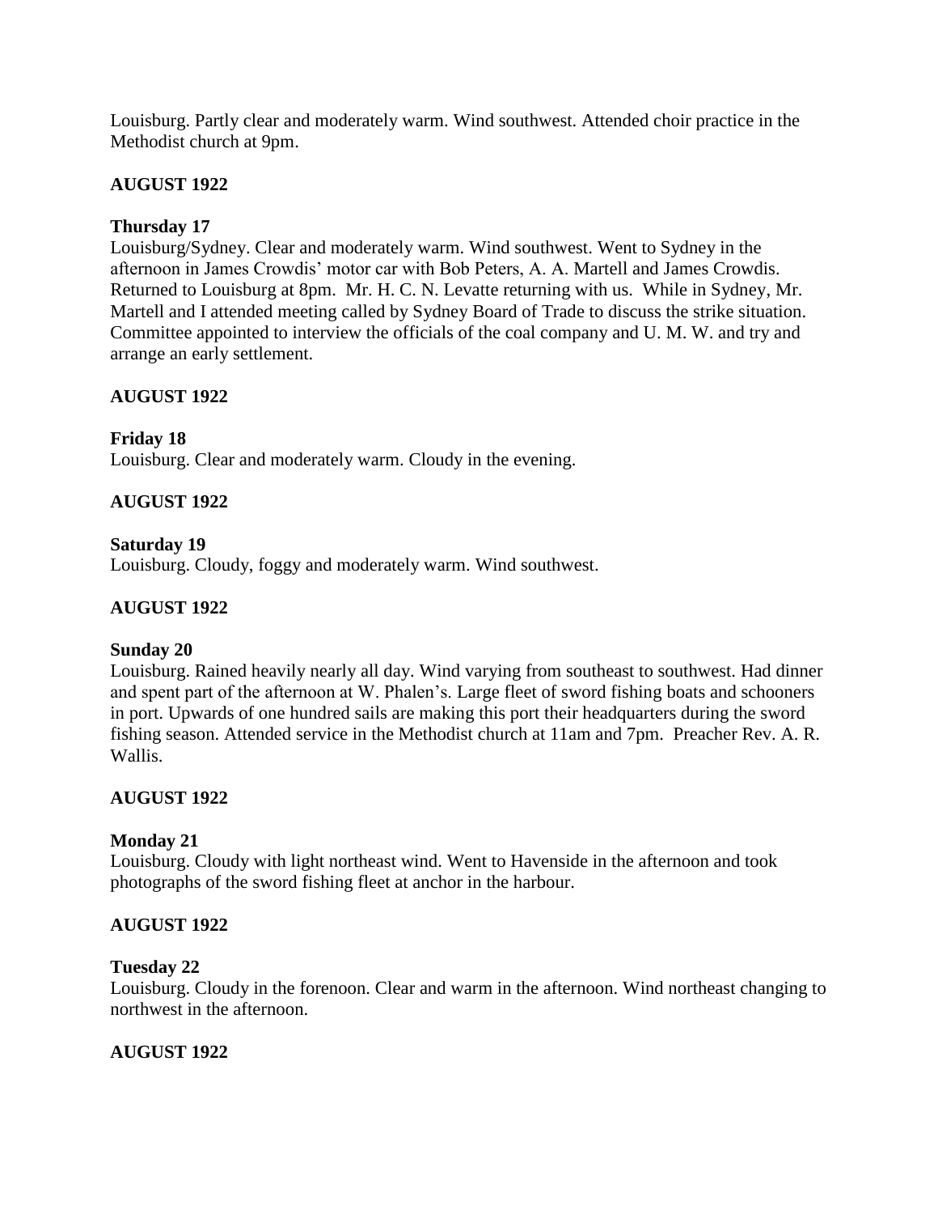Louisburg. Partly clear and moderately warm. Wind southwest. Attended choir practice in the Methodist church at 9pm.

**AUGUST 1922**

**Thursday 17**

Louisburg/Sydney. Clear and moderately warm. Wind southwest. Went to Sydney in the afternoon in James Crowdis' motor car with Bob Peters, A. A. Martell and James Crowdis. Returned to Louisburg at 8pm. Mr. H. C. N. Levatte returning with us. While in Sydney, Mr. Martell and I attended meeting called by Sydney Board of Trade to discuss the strike situation. Committee appointed to interview the officials of the coal company and U. M. W. and try and arrange an early settlement.

**AUGUST 1922**

**Friday 18**

Louisburg. Clear and moderately warm. Cloudy in the evening.

**AUGUST 1922**

**Saturday 19**

Louisburg. Cloudy, foggy and moderately warm. Wind southwest.

**AUGUST 1922**

**Sunday 20**

Louisburg. Rained heavily nearly all day. Wind varying from southeast to southwest. Had dinner and spent part of the afternoon at W. Phalen's. Large fleet of sword fishing boats and schooners in port. Upwards of one hundred sails are making this port their headquarters during the sword fishing season. Attended service in the Methodist church at 11am and 7pm. Preacher Rev. A. R. Wallis.

**AUGUST 1922**

**Monday 21**

Louisburg. Cloudy with light northeast wind. Went to Havenside in the afternoon and took photographs of the sword fishing fleet at anchor in the harbour.

**AUGUST 1922**

**Tuesday 22**

Louisburg. Cloudy in the forenoon. Clear and warm in the afternoon. Wind northeast changing to northwest in the afternoon.

**AUGUST 1922**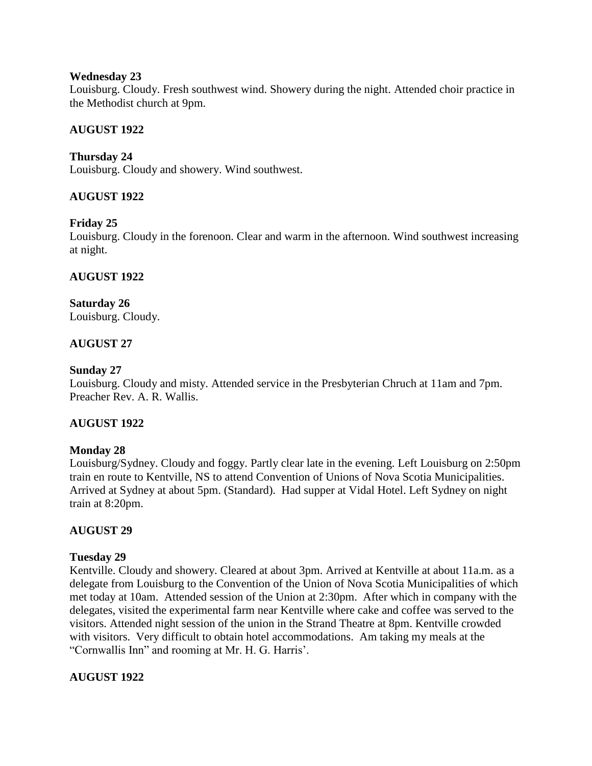**Wednesday 23**
Louisburg. Cloudy. Fresh southwest wind. Showery during the night. Attended choir practice in the Methodist church at 9pm.

**AUGUST 1922**

**Thursday 24**
Louisburg. Cloudy and showery. Wind southwest.

**AUGUST 1922**

**Friday 25**
Louisburg. Cloudy in the forenoon. Clear and warm in the afternoon. Wind southwest increasing at night.

**AUGUST 1922**

**Saturday 26**
Louisburg. Cloudy.

**AUGUST 27**

**Sunday 27**
Louisburg. Cloudy and misty. Attended service in the Presbyterian Chruch at 11am and 7pm. Preacher Rev. A. R. Wallis.

**AUGUST 1922**

**Monday 28**
Louisburg/Sydney. Cloudy and foggy. Partly clear late in the evening. Left Louisburg on 2:50pm train en route to Kentville, NS to attend Convention of Unions of Nova Scotia Municipalities. Arrived at Sydney at about 5pm. (Standard). Had supper at Vidal Hotel. Left Sydney on night train at 8:20pm.

**AUGUST 29**

**Tuesday 29**
Kentville. Cloudy and showery. Cleared at about 3pm. Arrived at Kentville at about 11a.m. as a delegate from Louisburg to the Convention of the Union of Nova Scotia Municipalities of which met today at 10am. Attended session of the Union at 2:30pm. After which in company with the delegates, visited the experimental farm near Kentville where cake and coffee was served to the visitors. Attended night session of the union in the Strand Theatre at 8pm. Kentville crowded with visitors. Very difficult to obtain hotel accommodations. Am taking my meals at the "Cornwallis Inn" and rooming at Mr. H. G. Harris'.

**AUGUST 1922**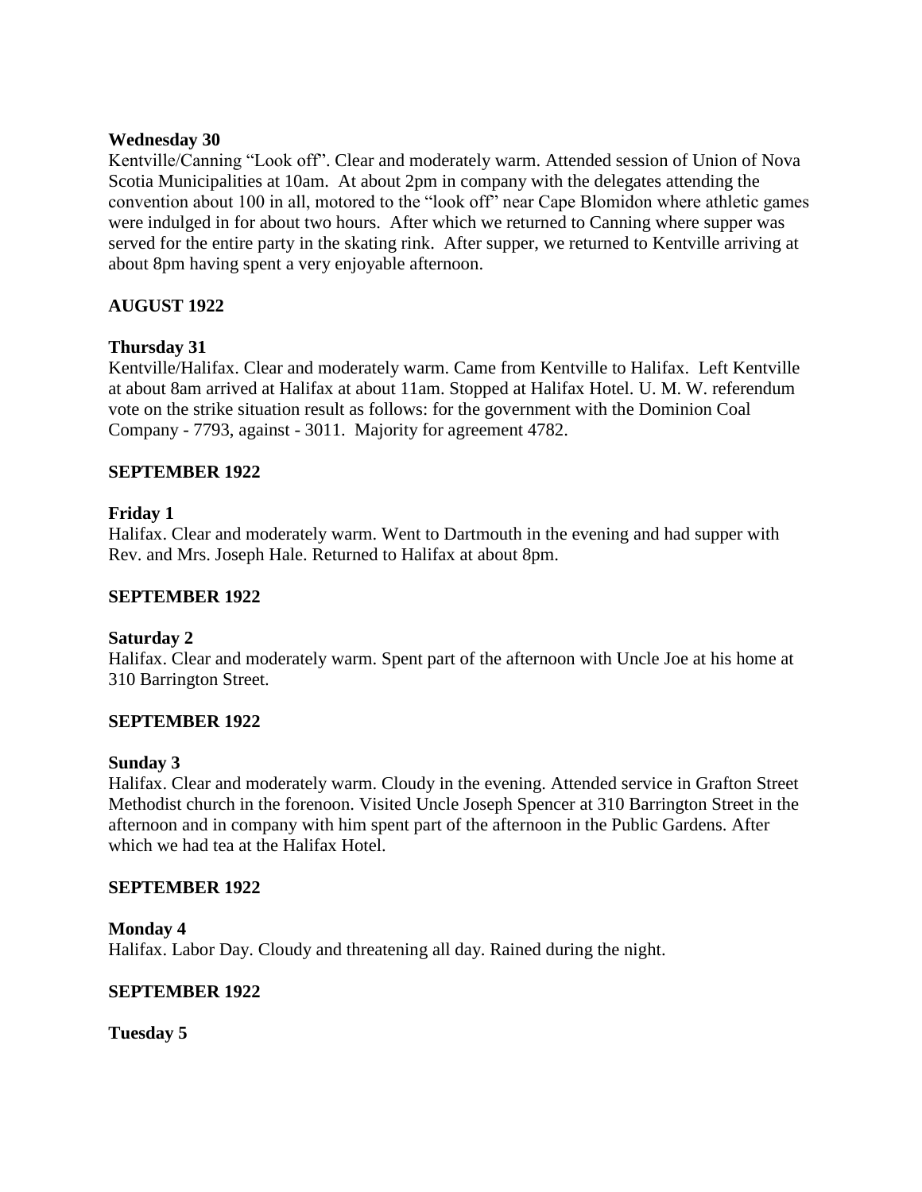**Wednesday 30**

Kentville/Canning "Look off". Clear and moderately warm. Attended session of Union of Nova Scotia Municipalities at 10am. At about 2pm in company with the delegates attending the convention about 100 in all, motored to the "look off" near Cape Blomidon where athletic games were indulged in for about two hours. After which we returned to Canning where supper was served for the entire party in the skating rink. After supper, we returned to Kentville arriving at about 8pm having spent a very enjoyable afternoon.

**AUGUST 1922**

**Thursday 31**

Kentville/Halifax. Clear and moderately warm. Came from Kentville to Halifax. Left Kentville at about 8am arrived at Halifax at about 11am. Stopped at Halifax Hotel. U. M. W. referendum vote on the strike situation result as follows: for the government with the Dominion Coal Company - 7793, against - 3011. Majority for agreement 4782.

**SEPTEMBER 1922**

**Friday 1**

Halifax. Clear and moderately warm. Went to Dartmouth in the evening and had supper with Rev. and Mrs. Joseph Hale. Returned to Halifax at about 8pm.

**SEPTEMBER 1922**

**Saturday 2**

Halifax. Clear and moderately warm. Spent part of the afternoon with Uncle Joe at his home at 310 Barrington Street.

**SEPTEMBER 1922**

**Sunday 3**

Halifax. Clear and moderately warm. Cloudy in the evening. Attended service in Grafton Street Methodist church in the forenoon. Visited Uncle Joseph Spencer at 310 Barrington Street in the afternoon and in company with him spent part of the afternoon in the Public Gardens. After which we had tea at the Halifax Hotel.

**SEPTEMBER 1922**

**Monday 4**

Halifax. Labor Day. Cloudy and threatening all day. Rained during the night.

**SEPTEMBER 1922**

**Tuesday 5**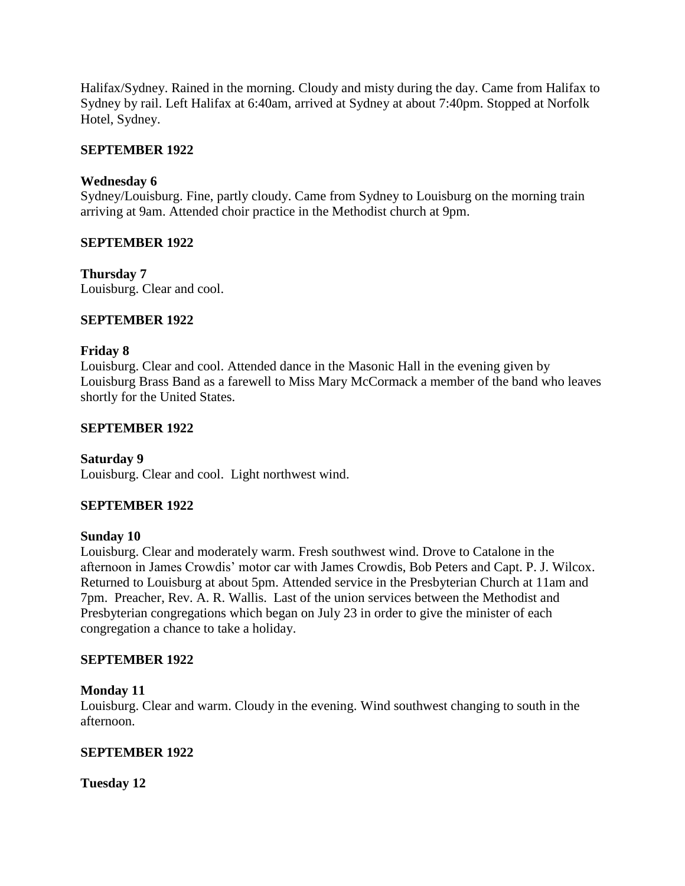Halifax/Sydney. Rained in the morning. Cloudy and misty during the day. Came from Halifax to Sydney by rail. Left Halifax at 6:40am, arrived at Sydney at about 7:40pm. Stopped at Norfolk Hotel, Sydney.

**SEPTEMBER 1922**

**Wednesday 6**
Sydney/Louisburg. Fine, partly cloudy. Came from Sydney to Louisburg on the morning train arriving at 9am. Attended choir practice in the Methodist church at 9pm.

**SEPTEMBER 1922**

**Thursday 7**
Louisburg. Clear and cool.

**SEPTEMBER 1922**

**Friday 8**
Louisburg. Clear and cool. Attended dance in the Masonic Hall in the evening given by Louisburg Brass Band as a farewell to Miss Mary McCormack a member of the band who leaves shortly for the United States.

**SEPTEMBER 1922**

**Saturday 9**
Louisburg. Clear and cool. Light northwest wind.

**SEPTEMBER 1922**

**Sunday 10**
Louisburg. Clear and moderately warm. Fresh southwest wind. Drove to Catalone in the afternoon in James Crowdis' motor car with James Crowdis, Bob Peters and Capt. P. J. Wilcox. Returned to Louisburg at about 5pm. Attended service in the Presbyterian Church at 11am and 7pm. Preacher, Rev. A. R. Wallis. Last of the union services between the Methodist and Presbyterian congregations which began on July 23 in order to give the minister of each congregation a chance to take a holiday.

**SEPTEMBER 1922**

**Monday 11**
Louisburg. Clear and warm. Cloudy in the evening. Wind southwest changing to south in the afternoon.

**SEPTEMBER 1922**

**Tuesday 12**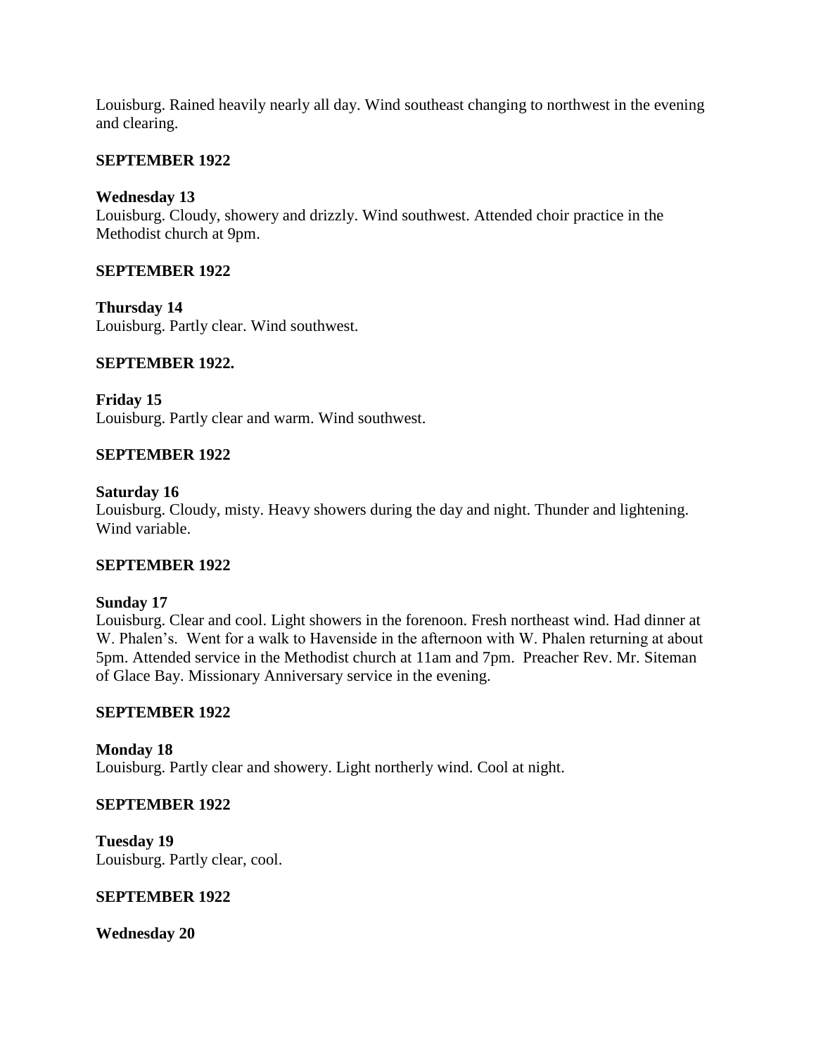Louisburg. Rained heavily nearly all day. Wind southeast changing to northwest in the evening and clearing.

**SEPTEMBER 1922**

**Wednesday 13**
Louisburg. Cloudy, showery and drizzly. Wind southwest. Attended choir practice in the Methodist church at 9pm.

**SEPTEMBER 1922**

**Thursday 14**
Louisburg. Partly clear. Wind southwest.

**SEPTEMBER 1922.**

**Friday 15**
Louisburg. Partly clear and warm. Wind southwest.

**SEPTEMBER 1922**

**Saturday 16**
Louisburg. Cloudy, misty. Heavy showers during the day and night. Thunder and lightening. Wind variable.

**SEPTEMBER 1922**

**Sunday 17**
Louisburg. Clear and cool. Light showers in the forenoon. Fresh northeast wind. Had dinner at W. Phalen's. Went for a walk to Havenside in the afternoon with W. Phalen returning at about 5pm. Attended service in the Methodist church at 11am and 7pm. Preacher Rev. Mr. Siteman of Glace Bay. Missionary Anniversary service in the evening.

**SEPTEMBER 1922**

**Monday 18**
Louisburg. Partly clear and showery. Light northerly wind. Cool at night.

**SEPTEMBER 1922**

**Tuesday 19**
Louisburg. Partly clear, cool.

**SEPTEMBER 1922**

**Wednesday 20**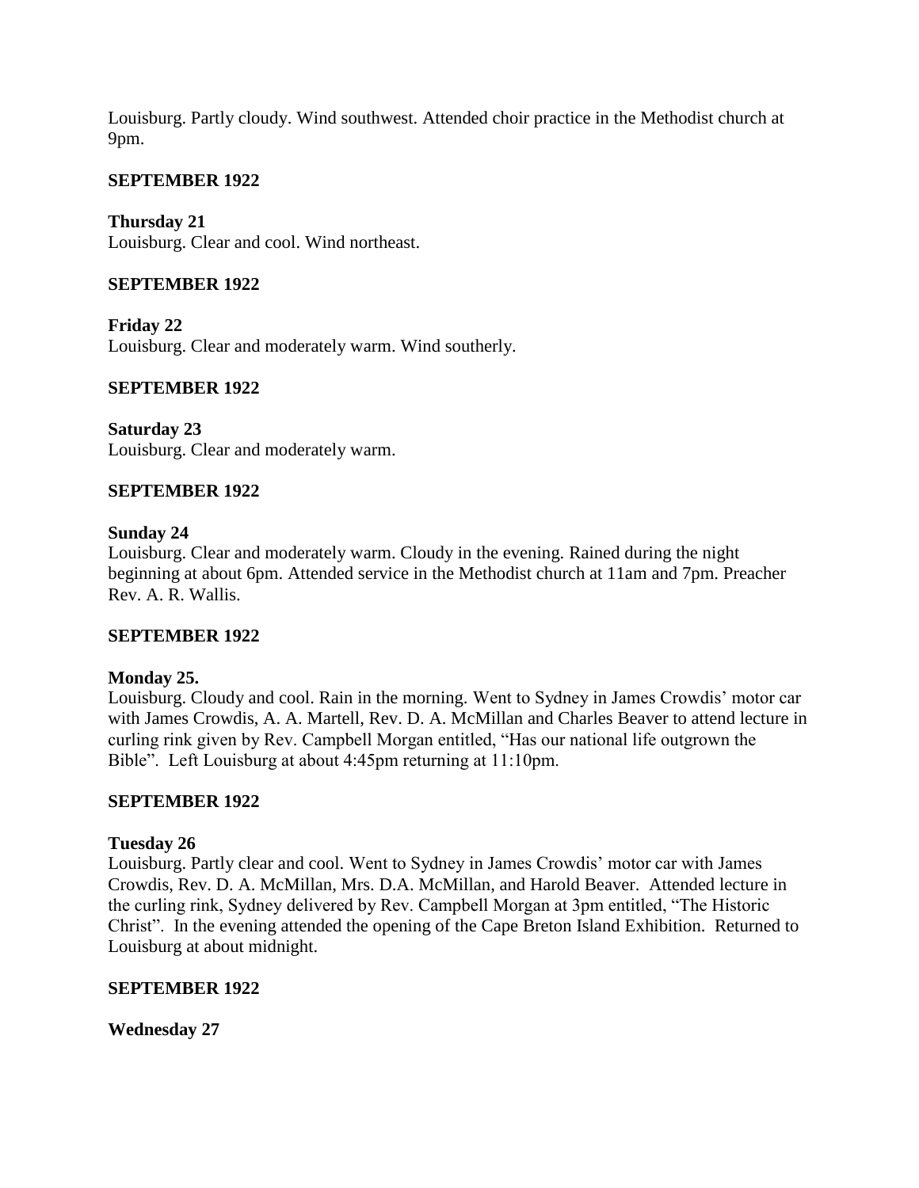Louisburg. Partly cloudy. Wind southwest. Attended choir practice in the Methodist church at 9pm.

**SEPTEMBER 1922**

**Thursday 21**
Louisburg. Clear and cool. Wind northeast.

**SEPTEMBER 1922**

**Friday 22**
Louisburg. Clear and moderately warm. Wind southerly.

**SEPTEMBER 1922**

**Saturday 23**
Louisburg. Clear and moderately warm.

**SEPTEMBER 1922**

**Sunday 24**
Louisburg. Clear and moderately warm. Cloudy in the evening. Rained during the night beginning at about 6pm. Attended service in the Methodist church at 11am and 7pm. Preacher Rev. A. R. Wallis.

**SEPTEMBER 1922**

**Monday 25.**
Louisburg. Cloudy and cool. Rain in the morning. Went to Sydney in James Crowdis' motor car with James Crowdis, A. A. Martell, Rev. D. A. McMillan and Charles Beaver to attend lecture in curling rink given by Rev. Campbell Morgan entitled, "Has our national life outgrown the Bible". Left Louisburg at about 4:45pm returning at 11:10pm.

**SEPTEMBER 1922**

**Tuesday 26**
Louisburg. Partly clear and cool. Went to Sydney in James Crowdis' motor car with James Crowdis, Rev. D. A. McMillan, Mrs. D.A. McMillan, and Harold Beaver. Attended lecture in the curling rink, Sydney delivered by Rev. Campbell Morgan at 3pm entitled, "The Historic Christ". In the evening attended the opening of the Cape Breton Island Exhibition. Returned to Louisburg at about midnight.

**SEPTEMBER 1922**

**Wednesday 27**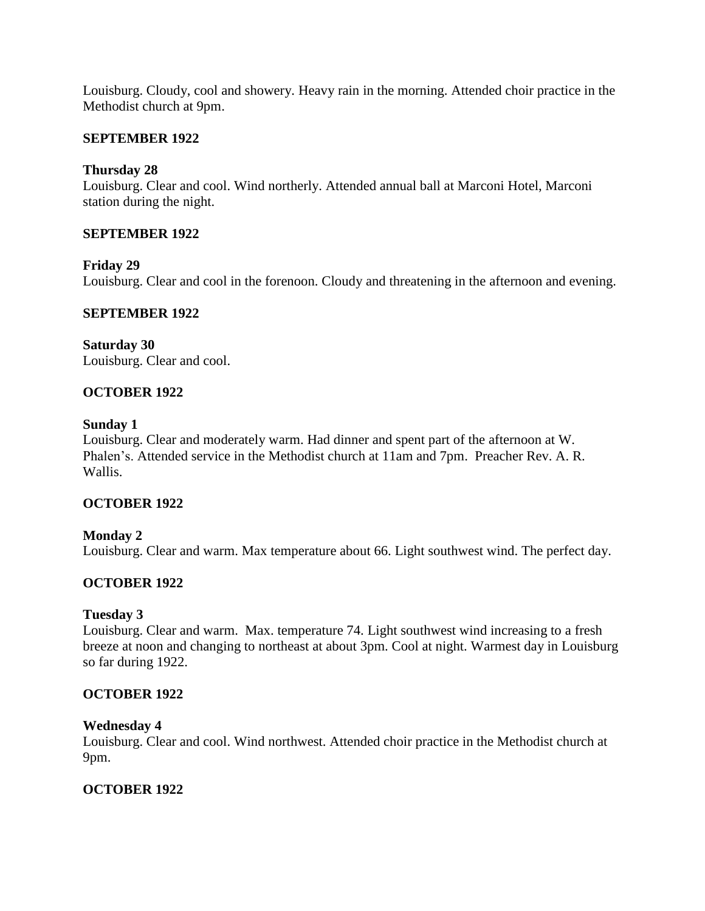Louisburg. Cloudy, cool and showery. Heavy rain in the morning. Attended choir practice in the Methodist church at 9pm.

**SEPTEMBER 1922**

**Thursday 28**
Louisburg. Clear and cool. Wind northerly. Attended annual ball at Marconi Hotel, Marconi station during the night.

**SEPTEMBER 1922**

**Friday 29**
Louisburg. Clear and cool in the forenoon. Cloudy and threatening in the afternoon and evening.

**SEPTEMBER 1922**

**Saturday 30**
Louisburg. Clear and cool.

**OCTOBER 1922**

**Sunday 1**
Louisburg. Clear and moderately warm. Had dinner and spent part of the afternoon at W. Phalen's. Attended service in the Methodist church at 11am and 7pm. Preacher Rev. A. R. Wallis.

**OCTOBER 1922**

**Monday 2**
Louisburg. Clear and warm. Max temperature about 66. Light southwest wind. The perfect day.

**OCTOBER 1922**

**Tuesday 3**
Louisburg. Clear and warm. Max. temperature 74. Light southwest wind increasing to a fresh breeze at noon and changing to northeast at about 3pm. Cool at night. Warmest day in Louisburg so far during 1922.

**OCTOBER 1922**

**Wednesday 4**
Louisburg. Clear and cool. Wind northwest. Attended choir practice in the Methodist church at 9pm.

**OCTOBER 1922**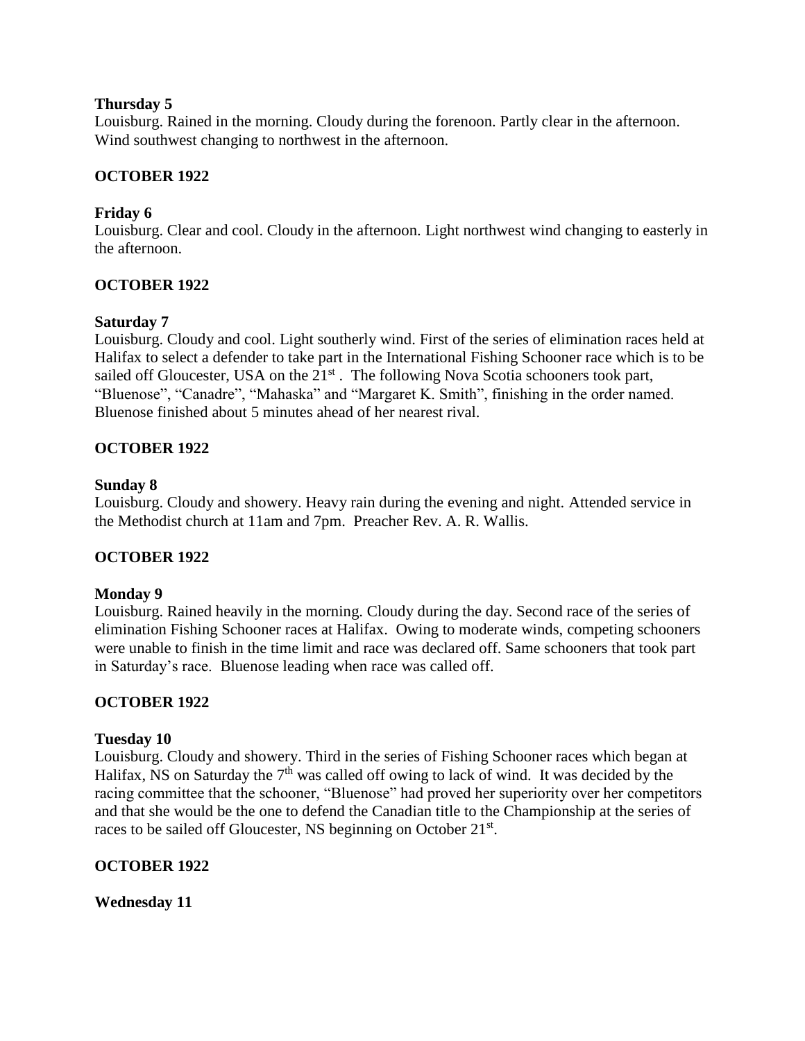**Thursday 5**
Louisburg. Rained in the morning. Cloudy during the forenoon. Partly clear in the afternoon. Wind southwest changing to northwest in the afternoon.

**OCTOBER 1922**

**Friday 6**
Louisburg. Clear and cool. Cloudy in the afternoon. Light northwest wind changing to easterly in the afternoon.

**OCTOBER 1922**

**Saturday 7**
Louisburg. Cloudy and cool. Light southerly wind. First of the series of elimination races held at Halifax to select a defender to take part in the International Fishing Schooner race which is to be sailed off Gloucester, USA on the 21st . The following Nova Scotia schooners took part, "Bluenose", "Canadre", "Mahaska" and "Margaret K. Smith", finishing in the order named. Bluenose finished about 5 minutes ahead of her nearest rival.

**OCTOBER 1922**

**Sunday 8**
Louisburg. Cloudy and showery. Heavy rain during the evening and night. Attended service in the Methodist church at 11am and 7pm. Preacher Rev. A. R. Wallis.

**OCTOBER 1922**

**Monday 9**
Louisburg. Rained heavily in the morning. Cloudy during the day. Second race of the series of elimination Fishing Schooner races at Halifax. Owing to moderate winds, competing schooners were unable to finish in the time limit and race was declared off. Same schooners that took part in Saturday's race. Bluenose leading when race was called off.

**OCTOBER 1922**

**Tuesday 10**
Louisburg. Cloudy and showery. Third in the series of Fishing Schooner races which began at Halifax, NS on Saturday the 7th was called off owing to lack of wind. It was decided by the racing committee that the schooner, "Bluenose" had proved her superiority over her competitors and that she would be the one to defend the Canadian title to the Championship at the series of races to be sailed off Gloucester, NS beginning on October 21st.

**OCTOBER 1922**

**Wednesday 11**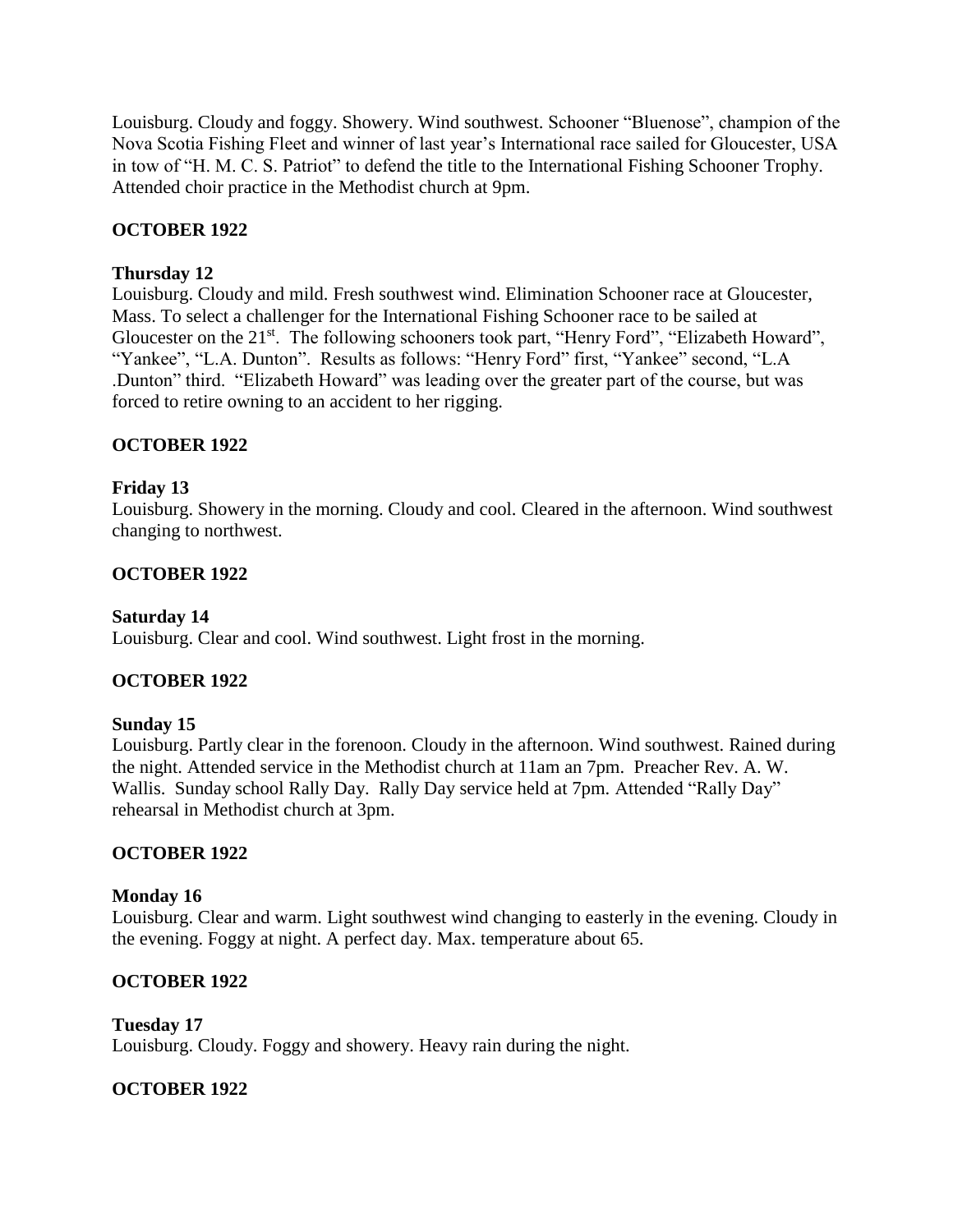Louisburg. Cloudy and foggy. Showery. Wind southwest. Schooner "Bluenose", champion of the Nova Scotia Fishing Fleet and winner of last year's International race sailed for Gloucester, USA in tow of "H. M. C. S. Patriot" to defend the title to the International Fishing Schooner Trophy. Attended choir practice in the Methodist church at 9pm.

**OCTOBER 1922**

**Thursday 12**
Louisburg. Cloudy and mild. Fresh southwest wind. Elimination Schooner race at Gloucester, Mass. To select a challenger for the International Fishing Schooner race to be sailed at Gloucester on the 21st. The following schooners took part, "Henry Ford", "Elizabeth Howard", "Yankee", "L.A. Dunton". Results as follows: "Henry Ford" first, "Yankee" second, "L.A .Dunton" third. "Elizabeth Howard" was leading over the greater part of the course, but was forced to retire owning to an accident to her rigging.

**OCTOBER 1922**

**Friday 13**
Louisburg. Showery in the morning. Cloudy and cool. Cleared in the afternoon. Wind southwest changing to northwest.

**OCTOBER 1922**

**Saturday 14**
Louisburg. Clear and cool. Wind southwest. Light frost in the morning.

**OCTOBER 1922**

**Sunday 15**
Louisburg. Partly clear in the forenoon. Cloudy in the afternoon. Wind southwest. Rained during the night. Attended service in the Methodist church at 11am an 7pm. Preacher Rev. A. W. Wallis. Sunday school Rally Day. Rally Day service held at 7pm. Attended "Rally Day" rehearsal in Methodist church at 3pm.

**OCTOBER 1922**

**Monday 16**
Louisburg. Clear and warm. Light southwest wind changing to easterly in the evening. Cloudy in the evening. Foggy at night. A perfect day. Max. temperature about 65.

**OCTOBER 1922**

**Tuesday 17**
Louisburg. Cloudy. Foggy and showery. Heavy rain during the night.

**OCTOBER 1922**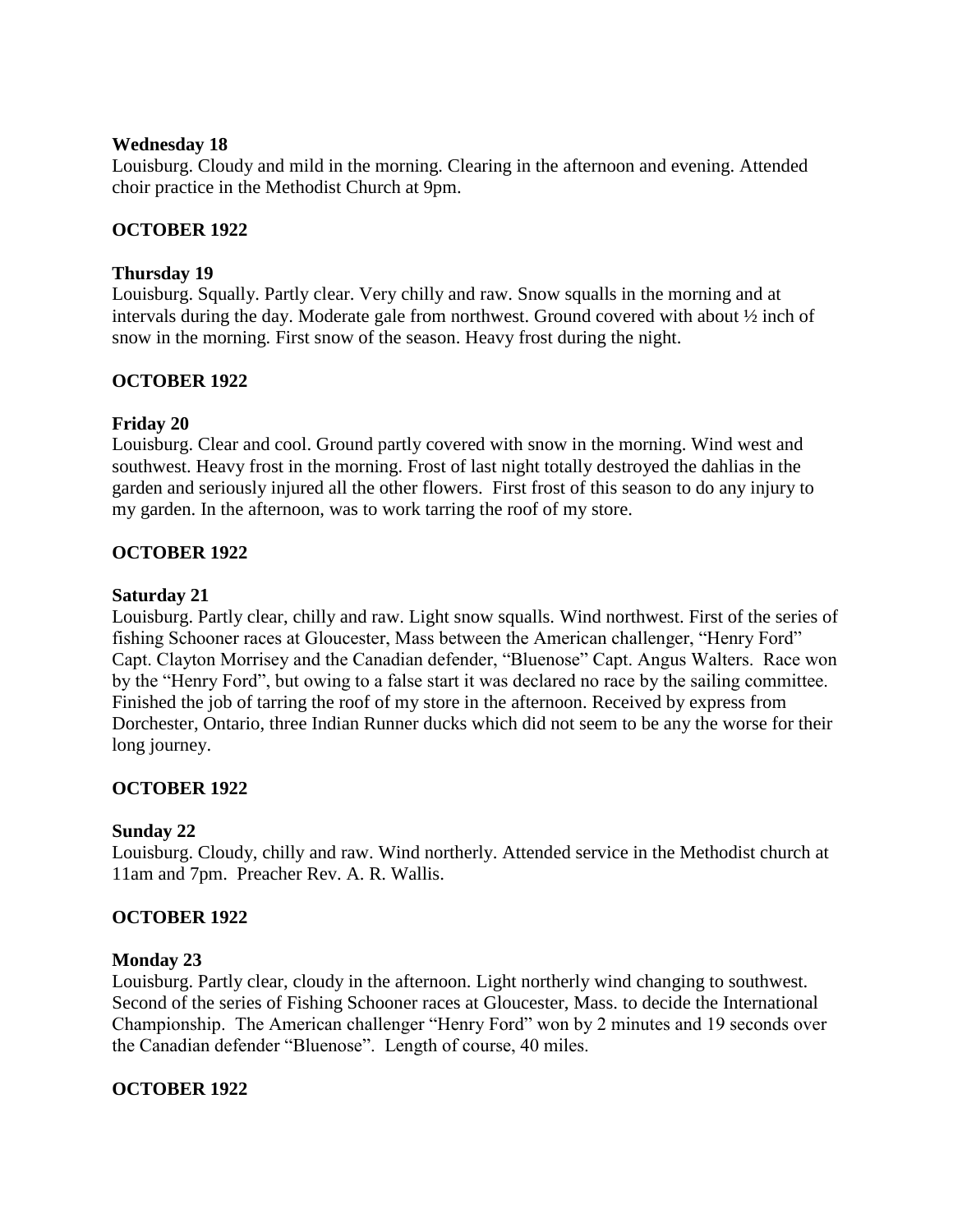**Wednesday 18**

Louisburg. Cloudy and mild in the morning. Clearing in the afternoon and evening. Attended choir practice in the Methodist Church at 9pm.

**OCTOBER 1922**

**Thursday 19**

Louisburg. Squally. Partly clear. Very chilly and raw. Snow squalls in the morning and at intervals during the day. Moderate gale from northwest. Ground covered with about ½ inch of snow in the morning. First snow of the season. Heavy frost during the night.

**OCTOBER 1922**

**Friday 20**

Louisburg. Clear and cool. Ground partly covered with snow in the morning. Wind west and southwest. Heavy frost in the morning. Frost of last night totally destroyed the dahlias in the garden and seriously injured all the other flowers. First frost of this season to do any injury to my garden. In the afternoon, was to work tarring the roof of my store.

**OCTOBER 1922**

**Saturday 21**

Louisburg. Partly clear, chilly and raw. Light snow squalls. Wind northwest. First of the series of fishing Schooner races at Gloucester, Mass between the American challenger, "Henry Ford" Capt. Clayton Morrisey and the Canadian defender, "Bluenose" Capt. Angus Walters. Race won by the "Henry Ford", but owing to a false start it was declared no race by the sailing committee. Finished the job of tarring the roof of my store in the afternoon. Received by express from Dorchester, Ontario, three Indian Runner ducks which did not seem to be any the worse for their long journey.

**OCTOBER 1922**

**Sunday 22**

Louisburg. Cloudy, chilly and raw. Wind northerly. Attended service in the Methodist church at 11am and 7pm. Preacher Rev. A. R. Wallis.

**OCTOBER 1922**

**Monday 23**

Louisburg. Partly clear, cloudy in the afternoon. Light northerly wind changing to southwest. Second of the series of Fishing Schooner races at Gloucester, Mass. to decide the International Championship. The American challenger "Henry Ford" won by 2 minutes and 19 seconds over the Canadian defender "Bluenose". Length of course, 40 miles.

**OCTOBER 1922**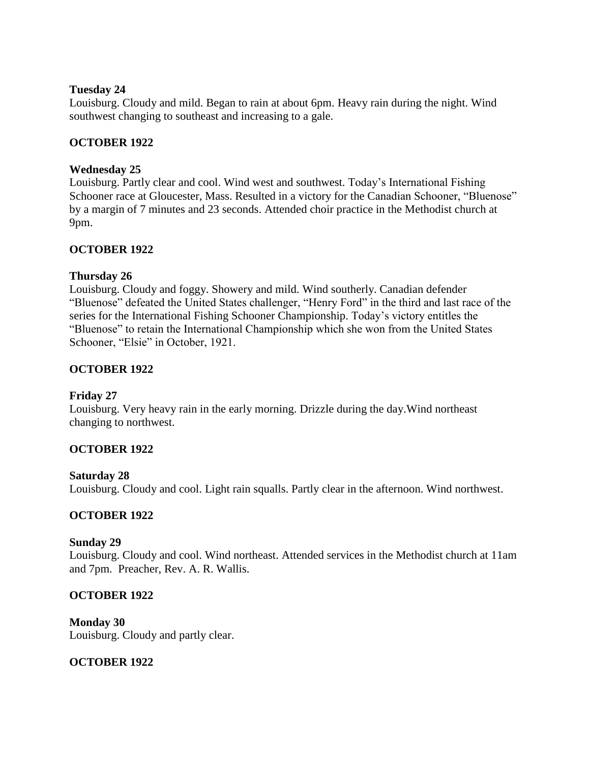**Tuesday 24**
Louisburg. Cloudy and mild. Began to rain at about 6pm. Heavy rain during the night. Wind southwest changing to southeast and increasing to a gale.

**OCTOBER 1922**

**Wednesday 25**
Louisburg. Partly clear and cool. Wind west and southwest. Today's International Fishing Schooner race at Gloucester, Mass. Resulted in a victory for the Canadian Schooner, "Bluenose" by a margin of 7 minutes and 23 seconds. Attended choir practice in the Methodist church at 9pm.

**OCTOBER 1922**

**Thursday 26**
Louisburg. Cloudy and foggy. Showery and mild. Wind southerly. Canadian defender "Bluenose" defeated the United States challenger, "Henry Ford" in the third and last race of the series for the International Fishing Schooner Championship. Today's victory entitles the "Bluenose" to retain the International Championship which she won from the United States Schooner, "Elsie" in October, 1921.

**OCTOBER 1922**

**Friday 27**
Louisburg. Very heavy rain in the early morning. Drizzle during the day.Wind northeast changing to northwest.

**OCTOBER 1922**

**Saturday 28**
Louisburg. Cloudy and cool. Light rain squalls. Partly clear in the afternoon. Wind northwest.

**OCTOBER 1922**

**Sunday 29**
Louisburg. Cloudy and cool. Wind northeast. Attended services in the Methodist church at 11am and 7pm. Preacher, Rev. A. R. Wallis.

**OCTOBER 1922**

**Monday 30**
Louisburg. Cloudy and partly clear.

**OCTOBER 1922**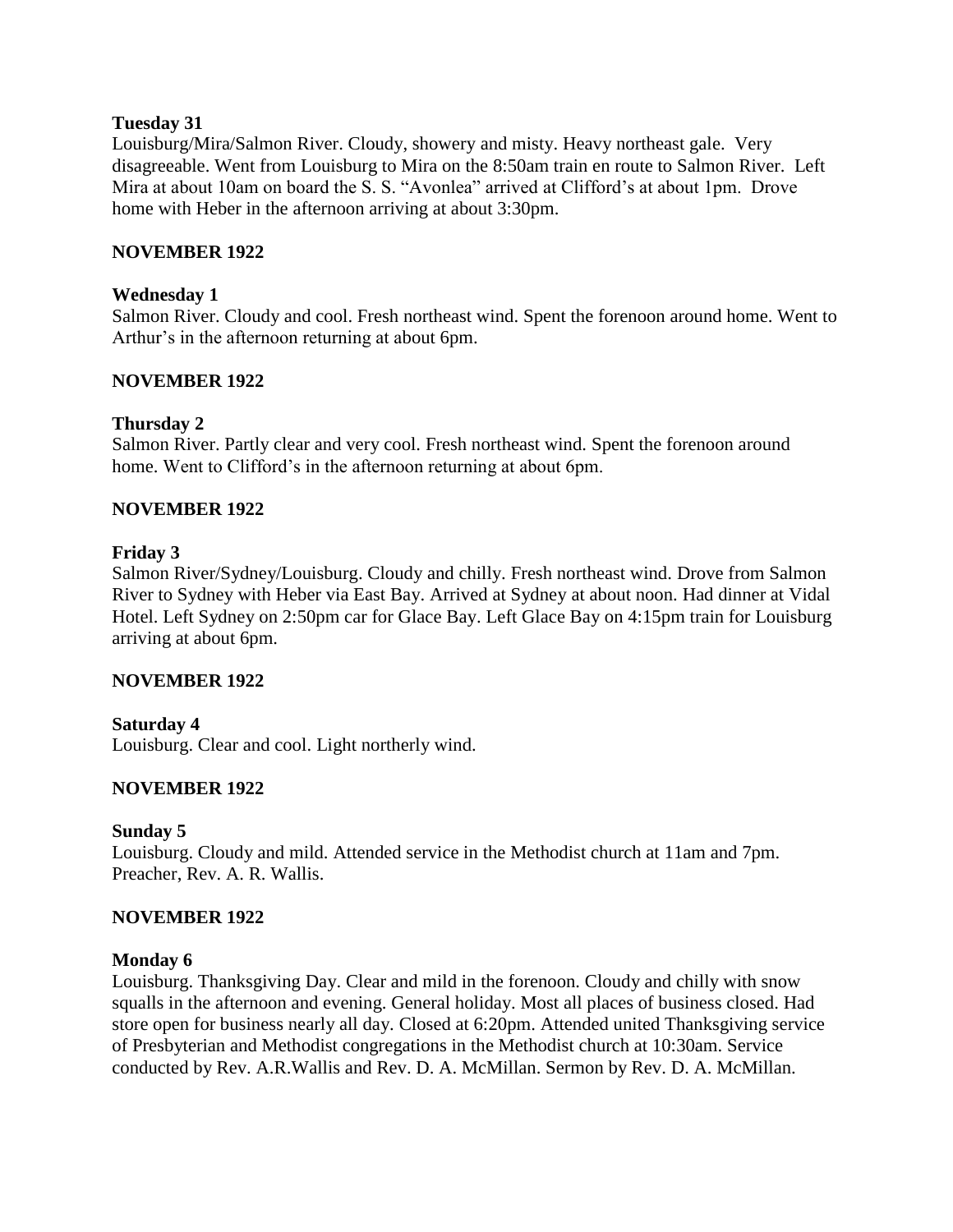**Tuesday 31**

Louisburg/Mira/Salmon River. Cloudy, showery and misty. Heavy northeast gale. Very disagreeable. Went from Louisburg to Mira on the 8:50am train en route to Salmon River. Left Mira at about 10am on board the S. S. "Avonlea" arrived at Clifford's at about 1pm. Drove home with Heber in the afternoon arriving at about 3:30pm.

**NOVEMBER 1922**

**Wednesday 1**

Salmon River. Cloudy and cool. Fresh northeast wind. Spent the forenoon around home. Went to Arthur's in the afternoon returning at about 6pm.

**NOVEMBER 1922**

**Thursday 2**

Salmon River. Partly clear and very cool. Fresh northeast wind. Spent the forenoon around home. Went to Clifford's in the afternoon returning at about 6pm.

**NOVEMBER 1922**

**Friday 3**

Salmon River/Sydney/Louisburg. Cloudy and chilly. Fresh northeast wind. Drove from Salmon River to Sydney with Heber via East Bay. Arrived at Sydney at about noon. Had dinner at Vidal Hotel. Left Sydney on 2:50pm car for Glace Bay. Left Glace Bay on 4:15pm train for Louisburg arriving at about 6pm.

**NOVEMBER 1922**

**Saturday 4**

Louisburg. Clear and cool. Light northerly wind.

**NOVEMBER 1922**

**Sunday 5**

Louisburg. Cloudy and mild. Attended service in the Methodist church at 11am and 7pm. Preacher, Rev. A. R. Wallis.

**NOVEMBER 1922**

**Monday 6**

Louisburg. Thanksgiving Day. Clear and mild in the forenoon. Cloudy and chilly with snow squalls in the afternoon and evening. General holiday. Most all places of business closed. Had store open for business nearly all day. Closed at 6:20pm. Attended united Thanksgiving service of Presbyterian and Methodist congregations in the Methodist church at 10:30am. Service conducted by Rev. A.R.Wallis and Rev. D. A. McMillan. Sermon by Rev. D. A. McMillan.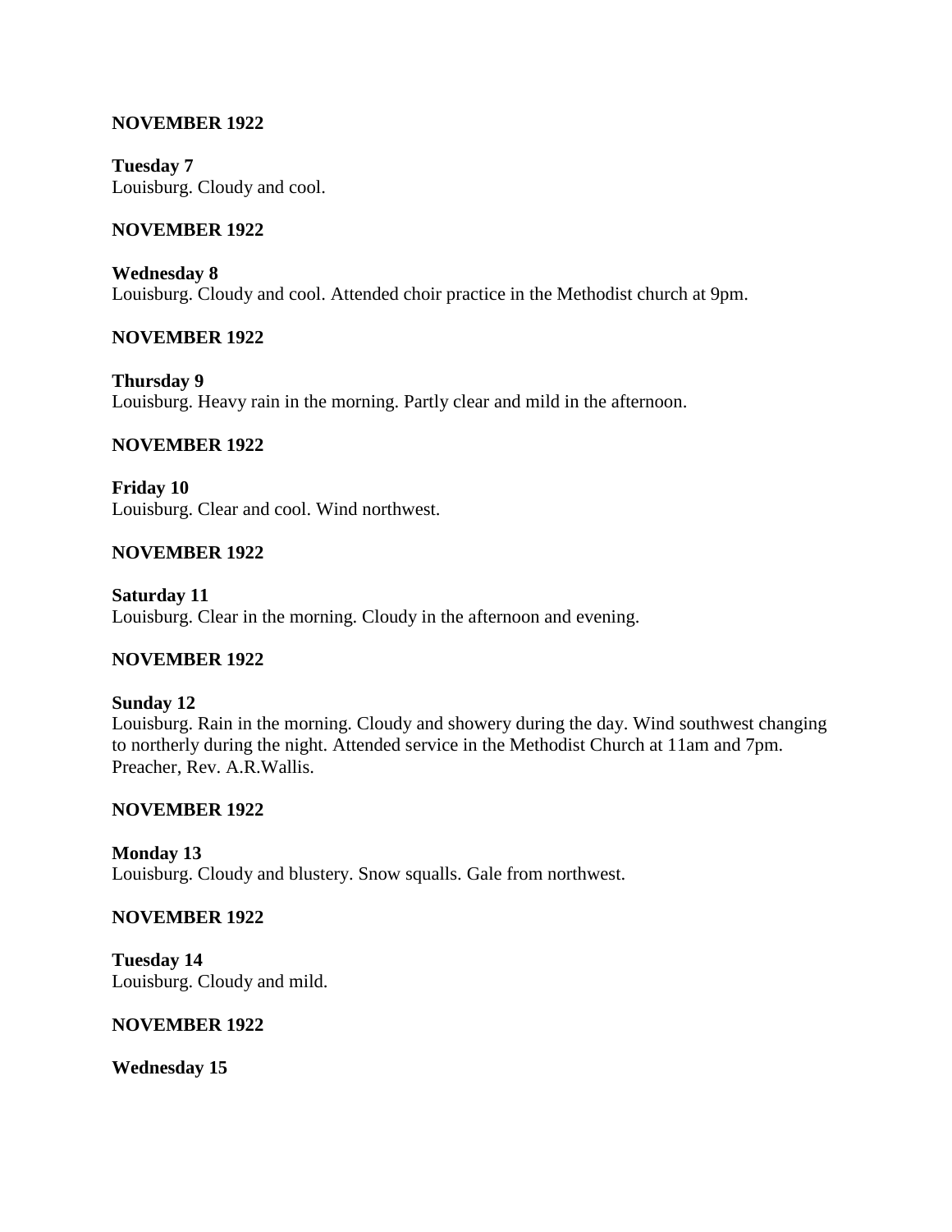**NOVEMBER 1922**

**Tuesday 7**
Louisburg. Cloudy and cool.

**NOVEMBER 1922**

**Wednesday 8**
Louisburg. Cloudy and cool. Attended choir practice in the Methodist church at 9pm.

**NOVEMBER 1922**

**Thursday 9**
Louisburg. Heavy rain in the morning. Partly clear and mild in the afternoon.

**NOVEMBER 1922**

**Friday 10**
Louisburg. Clear and cool. Wind northwest.

**NOVEMBER 1922**

**Saturday 11**
Louisburg. Clear in the morning. Cloudy in the afternoon and evening.

**NOVEMBER 1922**

**Sunday 12**
Louisburg. Rain in the morning. Cloudy and showery during the day. Wind southwest changing to northerly during the night. Attended service in the Methodist Church at 11am and 7pm. Preacher, Rev. A.R.Wallis.

**NOVEMBER 1922**

**Monday 13**
Louisburg. Cloudy and blustery. Snow squalls. Gale from northwest.

**NOVEMBER 1922**

**Tuesday 14**
Louisburg. Cloudy and mild.

**NOVEMBER 1922**

**Wednesday 15**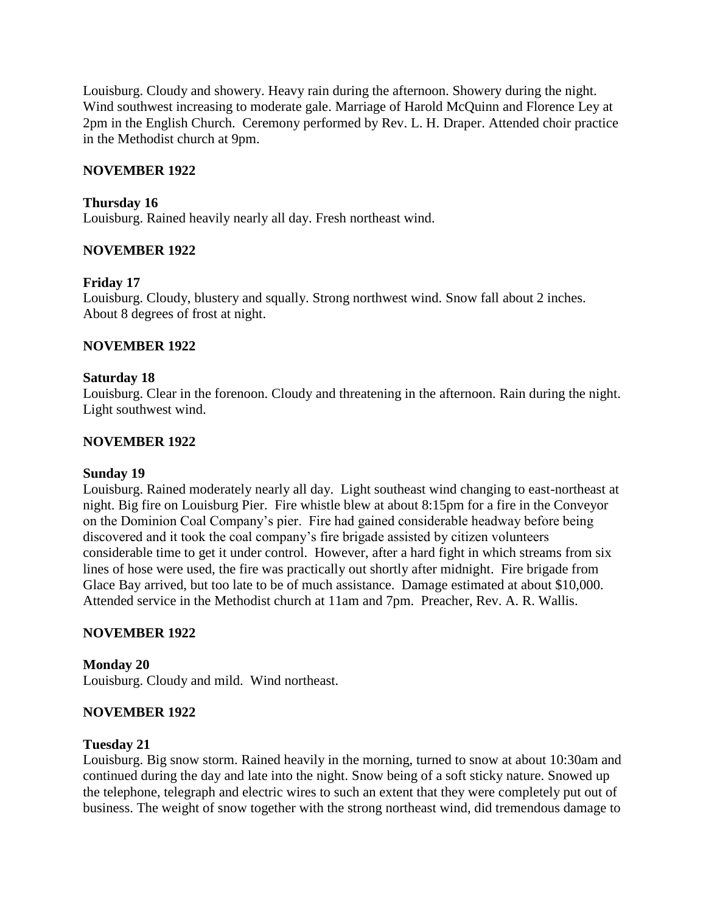Louisburg. Cloudy and showery. Heavy rain during the afternoon. Showery during the night. Wind southwest increasing to moderate gale. Marriage of Harold McQuinn and Florence Ley at 2pm in the English Church. Ceremony performed by Rev. L. H. Draper. Attended choir practice in the Methodist church at 9pm.

**NOVEMBER 1922**

**Thursday 16**
Louisburg. Rained heavily nearly all day. Fresh northeast wind.

**NOVEMBER 1922**

**Friday 17**
Louisburg. Cloudy, blustery and squally. Strong northwest wind. Snow fall about 2 inches. About 8 degrees of frost at night.

**NOVEMBER 1922**

**Saturday 18**
Louisburg. Clear in the forenoon. Cloudy and threatening in the afternoon. Rain during the night. Light southwest wind.

**NOVEMBER 1922**

**Sunday 19**
Louisburg. Rained moderately nearly all day. Light southeast wind changing to east-northeast at night. Big fire on Louisburg Pier. Fire whistle blew at about 8:15pm for a fire in the Conveyor on the Dominion Coal Company's pier. Fire had gained considerable headway before being discovered and it took the coal company's fire brigade assisted by citizen volunteers considerable time to get it under control. However, after a hard fight in which streams from six lines of hose were used, the fire was practically out shortly after midnight. Fire brigade from Glace Bay arrived, but too late to be of much assistance. Damage estimated at about $10,000. Attended service in the Methodist church at 11am and 7pm. Preacher, Rev. A. R. Wallis.

**NOVEMBER 1922**

**Monday 20**
Louisburg. Cloudy and mild. Wind northeast.

**NOVEMBER 1922**

**Tuesday 21**
Louisburg. Big snow storm. Rained heavily in the morning, turned to snow at about 10:30am and continued during the day and late into the night. Snow being of a soft sticky nature. Snowed up the telephone, telegraph and electric wires to such an extent that they were completely put out of business. The weight of snow together with the strong northeast wind, did tremendous damage to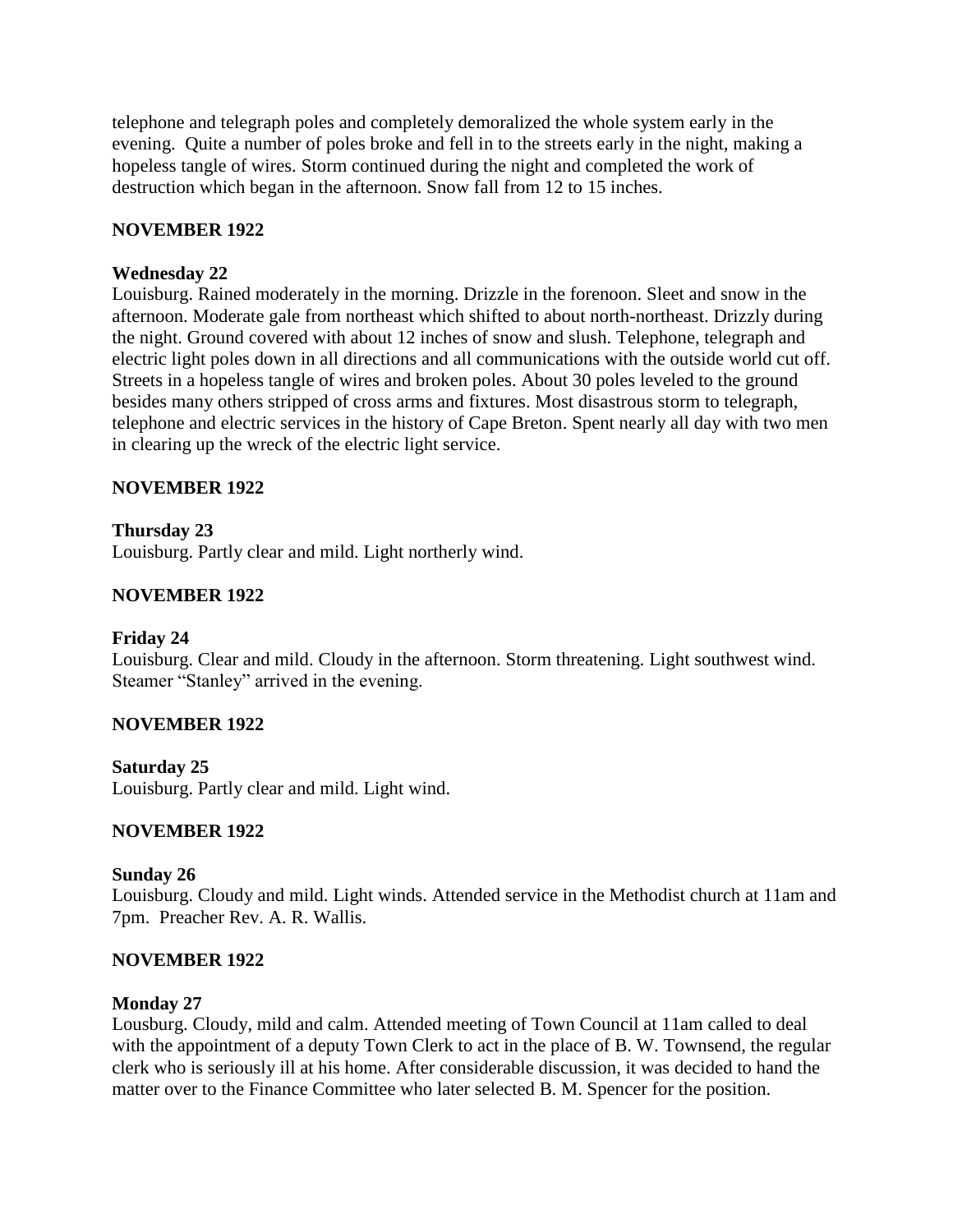telephone and telegraph poles and completely demoralized the whole system early in the evening. Quite a number of poles broke and fell in to the streets early in the night, making a hopeless tangle of wires. Storm continued during the night and completed the work of destruction which began in the afternoon. Snow fall from 12 to 15 inches.

**NOVEMBER 1922**

**Wednesday 22**

Louisburg. Rained moderately in the morning. Drizzle in the forenoon. Sleet and snow in the afternoon. Moderate gale from northeast which shifted to about north-northeast. Drizzly during the night. Ground covered with about 12 inches of snow and slush. Telephone, telegraph and electric light poles down in all directions and all communications with the outside world cut off. Streets in a hopeless tangle of wires and broken poles. About 30 poles leveled to the ground besides many others stripped of cross arms and fixtures. Most disastrous storm to telegraph, telephone and electric services in the history of Cape Breton. Spent nearly all day with two men in clearing up the wreck of the electric light service.

**NOVEMBER 1922**

**Thursday 23**

Louisburg. Partly clear and mild. Light northerly wind.

**NOVEMBER 1922**

**Friday 24**

Louisburg. Clear and mild. Cloudy in the afternoon. Storm threatening. Light southwest wind. Steamer "Stanley" arrived in the evening.

**NOVEMBER 1922**

**Saturday 25**

Louisburg. Partly clear and mild. Light wind.

**NOVEMBER 1922**

**Sunday 26**

Louisburg. Cloudy and mild. Light winds. Attended service in the Methodist church at 11am and 7pm. Preacher Rev. A. R. Wallis.

**NOVEMBER 1922**

**Monday 27**

Lousburg. Cloudy, mild and calm. Attended meeting of Town Council at 11am called to deal with the appointment of a deputy Town Clerk to act in the place of B. W. Townsend, the regular clerk who is seriously ill at his home. After considerable discussion, it was decided to hand the matter over to the Finance Committee who later selected B. M. Spencer for the position.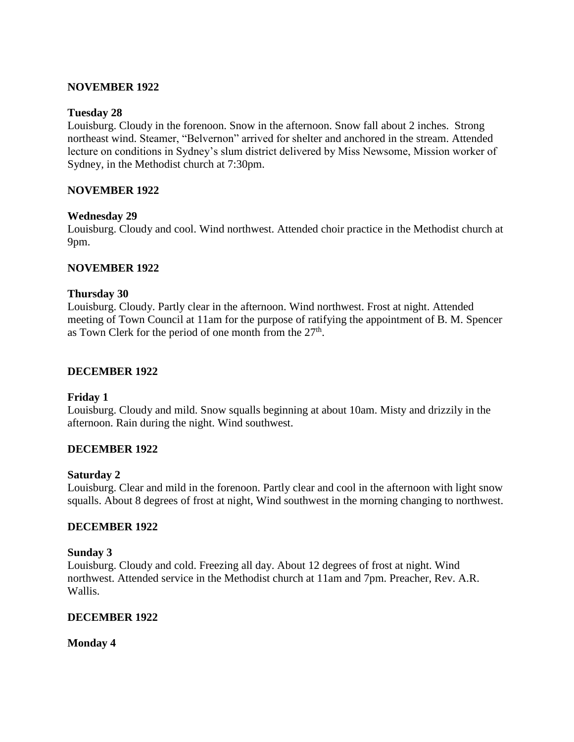**NOVEMBER 1922**

**Tuesday 28**

Louisburg. Cloudy in the forenoon. Snow in the afternoon. Snow fall about 2 inches. Strong northeast wind. Steamer, "Belvernon" arrived for shelter and anchored in the stream. Attended lecture on conditions in Sydney's slum district delivered by Miss Newsome, Mission worker of Sydney, in the Methodist church at 7:30pm.

**NOVEMBER 1922**

**Wednesday 29**

Louisburg. Cloudy and cool. Wind northwest. Attended choir practice in the Methodist church at 9pm.

**NOVEMBER 1922**

**Thursday 30**

Louisburg. Cloudy. Partly clear in the afternoon. Wind northwest. Frost at night. Attended meeting of Town Council at 11am for the purpose of ratifying the appointment of B. M. Spencer as Town Clerk for the period of one month from the 27th.

**DECEMBER 1922**

**Friday 1**

Louisburg. Cloudy and mild. Snow squalls beginning at about 10am. Misty and drizzily in the afternoon. Rain during the night. Wind southwest.

**DECEMBER 1922**

**Saturday 2**

Louisburg. Clear and mild in the forenoon. Partly clear and cool in the afternoon with light snow squalls. About 8 degrees of frost at night, Wind southwest in the morning changing to northwest.

**DECEMBER 1922**

**Sunday 3**

Louisburg. Cloudy and cold. Freezing all day. About 12 degrees of frost at night. Wind northwest. Attended service in the Methodist church at 11am and 7pm. Preacher, Rev. A.R. Wallis.

**DECEMBER 1922**

**Monday 4**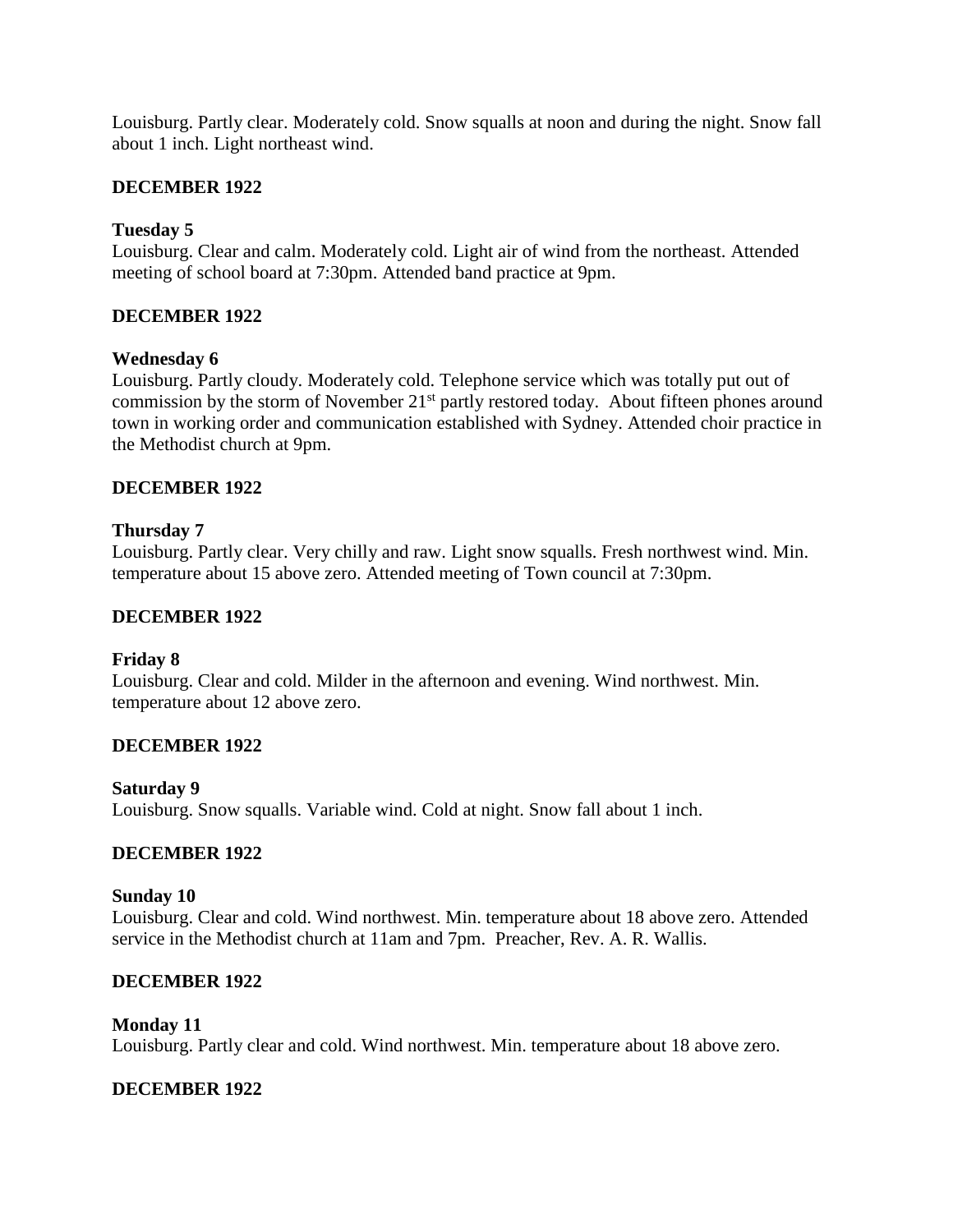Louisburg. Partly clear. Moderately cold. Snow squalls at noon and during the night. Snow fall about 1 inch. Light northeast wind.

**DECEMBER 1922**

**Tuesday 5**
Louisburg. Clear and calm. Moderately cold. Light air of wind from the northeast. Attended meeting of school board at 7:30pm. Attended band practice at 9pm.

**DECEMBER 1922**

**Wednesday 6**
Louisburg. Partly cloudy. Moderately cold. Telephone service which was totally put out of commission by the storm of November 21st partly restored today. About fifteen phones around town in working order and communication established with Sydney. Attended choir practice in the Methodist church at 9pm.

**DECEMBER 1922**

**Thursday 7**
Louisburg. Partly clear. Very chilly and raw. Light snow squalls. Fresh northwest wind. Min. temperature about 15 above zero. Attended meeting of Town council at 7:30pm.

**DECEMBER 1922**

**Friday 8**
Louisburg. Clear and cold. Milder in the afternoon and evening. Wind northwest. Min. temperature about 12 above zero.

**DECEMBER 1922**

**Saturday 9**
Louisburg. Snow squalls. Variable wind. Cold at night. Snow fall about 1 inch.

**DECEMBER 1922**

**Sunday 10**
Louisburg. Clear and cold. Wind northwest. Min. temperature about 18 above zero. Attended service in the Methodist church at 11am and 7pm. Preacher, Rev. A. R. Wallis.

**DECEMBER 1922**

**Monday 11**
Louisburg. Partly clear and cold. Wind northwest. Min. temperature about 18 above zero.

**DECEMBER 1922**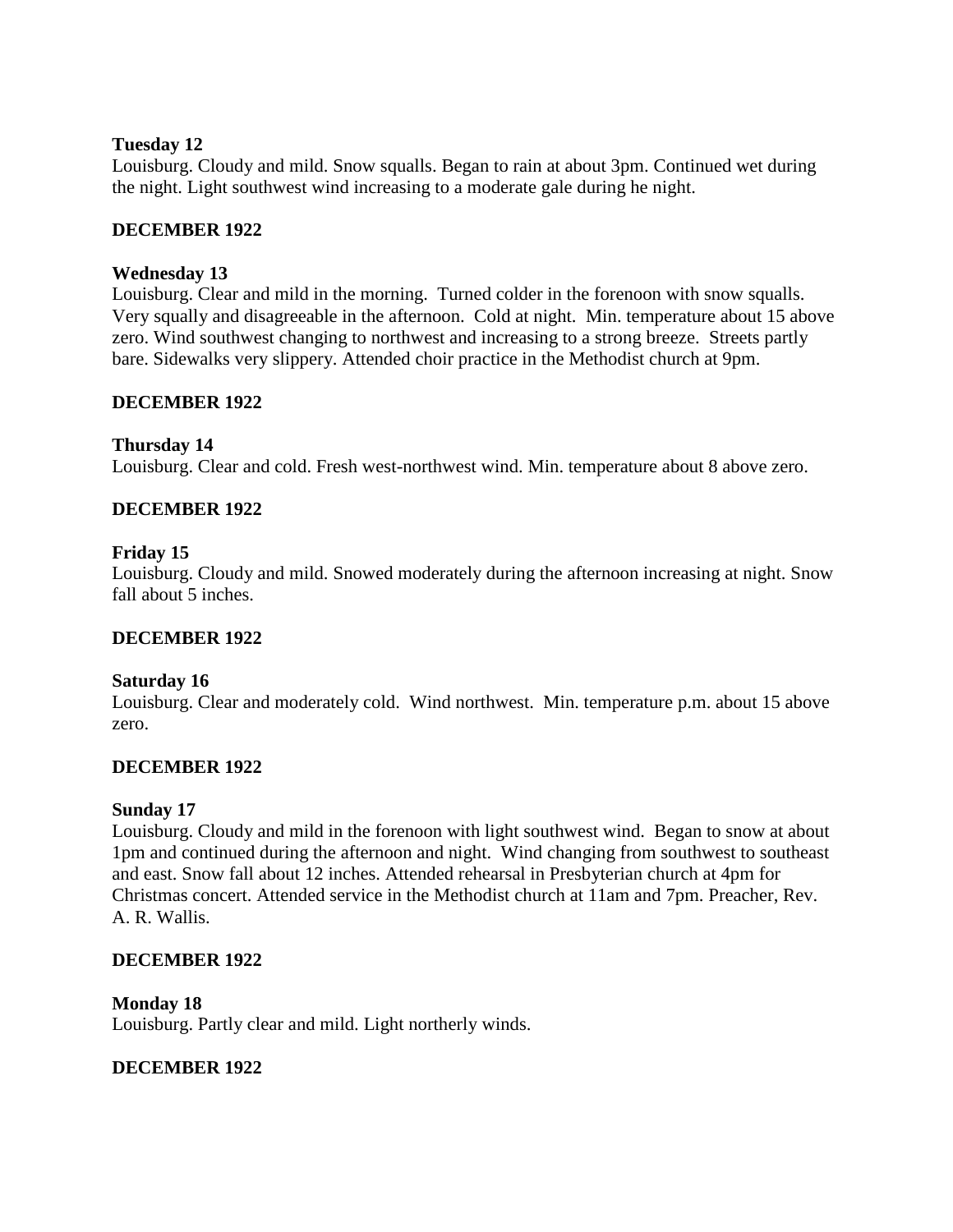**Tuesday 12**

Louisburg. Cloudy and mild. Snow squalls. Began to rain at about 3pm. Continued wet during the night. Light southwest wind increasing to a moderate gale during he night.

**DECEMBER 1922**

**Wednesday 13**

Louisburg. Clear and mild in the morning. Turned colder in the forenoon with snow squalls. Very squally and disagreeable in the afternoon. Cold at night. Min. temperature about 15 above zero. Wind southwest changing to northwest and increasing to a strong breeze. Streets partly bare. Sidewalks very slippery. Attended choir practice in the Methodist church at 9pm.

**DECEMBER 1922**

**Thursday 14**

Louisburg. Clear and cold. Fresh west-northwest wind. Min. temperature about 8 above zero.

**DECEMBER 1922**

**Friday 15**

Louisburg. Cloudy and mild. Snowed moderately during the afternoon increasing at night. Snow fall about 5 inches.

**DECEMBER 1922**

**Saturday 16**

Louisburg. Clear and moderately cold. Wind northwest. Min. temperature p.m. about 15 above zero.

**DECEMBER 1922**

**Sunday 17**

Louisburg. Cloudy and mild in the forenoon with light southwest wind. Began to snow at about 1pm and continued during the afternoon and night. Wind changing from southwest to southeast and east. Snow fall about 12 inches. Attended rehearsal in Presbyterian church at 4pm for Christmas concert. Attended service in the Methodist church at 11am and 7pm. Preacher, Rev. A. R. Wallis.

**DECEMBER 1922**

**Monday 18**

Louisburg. Partly clear and mild. Light northerly winds.

**DECEMBER 1922**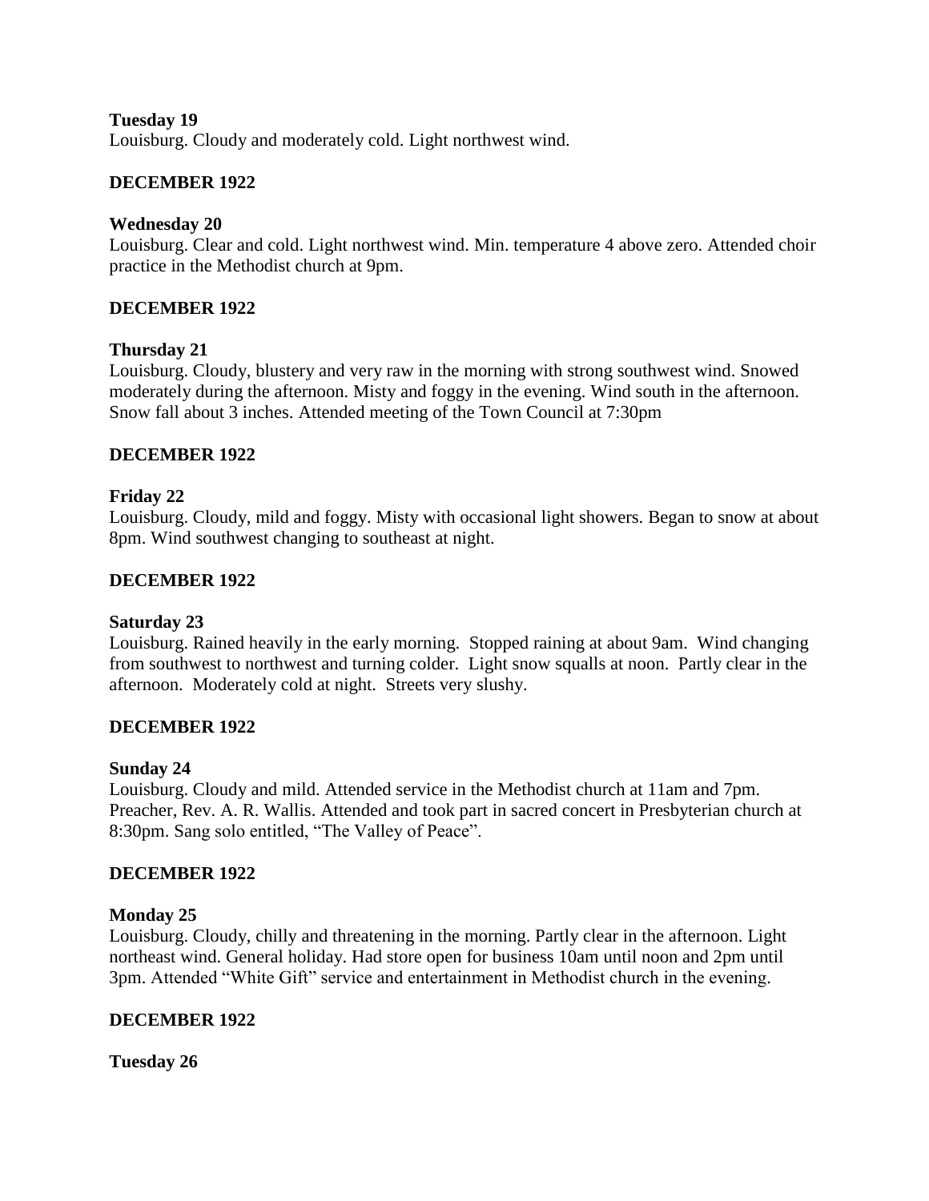**Tuesday 19**
Louisburg. Cloudy and moderately cold. Light northwest wind.

**DECEMBER 1922**

**Wednesday 20**
Louisburg. Clear and cold. Light northwest wind. Min. temperature 4 above zero. Attended choir practice in the Methodist church at 9pm.

**DECEMBER 1922**

**Thursday 21**
Louisburg. Cloudy, blustery and very raw in the morning with strong southwest wind. Snowed moderately during the afternoon. Misty and foggy in the evening. Wind south in the afternoon. Snow fall about 3 inches. Attended meeting of the Town Council at 7:30pm

**DECEMBER 1922**

**Friday 22**
Louisburg. Cloudy, mild and foggy. Misty with occasional light showers. Began to snow at about 8pm. Wind southwest changing to southeast at night.

**DECEMBER 1922**

**Saturday 23**
Louisburg. Rained heavily in the early morning. Stopped raining at about 9am. Wind changing from southwest to northwest and turning colder. Light snow squalls at noon. Partly clear in the afternoon. Moderately cold at night. Streets very slushy.

**DECEMBER 1922**

**Sunday 24**
Louisburg. Cloudy and mild. Attended service in the Methodist church at 11am and 7pm. Preacher, Rev. A. R. Wallis. Attended and took part in sacred concert in Presbyterian church at 8:30pm. Sang solo entitled, "The Valley of Peace".

**DECEMBER 1922**

**Monday 25**
Louisburg. Cloudy, chilly and threatening in the morning. Partly clear in the afternoon. Light northeast wind. General holiday. Had store open for business 10am until noon and 2pm until 3pm. Attended "White Gift" service and entertainment in Methodist church in the evening.

**DECEMBER 1922**

**Tuesday 26**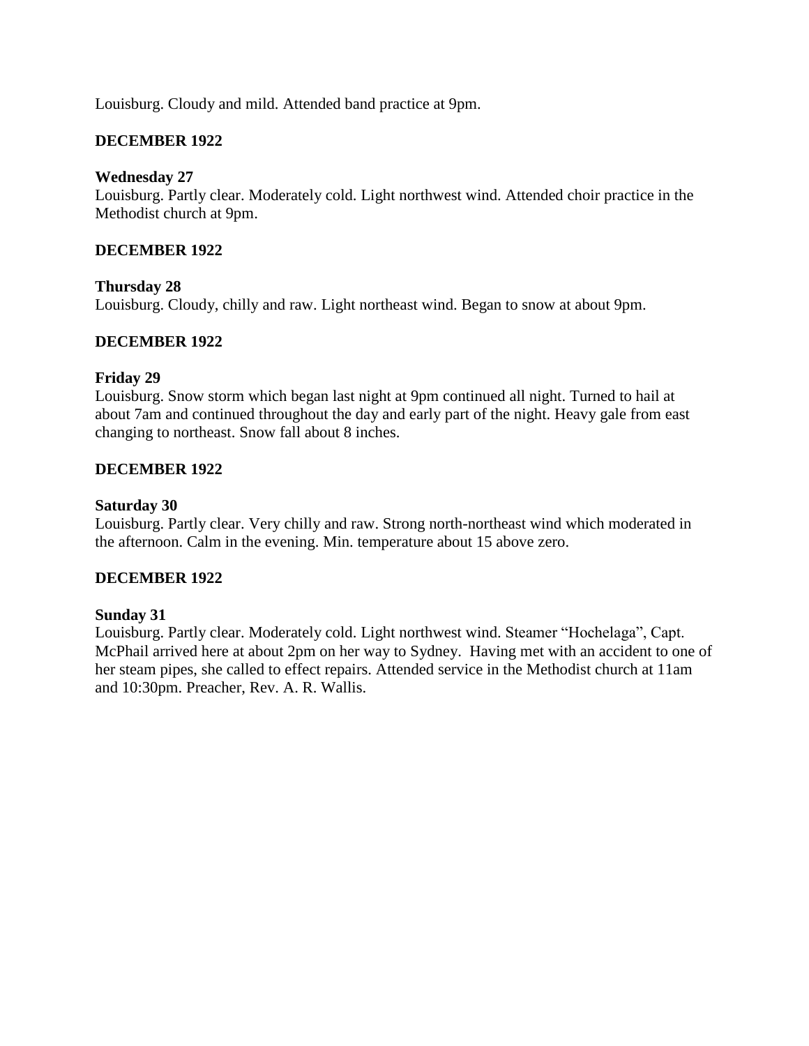Louisburg. Cloudy and mild. Attended band practice at 9pm.

**DECEMBER 1922**

**Wednesday 27**
Louisburg. Partly clear. Moderately cold. Light northwest wind. Attended choir practice in the Methodist church at 9pm.

**DECEMBER 1922**

**Thursday 28**
Louisburg. Cloudy, chilly and raw. Light northeast wind. Began to snow at about 9pm.

**DECEMBER 1922**

**Friday 29**
Louisburg. Snow storm which began last night at 9pm continued all night. Turned to hail at about 7am and continued throughout the day and early part of the night. Heavy gale from east changing to northeast. Snow fall about 8 inches.

**DECEMBER 1922**

**Saturday 30**
Louisburg. Partly clear. Very chilly and raw. Strong north-northeast wind which moderated in the afternoon. Calm in the evening. Min. temperature about 15 above zero.

**DECEMBER 1922**

**Sunday 31**
Louisburg. Partly clear. Moderately cold. Light northwest wind. Steamer "Hochelaga", Capt. McPhail arrived here at about 2pm on her way to Sydney. Having met with an accident to one of her steam pipes, she called to effect repairs. Attended service in the Methodist church at 11am and 10:30pm. Preacher, Rev. A. R. Wallis.